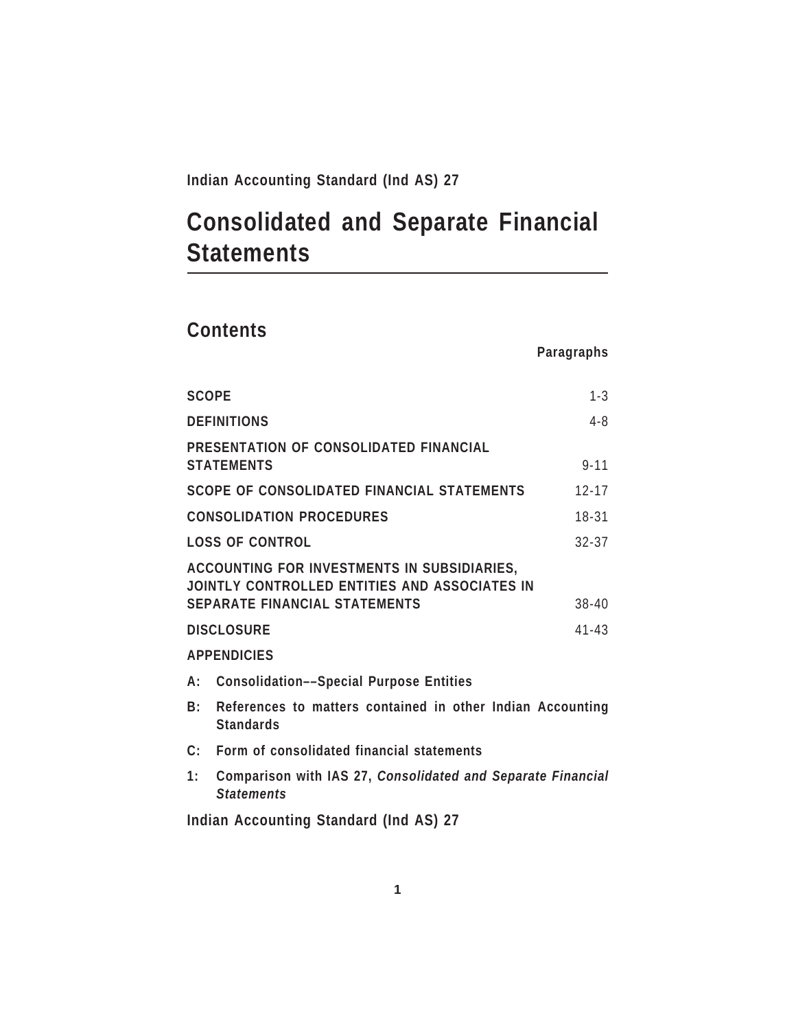**Indian Accounting Standard (Ind AS) 27**

# Consolidated and Separate Financial Statements

## Contents

| | Paragraphs |
|---|---|
| **SCOPE** | 1-3 |
| **DEFINITIONS** | 4-8 |
| **PRESENTATION OF CONSOLIDATED FINANCIAL STATEMENTS** | 9-11 |
| **SCOPE OF CONSOLIDATED FINANCIAL STATEMENTS** | 12-17 |
| **CONSOLIDATION PROCEDURES** | 18-31 |
| **LOSS OF CONTROL** | 32-37 |
| **ACCOUNTING FOR INVESTMENTS IN SUBSIDIARIES, JOINTLY CONTROLLED ENTITIES AND ASSOCIATES IN SEPARATE FINANCIAL STATEMENTS** | 38-40 |
| **DISCLOSURE** | 41-43 |

**APPENDICIES**

**A: Consolidation––Special Purpose Entities**

**B: References to matters contained in other Indian Accounting Standards**

**C: Form of consolidated financial statements**

**1: Comparison with IAS 27, *Consolidated and Separate Financial Statements***

**Indian Accounting Standard (Ind AS) 27**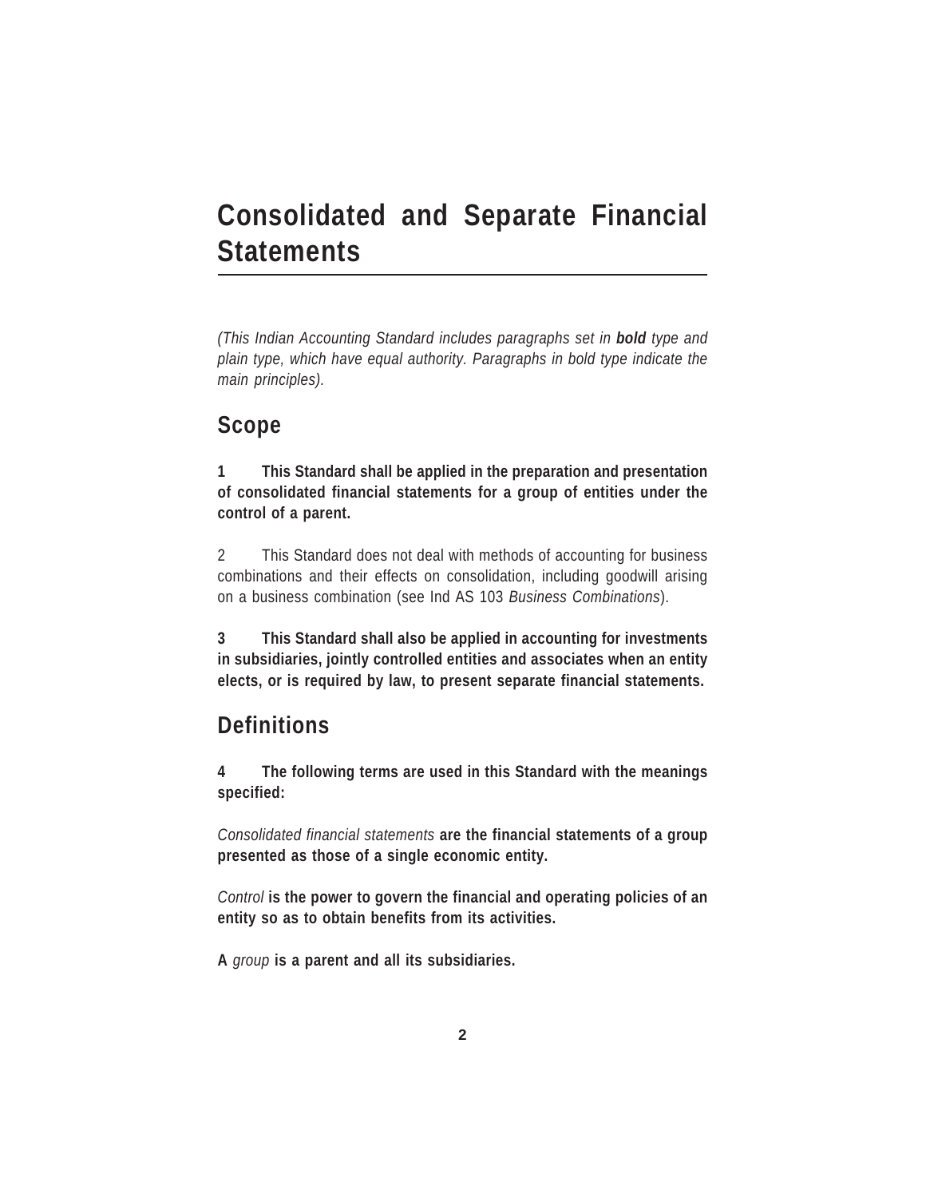# Consolidated and Separate Financial Statements

*(This Indian Accounting Standard includes paragraphs set in **bold** type and plain type, which have equal authority. Paragraphs in bold type indicate the main principles).*

## Scope

**1 This Standard shall be applied in the preparation and presentation of consolidated financial statements for a group of entities under the control of a parent.**

2 This Standard does not deal with methods of accounting for business combinations and their effects on consolidation, including goodwill arising on a business combination (see Ind AS 103 *Business Combinations*).

**3 This Standard shall also be applied in accounting for investments in subsidiaries, jointly controlled entities and associates when an entity elects, or is required by law, to present separate financial statements.**

## Definitions

**4 The following terms are used in this Standard with the meanings specified:**

*Consolidated financial statements* **are the financial statements of a group presented as those of a single economic entity.**

*Control* **is the power to govern the financial and operating policies of an entity so as to obtain benefits from its activities.**

**A** *group* **is a parent and all its subsidiaries.**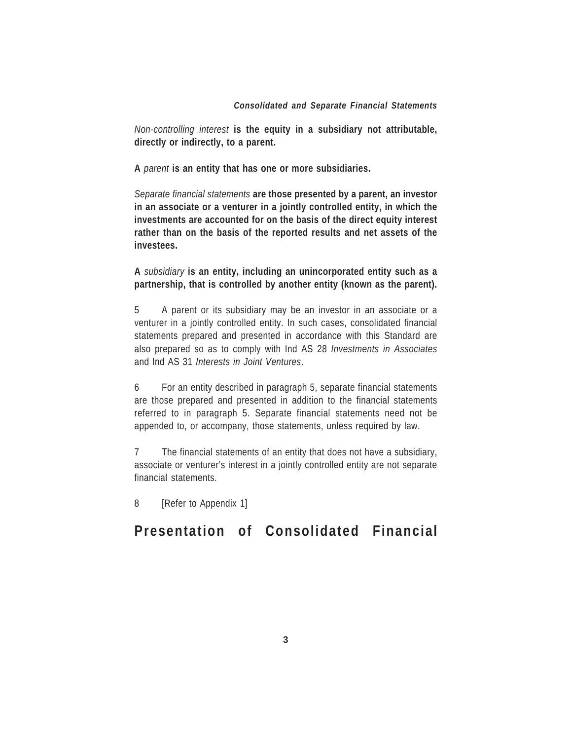*Non-controlling interest* **is the equity in a subsidiary not attributable, directly or indirectly, to a parent.**

**A** *parent* **is an entity that has one or more subsidiaries.**

*Separate financial statements* **are those presented by a parent, an investor in an associate or a venturer in a jointly controlled entity, in which the investments are accounted for on the basis of the direct equity interest rather than on the basis of the reported results and net assets of the investees.**

**A** *subsidiary* **is an entity, including an unincorporated entity such as a partnership, that is controlled by another entity (known as the parent).**

5 A parent or its subsidiary may be an investor in an associate or a venturer in a jointly controlled entity. In such cases, consolidated financial statements prepared and presented in accordance with this Standard are also prepared so as to comply with Ind AS 28 *Investments in Associates* and Ind AS 31 *Interests in Joint Ventures*.

6 For an entity described in paragraph 5, separate financial statements are those prepared and presented in addition to the financial statements referred to in paragraph 5. Separate financial statements need not be appended to, or accompany, those statements, unless required by law.

7 The financial statements of an entity that does not have a subsidiary, associate or venturer's interest in a jointly controlled entity are not separate financial statements.

8 [Refer to Appendix 1]

## Presentation of Consolidated Financial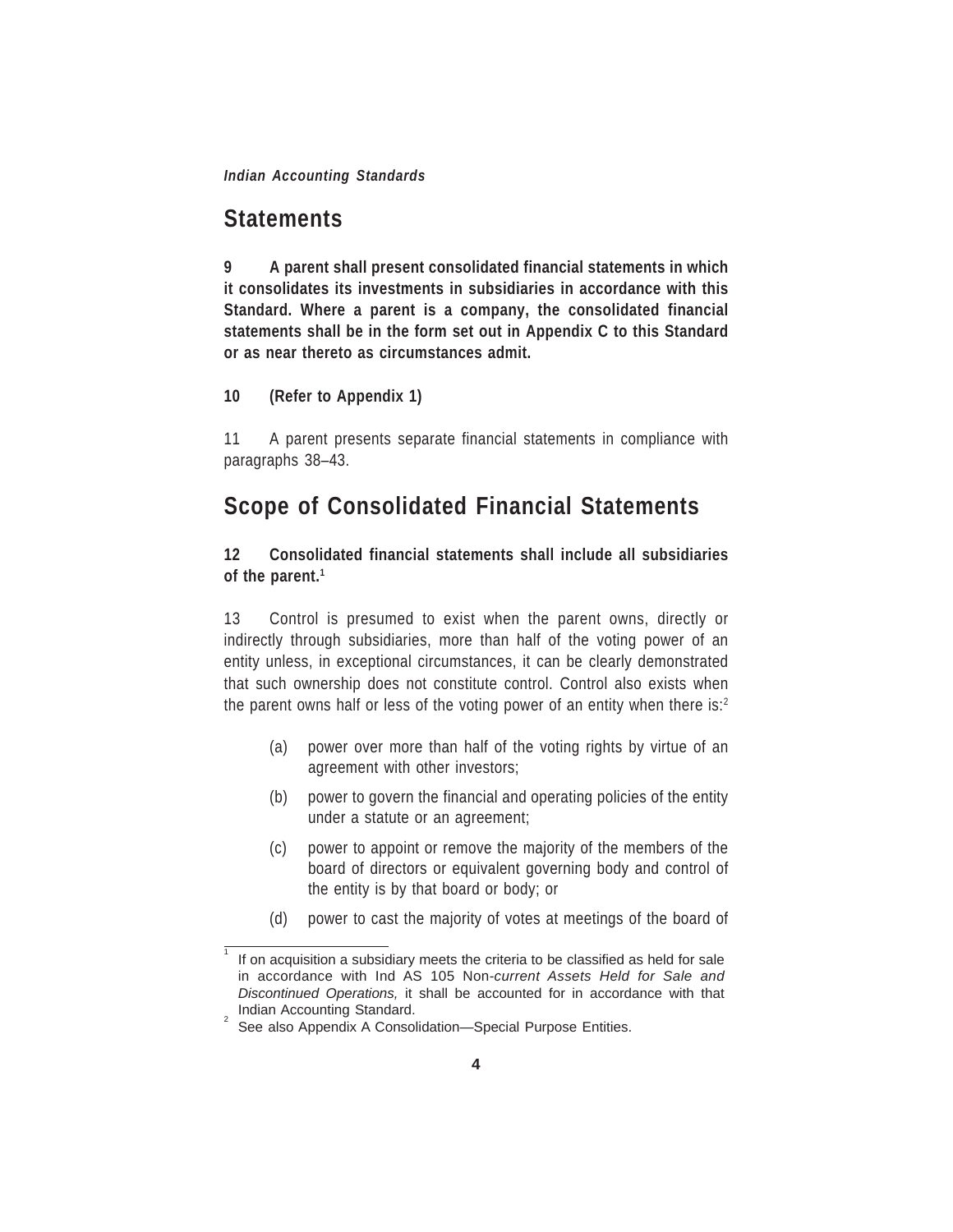## Statements

**9 A parent shall present consolidated financial statements in which it consolidates its investments in subsidiaries in accordance with this Standard. Where a parent is a company, the consolidated financial statements shall be in the form set out in Appendix C to this Standard or as near thereto as circumstances admit.**

**10 (Refer to Appendix 1)**

11 A parent presents separate financial statements in compliance with paragraphs 38–43.

## Scope of Consolidated Financial Statements

**12 Consolidated financial statements shall include all subsidiaries of the parent.**[1]

13 Control is presumed to exist when the parent owns, directly or indirectly through subsidiaries, more than half of the voting power of an entity unless, in exceptional circumstances, it can be clearly demonstrated that such ownership does not constitute control. Control also exists when the parent owns half or less of the voting power of an entity when there is:[2]

(a) power over more than half of the voting rights by virtue of an agreement with other investors;

(b) power to govern the financial and operating policies of the entity under a statute or an agreement;

(c) power to appoint or remove the majority of the members of the board of directors or equivalent governing body and control of the entity is by that board or body; or

(d) power to cast the majority of votes at meetings of the board of

---

[1] If on acquisition a subsidiary meets the criteria to be classified as held for sale in accordance with Ind AS 105 Non-*current Assets Held for Sale and Discontinued Operations,* it shall be accounted for in accordance with that Indian Accounting Standard.

[2] See also Appendix A Consolidation—Special Purpose Entities.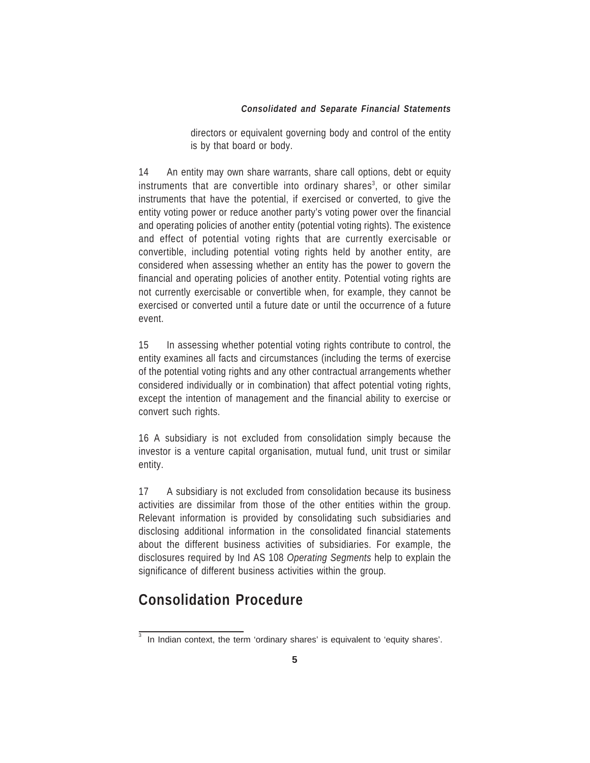directors or equivalent governing body and control of the entity is by that board or body.

14 An entity may own share warrants, share call options, debt or equity instruments that are convertible into ordinary shares[3], or other similar instruments that have the potential, if exercised or converted, to give the entity voting power or reduce another party's voting power over the financial and operating policies of another entity (potential voting rights). The existence and effect of potential voting rights that are currently exercisable or convertible, including potential voting rights held by another entity, are considered when assessing whether an entity has the power to govern the financial and operating policies of another entity. Potential voting rights are not currently exercisable or convertible when, for example, they cannot be exercised or converted until a future date or until the occurrence of a future event.

15 In assessing whether potential voting rights contribute to control, the entity examines all facts and circumstances (including the terms of exercise of the potential voting rights and any other contractual arrangements whether considered individually or in combination) that affect potential voting rights, except the intention of management and the financial ability to exercise or convert such rights.

16 A subsidiary is not excluded from consolidation simply because the investor is a venture capital organisation, mutual fund, unit trust or similar entity.

17 A subsidiary is not excluded from consolidation because its business activities are dissimilar from those of the other entities within the group. Relevant information is provided by consolidating such subsidiaries and disclosing additional information in the consolidated financial statements about the different business activities of subsidiaries. For example, the disclosures required by Ind AS 108 *Operating Segments* help to explain the significance of different business activities within the group.

## Consolidation Procedure

[3] In Indian context, the term 'ordinary shares' is equivalent to 'equity shares'.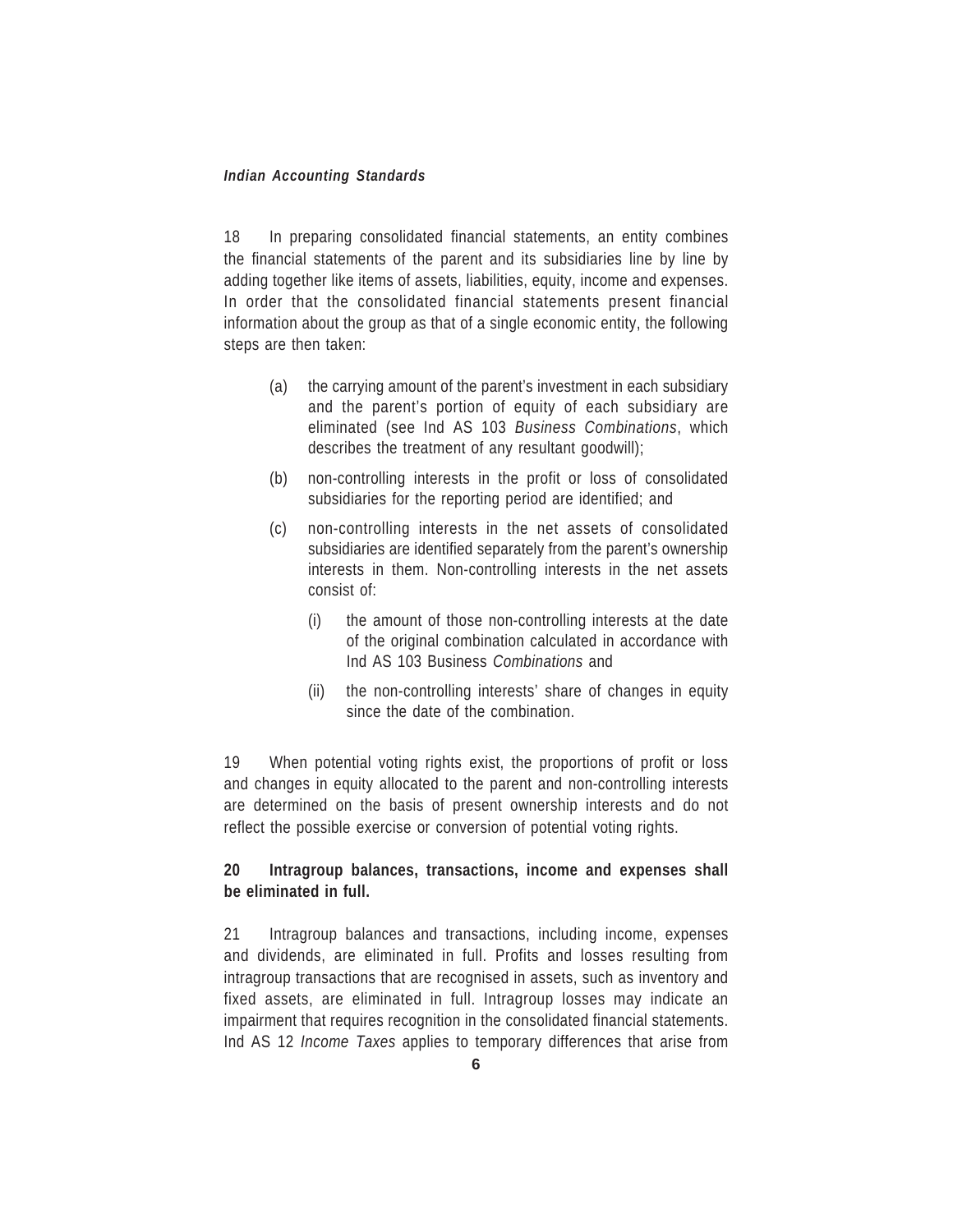18 In preparing consolidated financial statements, an entity combines the financial statements of the parent and its subsidiaries line by line by adding together like items of assets, liabilities, equity, income and expenses. In order that the consolidated financial statements present financial information about the group as that of a single economic entity, the following steps are then taken:

(a) the carrying amount of the parent's investment in each subsidiary and the parent's portion of equity of each subsidiary are eliminated (see Ind AS 103 *Business Combinations*, which describes the treatment of any resultant goodwill);

(b) non-controlling interests in the profit or loss of consolidated subsidiaries for the reporting period are identified; and

(c) non-controlling interests in the net assets of consolidated subsidiaries are identified separately from the parent's ownership interests in them. Non-controlling interests in the net assets consist of:

   (i) the amount of those non-controlling interests at the date of the original combination calculated in accordance with Ind AS 103 Business *Combinations* and

   (ii) the non-controlling interests' share of changes in equity since the date of the combination.

19 When potential voting rights exist, the proportions of profit or loss and changes in equity allocated to the parent and non-controlling interests are determined on the basis of present ownership interests and do not reflect the possible exercise or conversion of potential voting rights.

**20 Intragroup balances, transactions, income and expenses shall be eliminated in full.**

21 Intragroup balances and transactions, including income, expenses and dividends, are eliminated in full. Profits and losses resulting from intragroup transactions that are recognised in assets, such as inventory and fixed assets, are eliminated in full. Intragroup losses may indicate an impairment that requires recognition in the consolidated financial statements. Ind AS 12 *Income Taxes* applies to temporary differences that arise from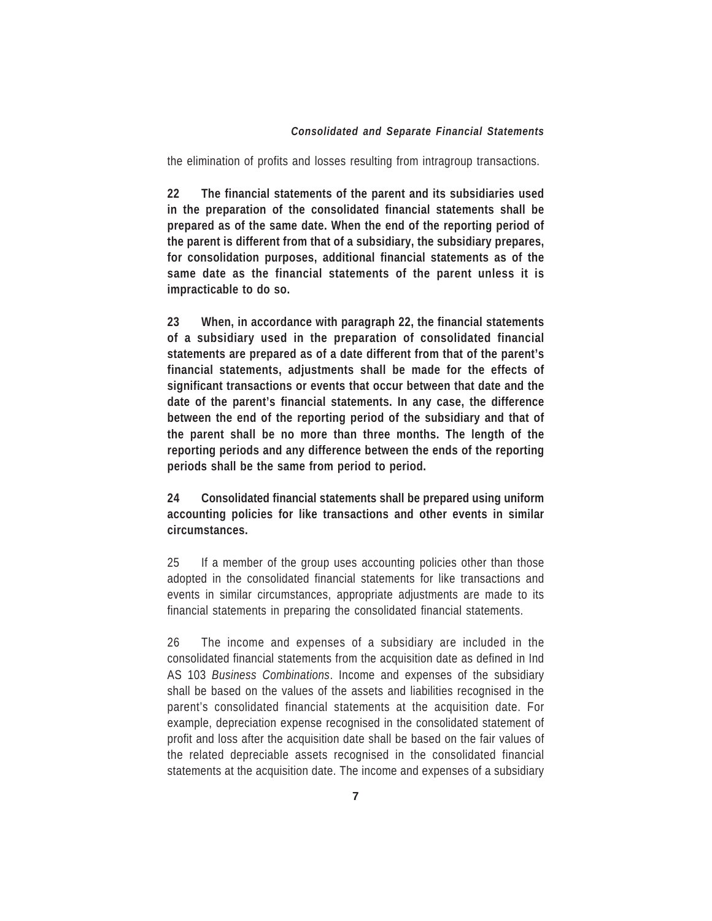the elimination of profits and losses resulting from intragroup transactions.

**22 The financial statements of the parent and its subsidiaries used in the preparation of the consolidated financial statements shall be prepared as of the same date. When the end of the reporting period of the parent is different from that of a subsidiary, the subsidiary prepares, for consolidation purposes, additional financial statements as of the same date as the financial statements of the parent unless it is impracticable to do so.**

**23 When, in accordance with paragraph 22, the financial statements of a subsidiary used in the preparation of consolidated financial statements are prepared as of a date different from that of the parent's financial statements, adjustments shall be made for the effects of significant transactions or events that occur between that date and the date of the parent's financial statements. In any case, the difference between the end of the reporting period of the subsidiary and that of the parent shall be no more than three months. The length of the reporting periods and any difference between the ends of the reporting periods shall be the same from period to period.**

**24 Consolidated financial statements shall be prepared using uniform accounting policies for like transactions and other events in similar circumstances.**

25 If a member of the group uses accounting policies other than those adopted in the consolidated financial statements for like transactions and events in similar circumstances, appropriate adjustments are made to its financial statements in preparing the consolidated financial statements.

26 The income and expenses of a subsidiary are included in the consolidated financial statements from the acquisition date as defined in Ind AS 103 *Business Combinations*. Income and expenses of the subsidiary shall be based on the values of the assets and liabilities recognised in the parent's consolidated financial statements at the acquisition date. For example, depreciation expense recognised in the consolidated statement of profit and loss after the acquisition date shall be based on the fair values of the related depreciable assets recognised in the consolidated financial statements at the acquisition date. The income and expenses of a subsidiary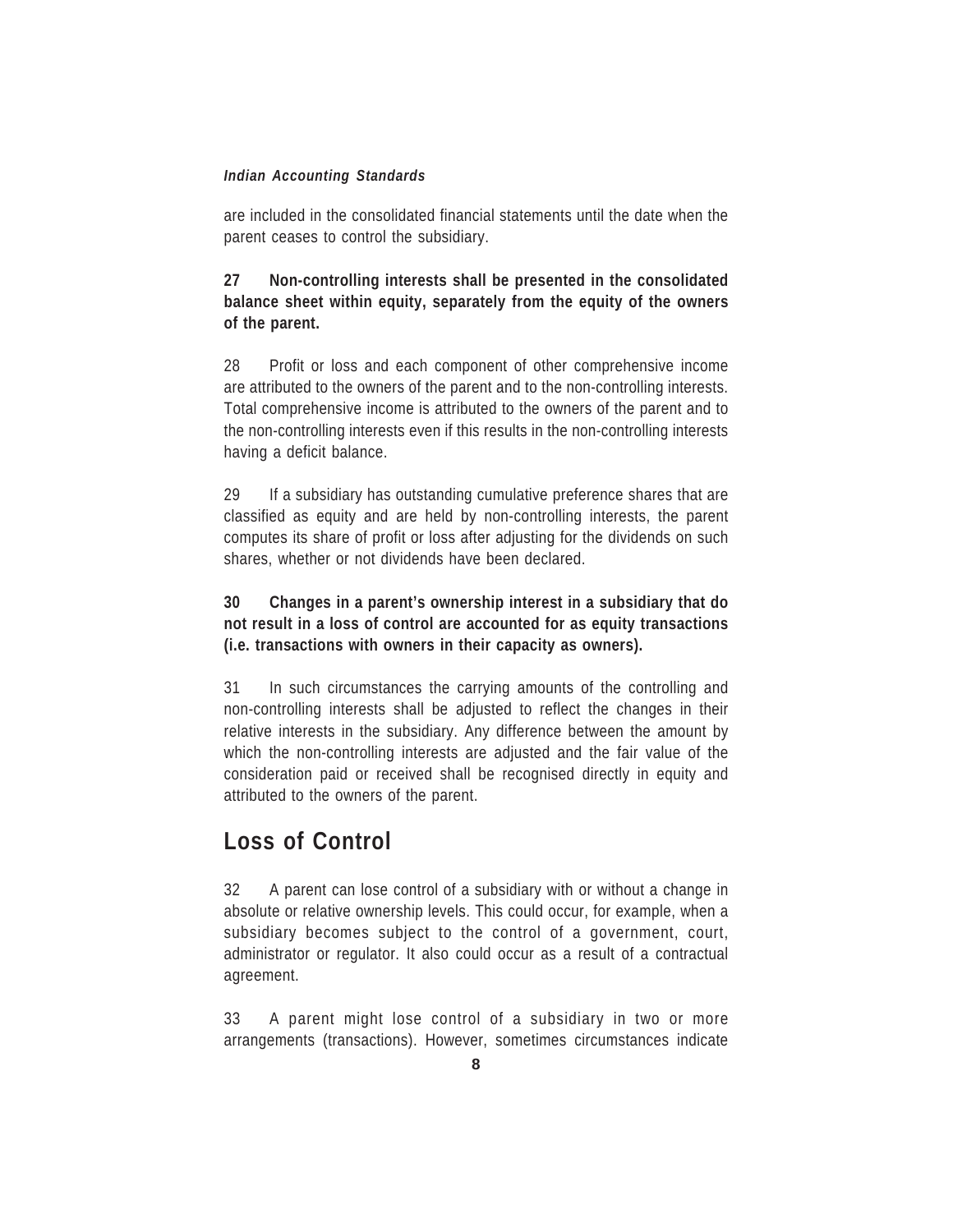are included in the consolidated financial statements until the date when the parent ceases to control the subsidiary.

**27 Non-controlling interests shall be presented in the consolidated balance sheet within equity, separately from the equity of the owners of the parent.**

28 Profit or loss and each component of other comprehensive income are attributed to the owners of the parent and to the non-controlling interests. Total comprehensive income is attributed to the owners of the parent and to the non-controlling interests even if this results in the non-controlling interests having a deficit balance.

29 If a subsidiary has outstanding cumulative preference shares that are classified as equity and are held by non-controlling interests, the parent computes its share of profit or loss after adjusting for the dividends on such shares, whether or not dividends have been declared.

**30 Changes in a parent's ownership interest in a subsidiary that do not result in a loss of control are accounted for as equity transactions (i.e. transactions with owners in their capacity as owners).**

31 In such circumstances the carrying amounts of the controlling and non-controlling interests shall be adjusted to reflect the changes in their relative interests in the subsidiary. Any difference between the amount by which the non-controlling interests are adjusted and the fair value of the consideration paid or received shall be recognised directly in equity and attributed to the owners of the parent.

## Loss of Control

32 A parent can lose control of a subsidiary with or without a change in absolute or relative ownership levels. This could occur, for example, when a subsidiary becomes subject to the control of a government, court, administrator or regulator. It also could occur as a result of a contractual agreement.

33 A parent might lose control of a subsidiary in two or more arrangements (transactions). However, sometimes circumstances indicate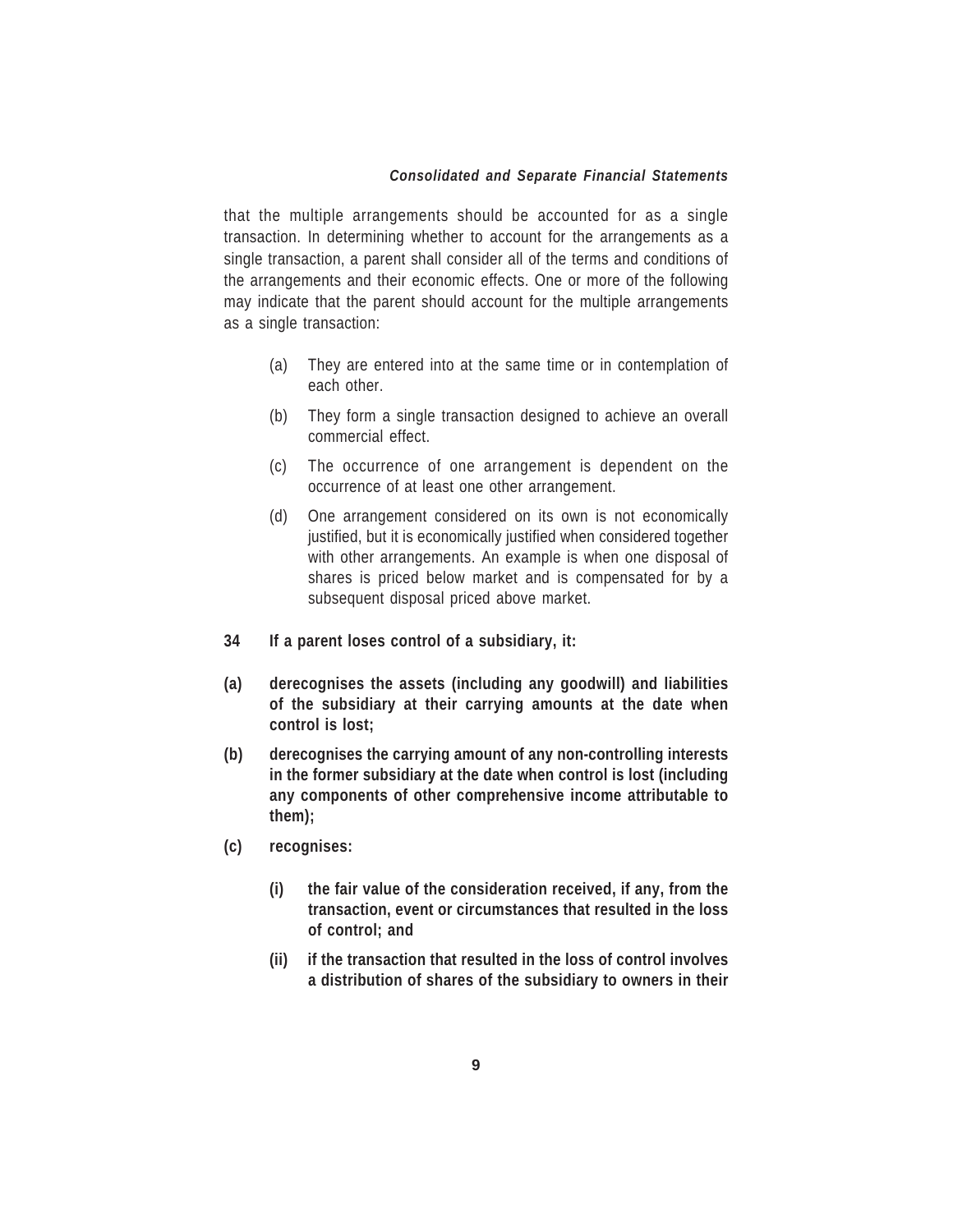that the multiple arrangements should be accounted for as a single transaction. In determining whether to account for the arrangements as a single transaction, a parent shall consider all of the terms and conditions of the arrangements and their economic effects. One or more of the following may indicate that the parent should account for the multiple arrangements as a single transaction:

(a) They are entered into at the same time or in contemplation of each other.

(b) They form a single transaction designed to achieve an overall commercial effect.

(c) The occurrence of one arrangement is dependent on the occurrence of at least one other arrangement.

(d) One arrangement considered on its own is not economically justified, but it is economically justified when considered together with other arrangements. An example is when one disposal of shares is priced below market and is compensated for by a subsequent disposal priced above market.

**34 If a parent loses control of a subsidiary, it:**

**(a) derecognises the assets (including any goodwill) and liabilities of the subsidiary at their carrying amounts at the date when control is lost;**

**(b) derecognises the carrying amount of any non-controlling interests in the former subsidiary at the date when control is lost (including any components of other comprehensive income attributable to them);**

**(c) recognises:**

**(i) the fair value of the consideration received, if any, from the transaction, event or circumstances that resulted in the loss of control; and**

**(ii) if the transaction that resulted in the loss of control involves a distribution of shares of the subsidiary to owners in their**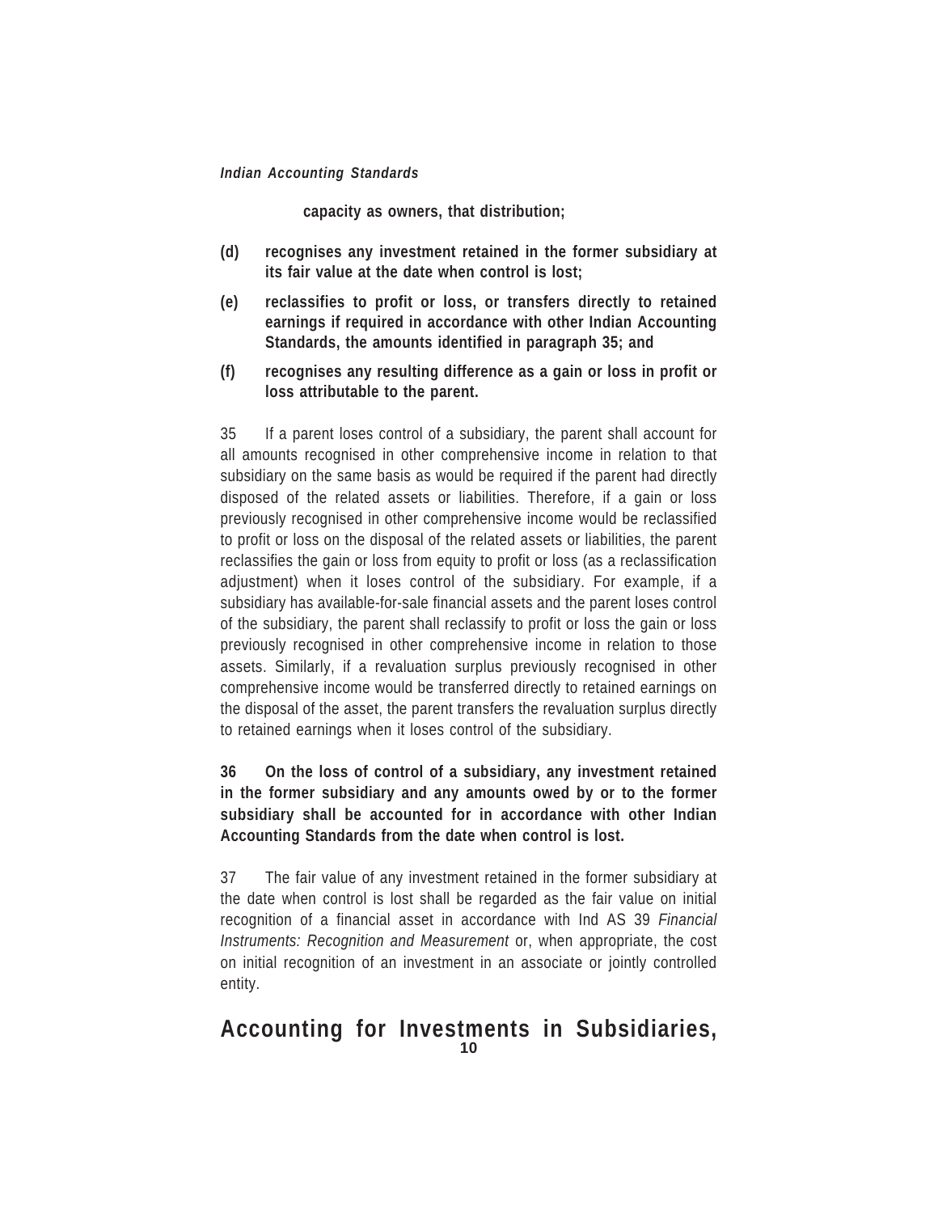**capacity as owners, that distribution;**

**(d) recognises any investment retained in the former subsidiary at its fair value at the date when control is lost;**

**(e) reclassifies to profit or loss, or transfers directly to retained earnings if required in accordance with other Indian Accounting Standards, the amounts identified in paragraph 35; and**

**(f) recognises any resulting difference as a gain or loss in profit or loss attributable to the parent.**

35 If a parent loses control of a subsidiary, the parent shall account for all amounts recognised in other comprehensive income in relation to that subsidiary on the same basis as would be required if the parent had directly disposed of the related assets or liabilities. Therefore, if a gain or loss previously recognised in other comprehensive income would be reclassified to profit or loss on the disposal of the related assets or liabilities, the parent reclassifies the gain or loss from equity to profit or loss (as a reclassification adjustment) when it loses control of the subsidiary. For example, if a subsidiary has available-for-sale financial assets and the parent loses control of the subsidiary, the parent shall reclassify to profit or loss the gain or loss previously recognised in other comprehensive income in relation to those assets. Similarly, if a revaluation surplus previously recognised in other comprehensive income would be transferred directly to retained earnings on the disposal of the asset, the parent transfers the revaluation surplus directly to retained earnings when it loses control of the subsidiary.

**36 On the loss of control of a subsidiary, any investment retained in the former subsidiary and any amounts owed by or to the former subsidiary shall be accounted for in accordance with other Indian Accounting Standards from the date when control is lost.**

37 The fair value of any investment retained in the former subsidiary at the date when control is lost shall be regarded as the fair value on initial recognition of a financial asset in accordance with Ind AS 39 *Financial Instruments: Recognition and Measurement* or, when appropriate, the cost on initial recognition of an investment in an associate or jointly controlled entity.

## Accounting for Investments in Subsidiaries,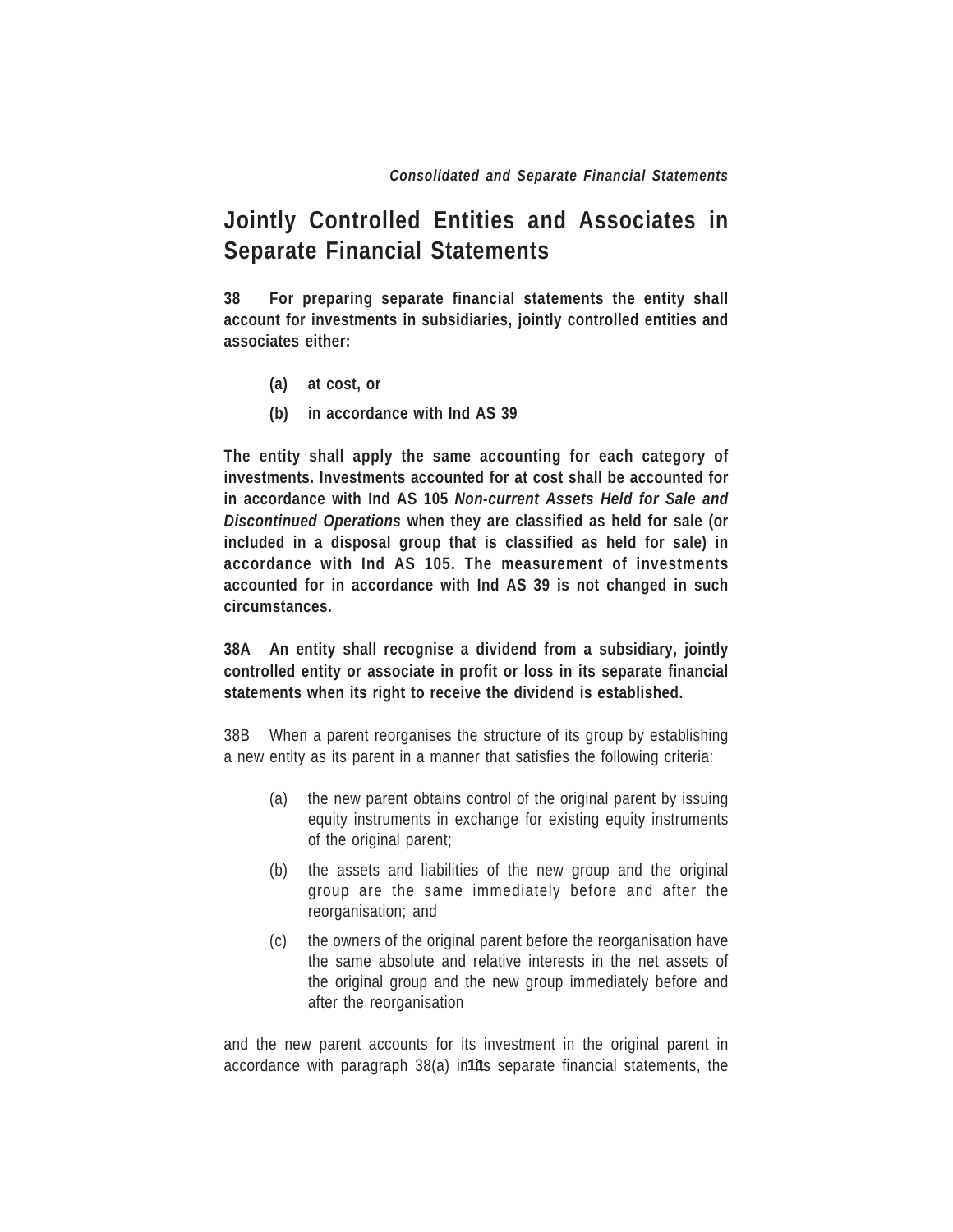## Jointly Controlled Entities and Associates in Separate Financial Statements

**38 For preparing separate financial statements the entity shall account for investments in subsidiaries, jointly controlled entities and associates either:**

**(a) at cost, or**

**(b) in accordance with Ind AS 39**

**The entity shall apply the same accounting for each category of investments. Investments accounted for at cost shall be accounted for in accordance with Ind AS 105 *Non-current Assets Held for Sale and Discontinued Operations* when they are classified as held for sale (or included in a disposal group that is classified as held for sale) in accordance with Ind AS 105. The measurement of investments accounted for in accordance with Ind AS 39 is not changed in such circumstances.**

**38A An entity shall recognise a dividend from a subsidiary, jointly controlled entity or associate in profit or loss in its separate financial statements when its right to receive the dividend is established.**

38B When a parent reorganises the structure of its group by establishing a new entity as its parent in a manner that satisfies the following criteria:

(a) the new parent obtains control of the original parent by issuing equity instruments in exchange for existing equity instruments of the original parent;

(b) the assets and liabilities of the new group and the original group are the same immediately before and after the reorganisation; and

(c) the owners of the original parent before the reorganisation have the same absolute and relative interests in the net assets of the original group and the new group immediately before and after the reorganisation

and the new parent accounts for its investment in the original parent in accordance with paragraph 38(a) in its separate financial statements, the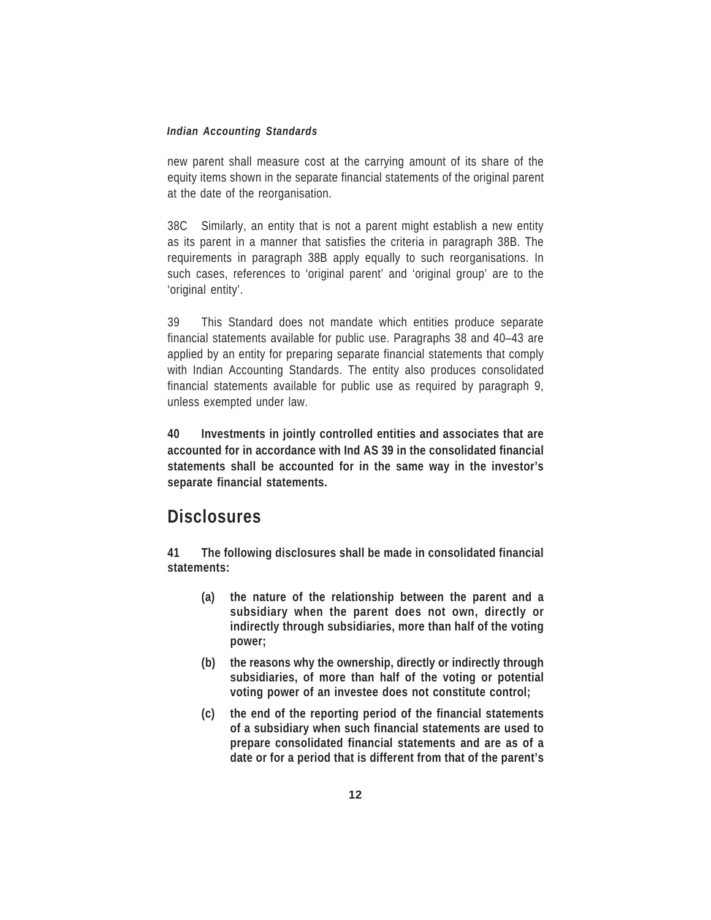new parent shall measure cost at the carrying amount of its share of the equity items shown in the separate financial statements of the original parent at the date of the reorganisation.

38C Similarly, an entity that is not a parent might establish a new entity as its parent in a manner that satisfies the criteria in paragraph 38B. The requirements in paragraph 38B apply equally to such reorganisations. In such cases, references to 'original parent' and 'original group' are to the 'original entity'.

39 This Standard does not mandate which entities produce separate financial statements available for public use. Paragraphs 38 and 40–43 are applied by an entity for preparing separate financial statements that comply with Indian Accounting Standards. The entity also produces consolidated financial statements available for public use as required by paragraph 9, unless exempted under law.

**40 Investments in jointly controlled entities and associates that are accounted for in accordance with Ind AS 39 in the consolidated financial statements shall be accounted for in the same way in the investor's separate financial statements.**

## Disclosures

**41 The following disclosures shall be made in consolidated financial statements:**

- **(a) the nature of the relationship between the parent and a subsidiary when the parent does not own, directly or indirectly through subsidiaries, more than half of the voting power;**
- **(b) the reasons why the ownership, directly or indirectly through subsidiaries, of more than half of the voting or potential voting power of an investee does not constitute control;**
- **(c) the end of the reporting period of the financial statements of a subsidiary when such financial statements are used to prepare consolidated financial statements and are as of a date or for a period that is different from that of the parent's**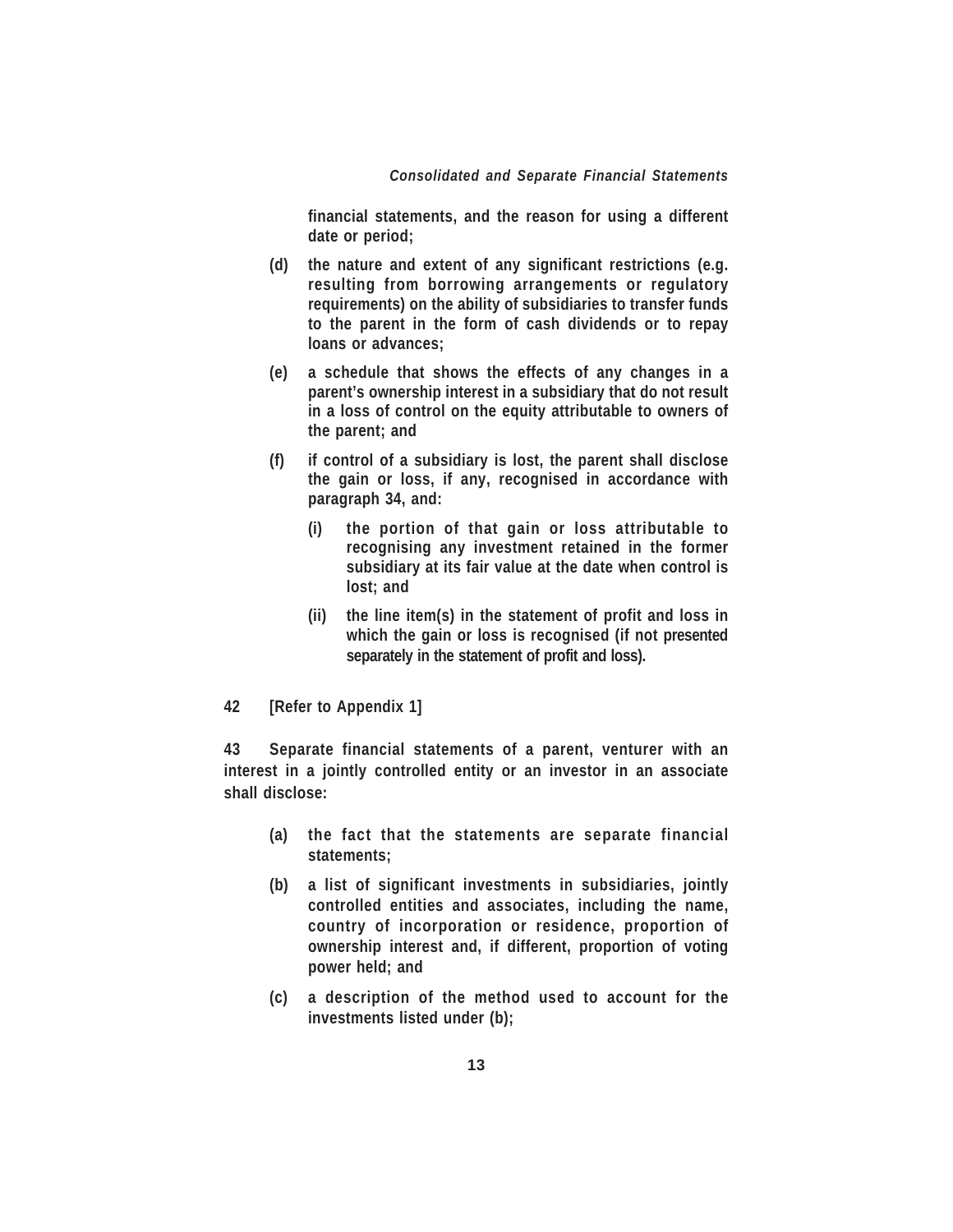**financial statements, and the reason for using a different date or period;**

**(d) the nature and extent of any significant restrictions (e.g. resulting from borrowing arrangements or regulatory requirements) on the ability of subsidiaries to transfer funds to the parent in the form of cash dividends or to repay loans or advances;**

**(e) a schedule that shows the effects of any changes in a parent's ownership interest in a subsidiary that do not result in a loss of control on the equity attributable to owners of the parent; and**

**(f) if control of a subsidiary is lost, the parent shall disclose the gain or loss, if any, recognised in accordance with paragraph 34, and:**

**(i) the portion of that gain or loss attributable to recognising any investment retained in the former subsidiary at its fair value at the date when control is lost; and**

**(ii) the line item(s) in the statement of profit and loss in which the gain or loss is recognised (if not presented separately in the statement of profit and loss).**

**42 [Refer to Appendix 1]**

**43 Separate financial statements of a parent, venturer with an interest in a jointly controlled entity or an investor in an associate shall disclose:**

**(a) the fact that the statements are separate financial statements;**

**(b) a list of significant investments in subsidiaries, jointly controlled entities and associates, including the name, country of incorporation or residence, proportion of ownership interest and, if different, proportion of voting power held; and**

**(c) a description of the method used to account for the investments listed under (b);**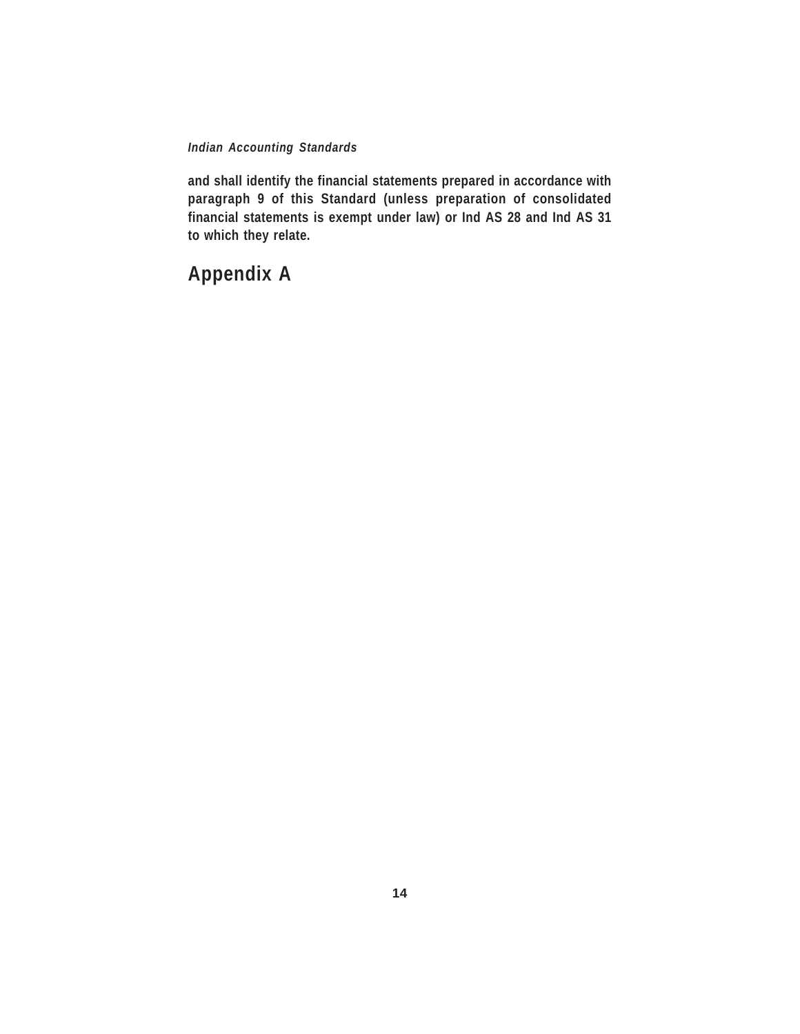**and shall identify the financial statements prepared in accordance with paragraph 9 of this Standard (unless preparation of consolidated financial statements is exempt under law) or Ind AS 28 and Ind AS 31 to which they relate.**

## Appendix A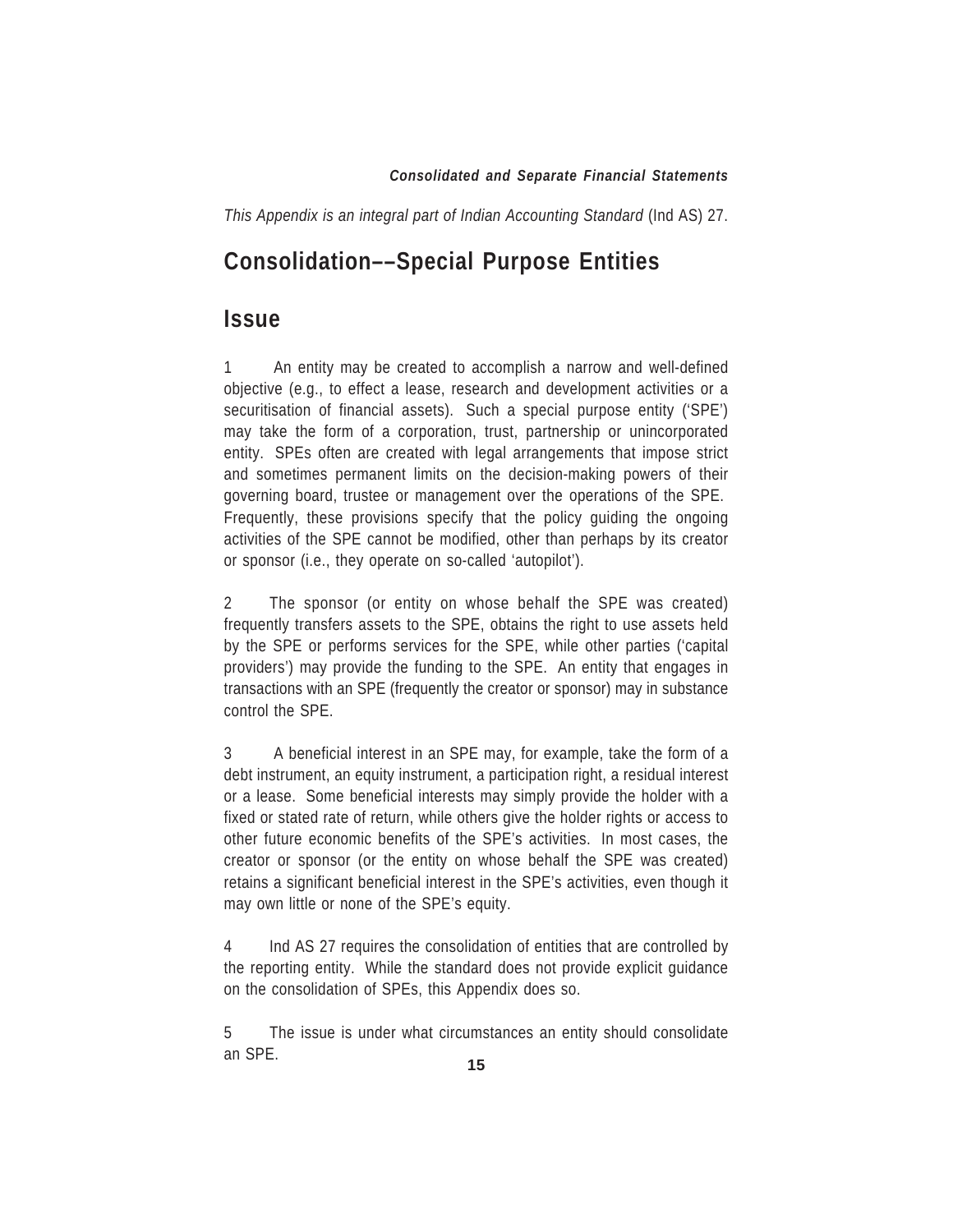*This Appendix is an integral part of Indian Accounting Standard* (Ind AS) 27.

# Consolidation––Special Purpose Entities

## Issue

1 An entity may be created to accomplish a narrow and well-defined objective (e.g., to effect a lease, research and development activities or a securitisation of financial assets). Such a special purpose entity ('SPE') may take the form of a corporation, trust, partnership or unincorporated entity. SPEs often are created with legal arrangements that impose strict and sometimes permanent limits on the decision-making powers of their governing board, trustee or management over the operations of the SPE. Frequently, these provisions specify that the policy guiding the ongoing activities of the SPE cannot be modified, other than perhaps by its creator or sponsor (i.e., they operate on so-called 'autopilot').

2 The sponsor (or entity on whose behalf the SPE was created) frequently transfers assets to the SPE, obtains the right to use assets held by the SPE or performs services for the SPE, while other parties ('capital providers') may provide the funding to the SPE. An entity that engages in transactions with an SPE (frequently the creator or sponsor) may in substance control the SPE.

3 A beneficial interest in an SPE may, for example, take the form of a debt instrument, an equity instrument, a participation right, a residual interest or a lease. Some beneficial interests may simply provide the holder with a fixed or stated rate of return, while others give the holder rights or access to other future economic benefits of the SPE's activities. In most cases, the creator or sponsor (or the entity on whose behalf the SPE was created) retains a significant beneficial interest in the SPE's activities, even though it may own little or none of the SPE's equity.

4 Ind AS 27 requires the consolidation of entities that are controlled by the reporting entity. While the standard does not provide explicit guidance on the consolidation of SPEs, this Appendix does so.

5 The issue is under what circumstances an entity should consolidate an SPE.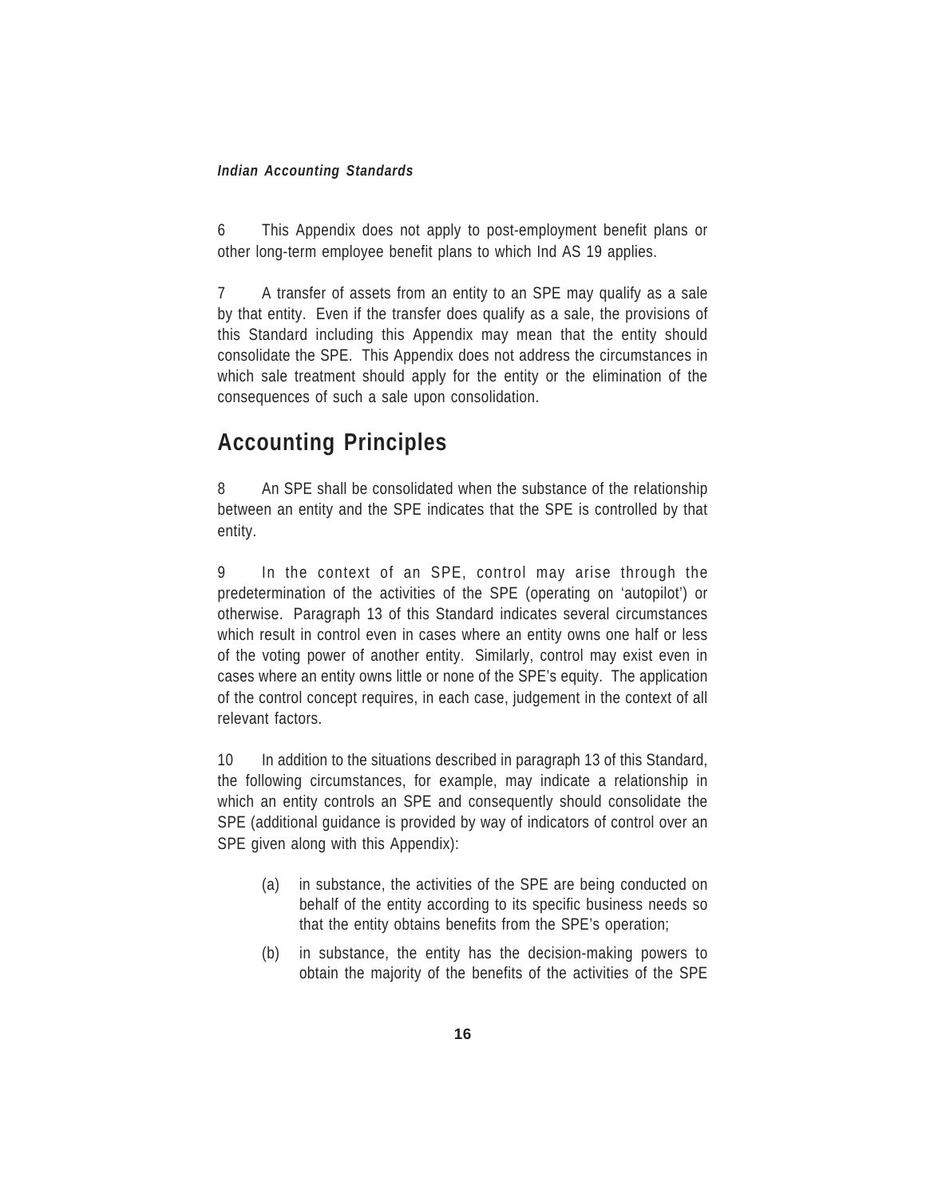6 This Appendix does not apply to post-employment benefit plans or other long-term employee benefit plans to which Ind AS 19 applies.

7 A transfer of assets from an entity to an SPE may qualify as a sale by that entity. Even if the transfer does qualify as a sale, the provisions of this Standard including this Appendix may mean that the entity should consolidate the SPE. This Appendix does not address the circumstances in which sale treatment should apply for the entity or the elimination of the consequences of such a sale upon consolidation.

## Accounting Principles

8 An SPE shall be consolidated when the substance of the relationship between an entity and the SPE indicates that the SPE is controlled by that entity.

9 In the context of an SPE, control may arise through the predetermination of the activities of the SPE (operating on 'autopilot') or otherwise. Paragraph 13 of this Standard indicates several circumstances which result in control even in cases where an entity owns one half or less of the voting power of another entity. Similarly, control may exist even in cases where an entity owns little or none of the SPE's equity. The application of the control concept requires, in each case, judgement in the context of all relevant factors.

10 In addition to the situations described in paragraph 13 of this Standard, the following circumstances, for example, may indicate a relationship in which an entity controls an SPE and consequently should consolidate the SPE (additional guidance is provided by way of indicators of control over an SPE given along with this Appendix):

(a) in substance, the activities of the SPE are being conducted on behalf of the entity according to its specific business needs so that the entity obtains benefits from the SPE's operation;

(b) in substance, the entity has the decision-making powers to obtain the majority of the benefits of the activities of the SPE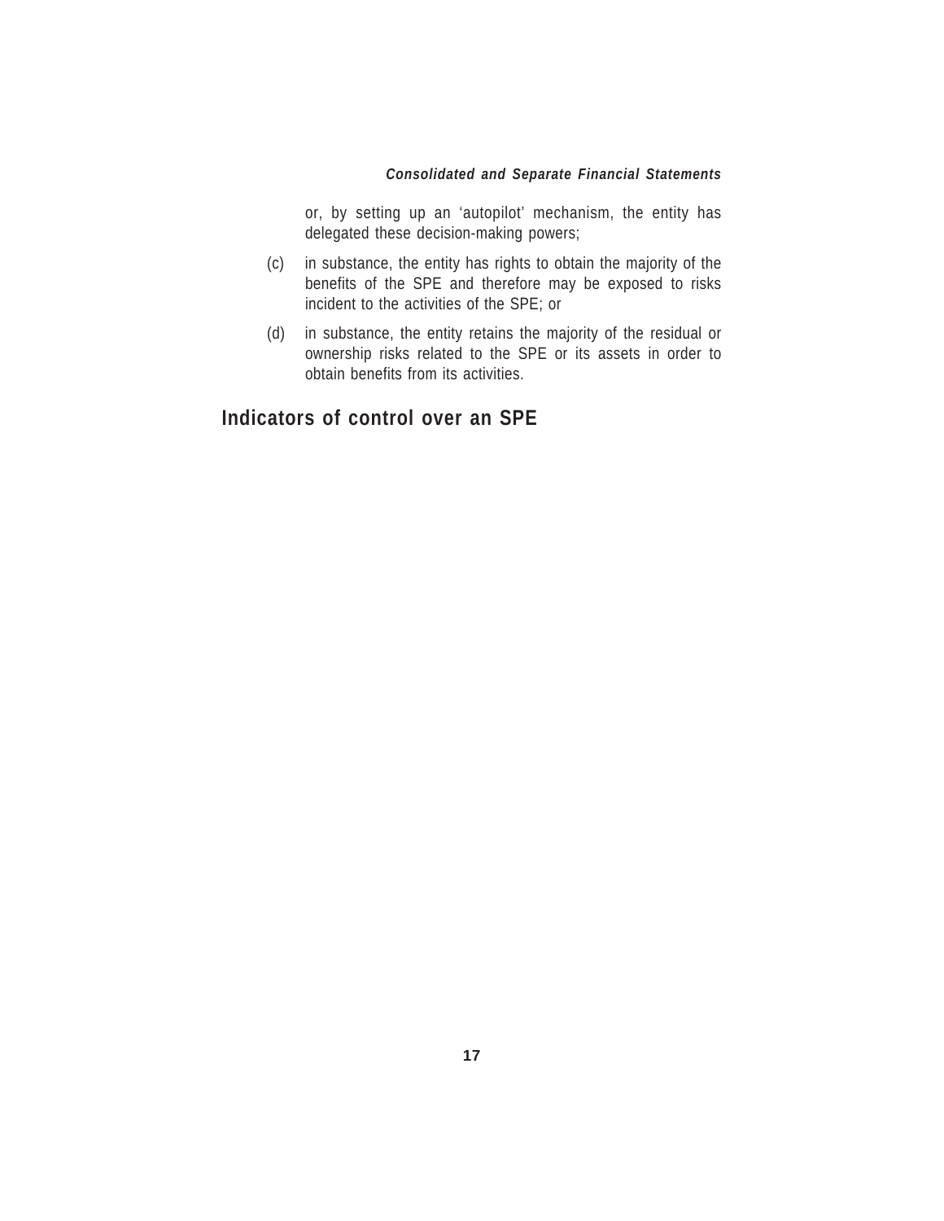or, by setting up an 'autopilot' mechanism, the entity has delegated these decision-making powers;

(c) in substance, the entity has rights to obtain the majority of the benefits of the SPE and therefore may be exposed to risks incident to the activities of the SPE; or

(d) in substance, the entity retains the majority of the residual or ownership risks related to the SPE or its assets in order to obtain benefits from its activities.

## Indicators of control over an SPE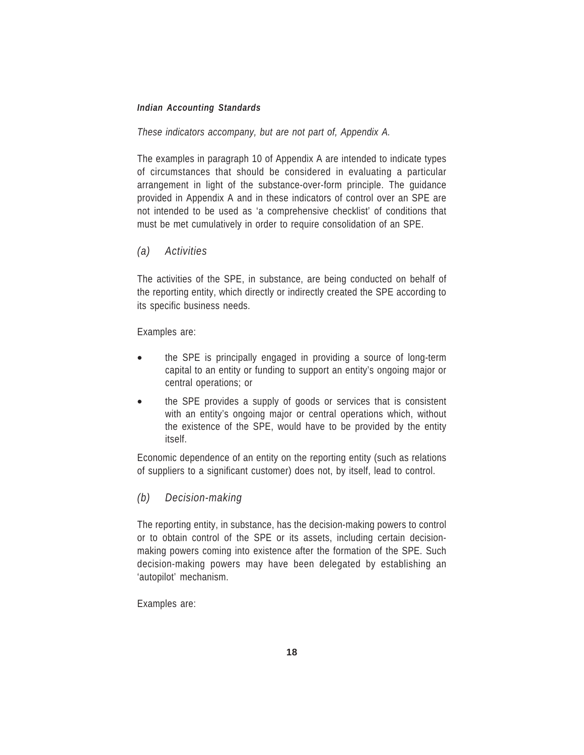*These indicators accompany, but are not part of, Appendix A.*

The examples in paragraph 10 of Appendix A are intended to indicate types of circumstances that should be considered in evaluating a particular arrangement in light of the substance-over-form principle. The guidance provided in Appendix A and in these indicators of control over an SPE are not intended to be used as 'a comprehensive checklist' of conditions that must be met cumulatively in order to require consolidation of an SPE.

*(a) Activities*

The activities of the SPE, in substance, are being conducted on behalf of the reporting entity, which directly or indirectly created the SPE according to its specific business needs.

Examples are:

- the SPE is principally engaged in providing a source of long-term capital to an entity or funding to support an entity's ongoing major or central operations; or
- the SPE provides a supply of goods or services that is consistent with an entity's ongoing major or central operations which, without the existence of the SPE, would have to be provided by the entity itself.

Economic dependence of an entity on the reporting entity (such as relations of suppliers to a significant customer) does not, by itself, lead to control.

*(b) Decision-making*

The reporting entity, in substance, has the decision-making powers to control or to obtain control of the SPE or its assets, including certain decision-making powers coming into existence after the formation of the SPE. Such decision-making powers may have been delegated by establishing an 'autopilot' mechanism.

Examples are: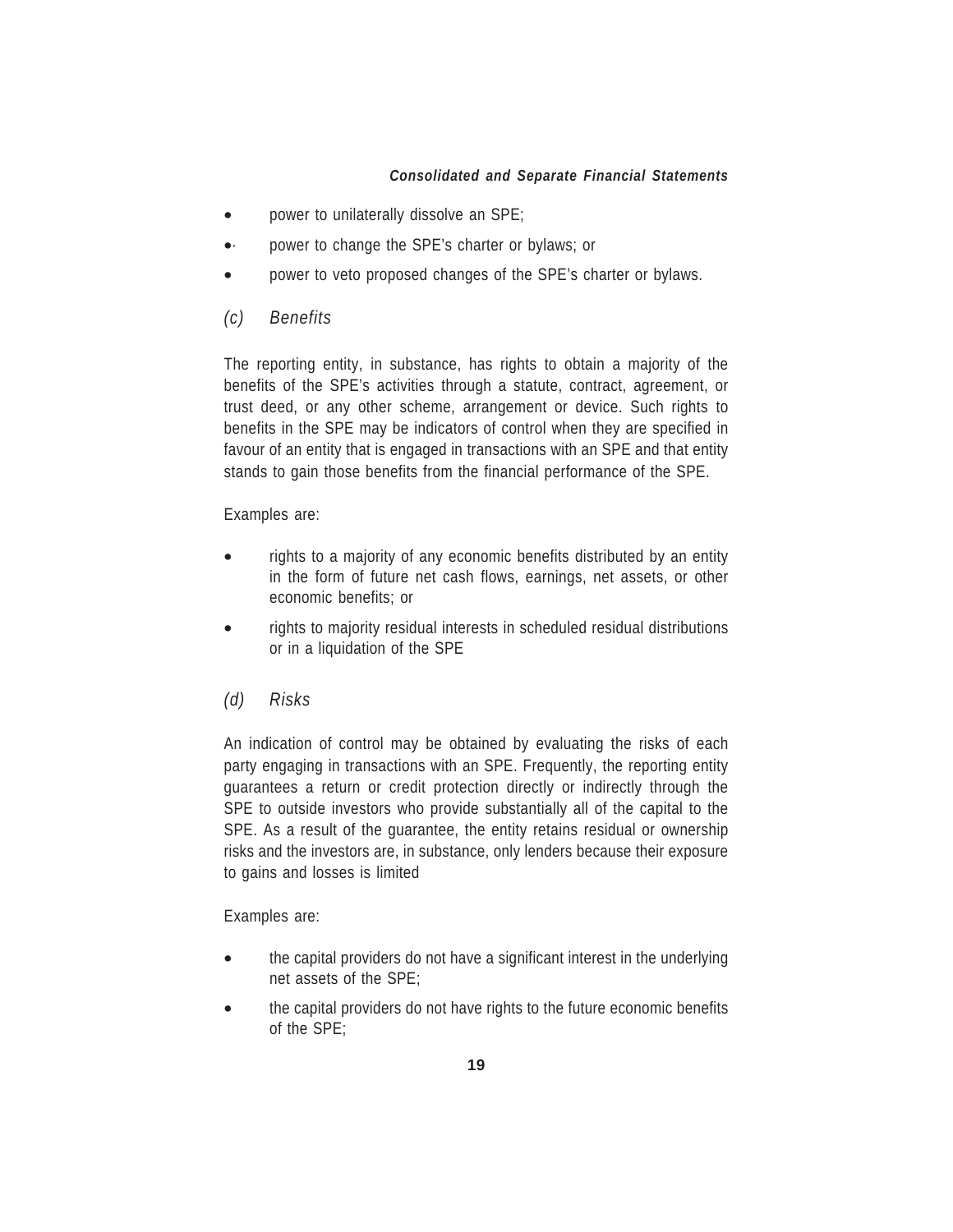- power to unilaterally dissolve an SPE;
- power to change the SPE's charter or bylaws; or
- power to veto proposed changes of the SPE's charter or bylaws.

*(c) Benefits*

The reporting entity, in substance, has rights to obtain a majority of the benefits of the SPE's activities through a statute, contract, agreement, or trust deed, or any other scheme, arrangement or device. Such rights to benefits in the SPE may be indicators of control when they are specified in favour of an entity that is engaged in transactions with an SPE and that entity stands to gain those benefits from the financial performance of the SPE.

Examples are:

- rights to a majority of any economic benefits distributed by an entity in the form of future net cash flows, earnings, net assets, or other economic benefits; or
- rights to majority residual interests in scheduled residual distributions or in a liquidation of the SPE

*(d) Risks*

An indication of control may be obtained by evaluating the risks of each party engaging in transactions with an SPE. Frequently, the reporting entity guarantees a return or credit protection directly or indirectly through the SPE to outside investors who provide substantially all of the capital to the SPE. As a result of the guarantee, the entity retains residual or ownership risks and the investors are, in substance, only lenders because their exposure to gains and losses is limited

Examples are:

- the capital providers do not have a significant interest in the underlying net assets of the SPE;
- the capital providers do not have rights to the future economic benefits of the SPE;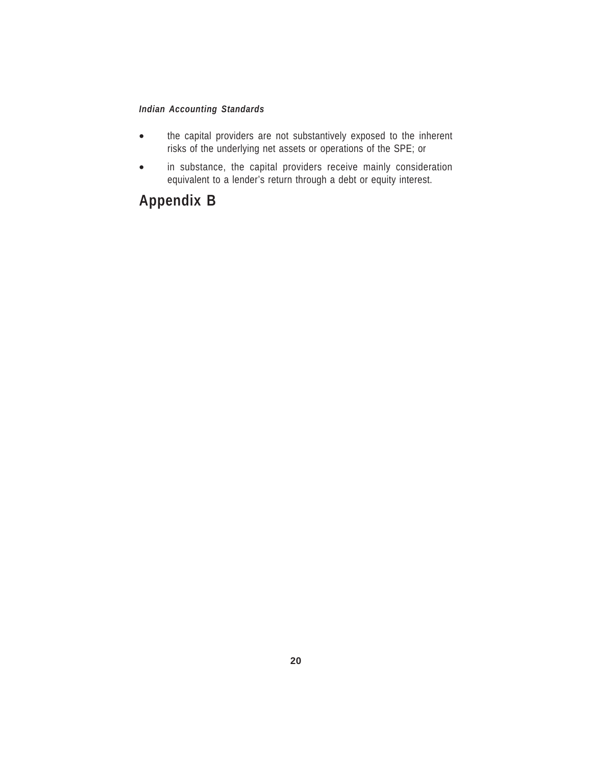- the capital providers are not substantively exposed to the inherent risks of the underlying net assets or operations of the SPE; or
- in substance, the capital providers receive mainly consideration equivalent to a lender's return through a debt or equity interest.

## Appendix B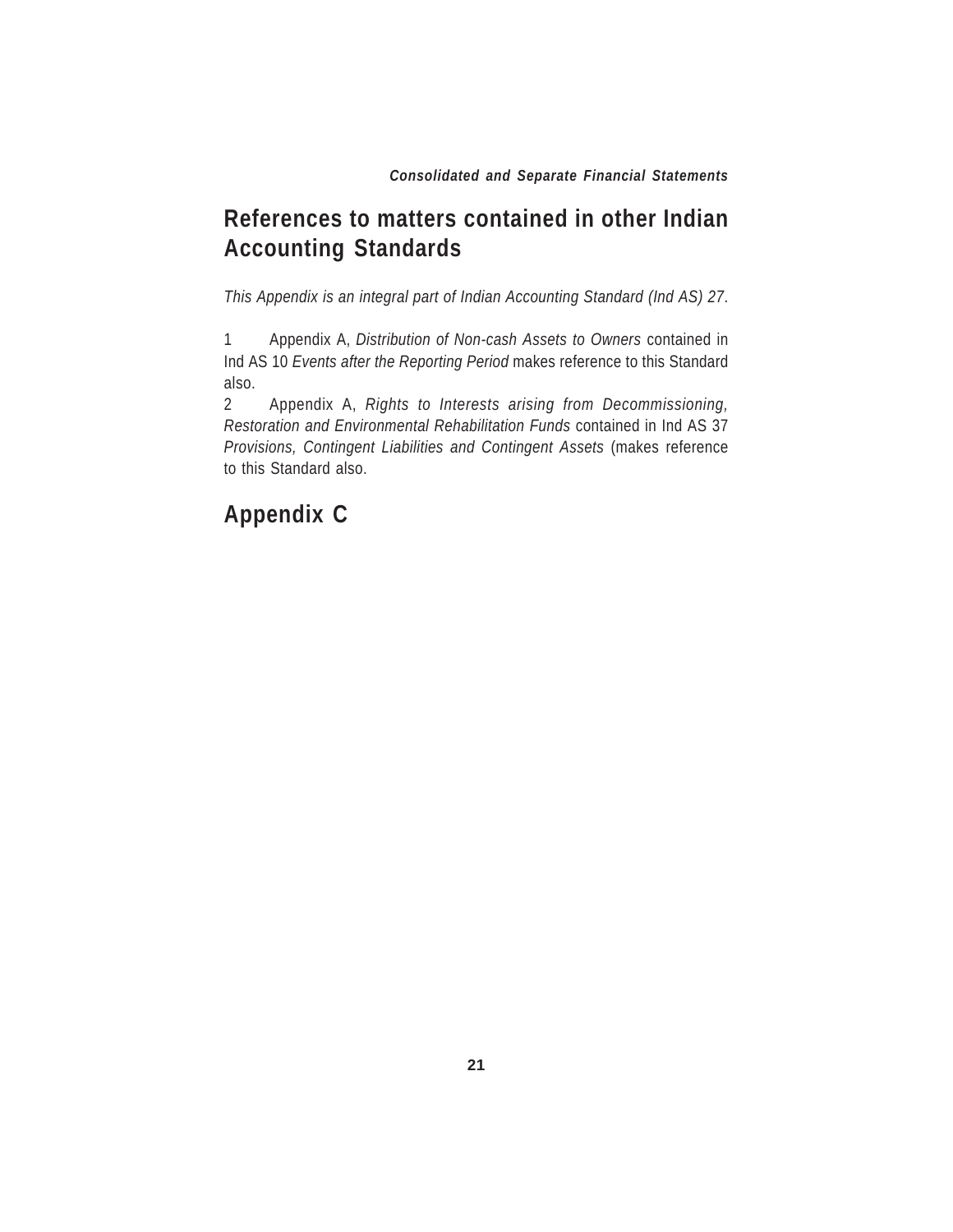## References to matters contained in other Indian Accounting Standards

*This Appendix is an integral part of Indian Accounting Standard (Ind AS) 27*.

1 Appendix A, *Distribution of Non-cash Assets to Owners* contained in Ind AS 10 *Events after the Reporting Period* makes reference to this Standard also.

2 Appendix A, *Rights to Interests arising from Decommissioning, Restoration and Environmental Rehabilitation Funds* contained in Ind AS 37 *Provisions, Contingent Liabilities and Contingent Assets* (makes reference to this Standard also.

## Appendix C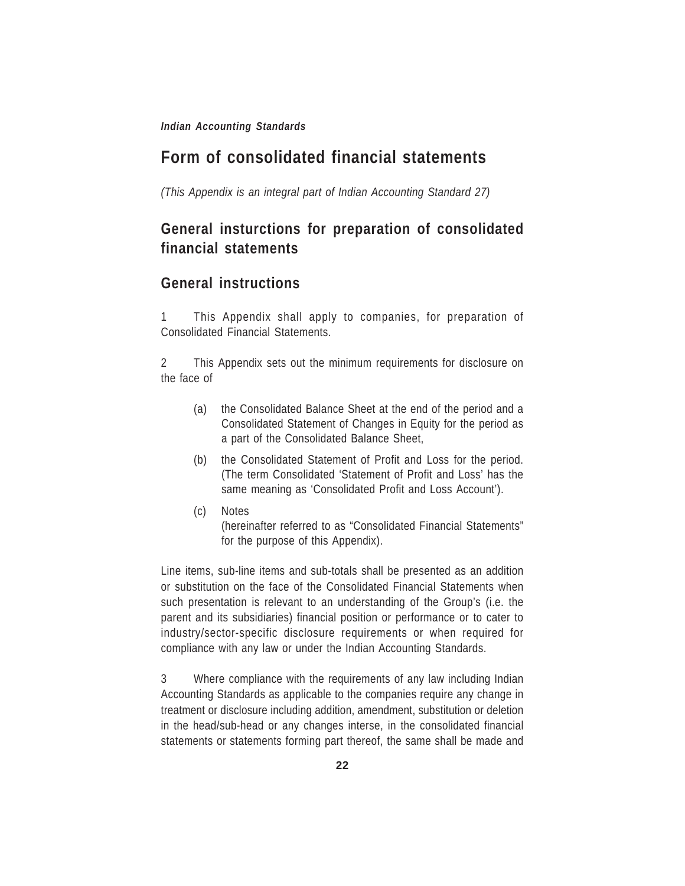# Form of consolidated financial statements

*(This Appendix is an integral part of Indian Accounting Standard 27)*

## General insturctions for preparation of consolidated financial statements

## General instructions

1 This Appendix shall apply to companies, for preparation of Consolidated Financial Statements.

2 This Appendix sets out the minimum requirements for disclosure on the face of

(a) the Consolidated Balance Sheet at the end of the period and a Consolidated Statement of Changes in Equity for the period as a part of the Consolidated Balance Sheet,

(b) the Consolidated Statement of Profit and Loss for the period. (The term Consolidated 'Statement of Profit and Loss' has the same meaning as 'Consolidated Profit and Loss Account').

(c) Notes
(hereinafter referred to as "Consolidated Financial Statements" for the purpose of this Appendix).

Line items, sub-line items and sub-totals shall be presented as an addition or substitution on the face of the Consolidated Financial Statements when such presentation is relevant to an understanding of the Group's (i.e. the parent and its subsidiaries) financial position or performance or to cater to industry/sector-specific disclosure requirements or when required for compliance with any law or under the Indian Accounting Standards.

3 Where compliance with the requirements of any law including Indian Accounting Standards as applicable to the companies require any change in treatment or disclosure including addition, amendment, substitution or deletion in the head/sub-head or any changes interse, in the consolidated financial statements or statements forming part thereof, the same shall be made and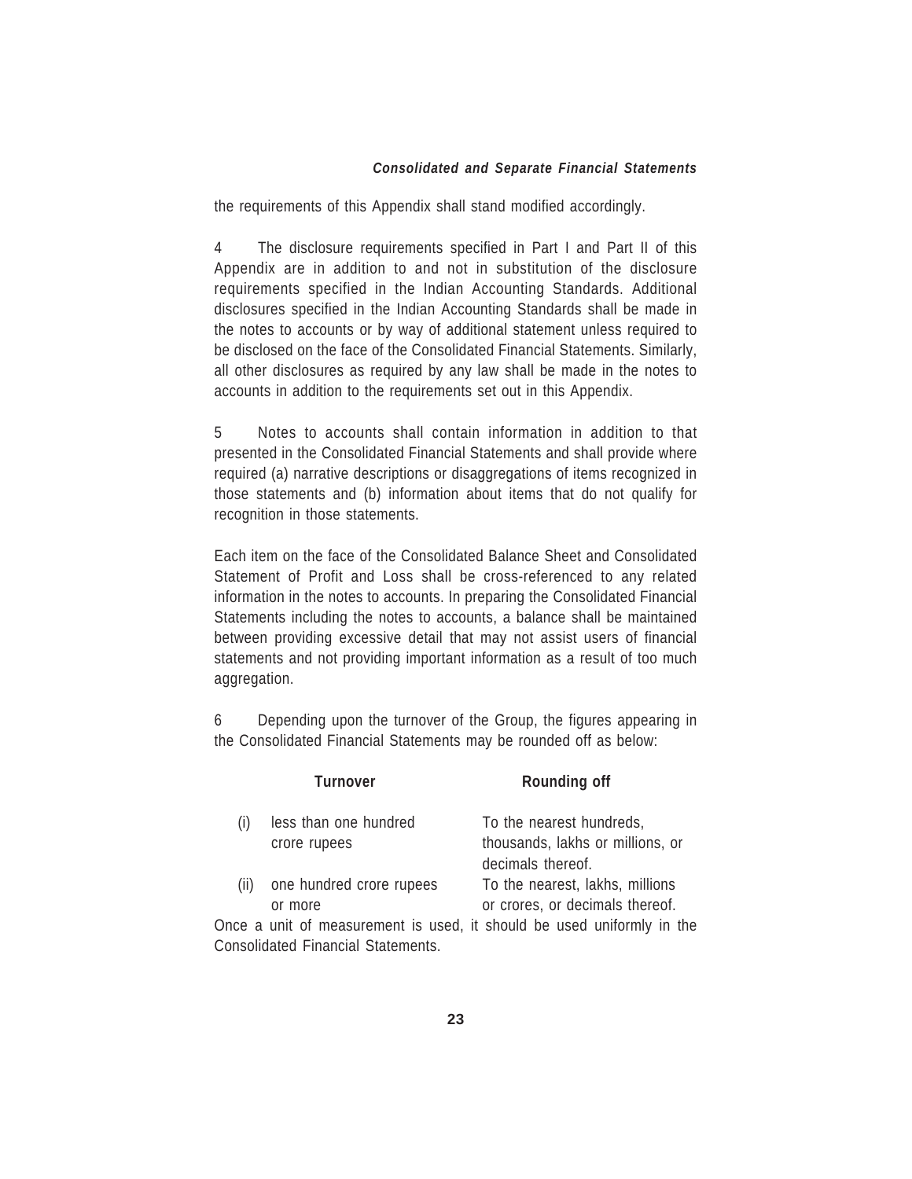the requirements of this Appendix shall stand modified accordingly.

4 The disclosure requirements specified in Part I and Part II of this Appendix are in addition to and not in substitution of the disclosure requirements specified in the Indian Accounting Standards. Additional disclosures specified in the Indian Accounting Standards shall be made in the notes to accounts or by way of additional statement unless required to be disclosed on the face of the Consolidated Financial Statements. Similarly, all other disclosures as required by any law shall be made in the notes to accounts in addition to the requirements set out in this Appendix.

5 Notes to accounts shall contain information in addition to that presented in the Consolidated Financial Statements and shall provide where required (a) narrative descriptions or disaggregations of items recognized in those statements and (b) information about items that do not qualify for recognition in those statements.

Each item on the face of the Consolidated Balance Sheet and Consolidated Statement of Profit and Loss shall be cross-referenced to any related information in the notes to accounts. In preparing the Consolidated Financial Statements including the notes to accounts, a balance shall be maintained between providing excessive detail that may not assist users of financial statements and not providing important information as a result of too much aggregation.

6 Depending upon the turnover of the Group, the figures appearing in the Consolidated Financial Statements may be rounded off as below:

| | Turnover | Rounding off |
|---|---|---|
| (i) | less than one hundred crore rupees | To the nearest hundreds, thousands, lakhs or millions, or decimals thereof. |
| (ii) | one hundred crore rupees or more | To the nearest, lakhs, millions or crores, or decimals thereof. |

Once a unit of measurement is used, it should be used uniformly in the Consolidated Financial Statements.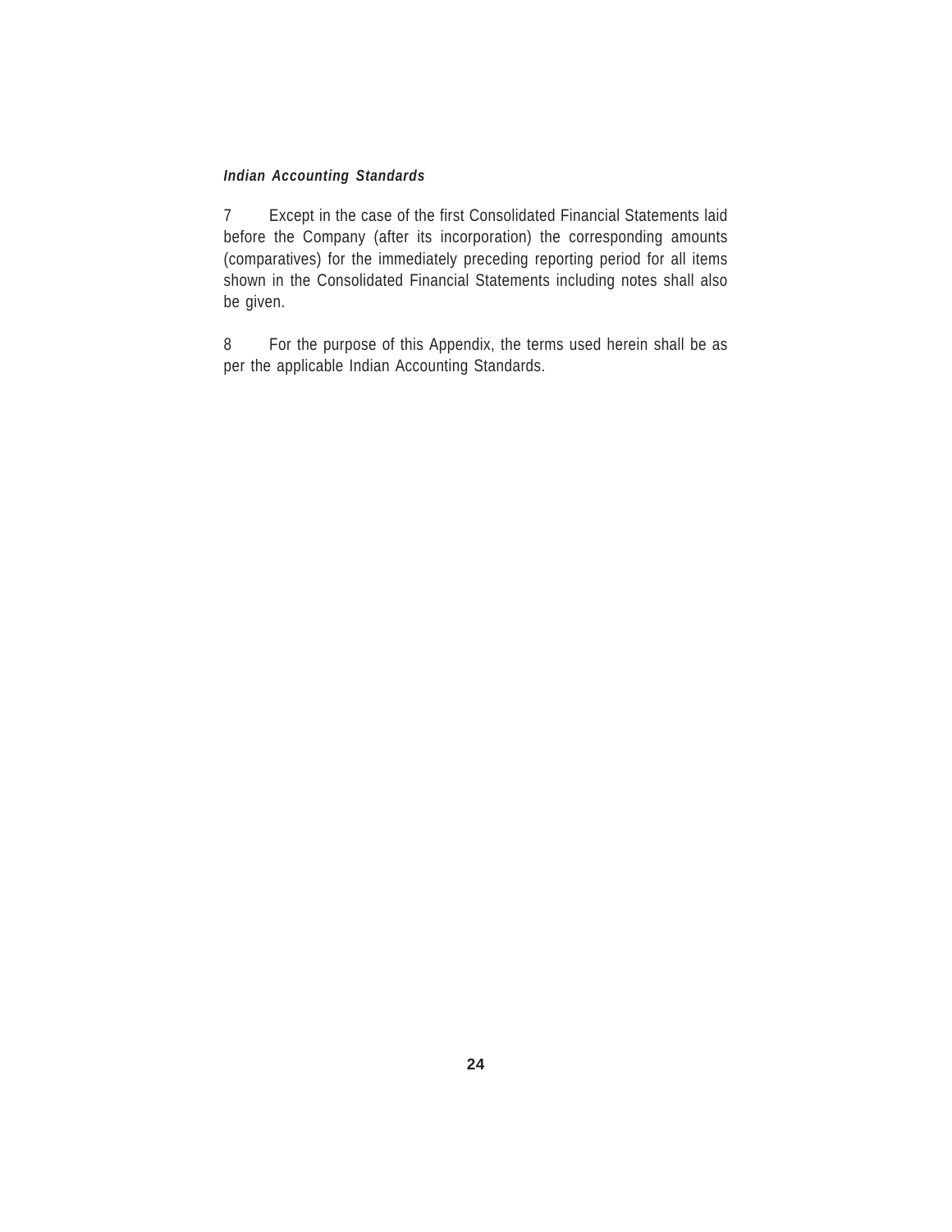7 Except in the case of the first Consolidated Financial Statements laid before the Company (after its incorporation) the corresponding amounts (comparatives) for the immediately preceding reporting period for all items shown in the Consolidated Financial Statements including notes shall also be given.

8 For the purpose of this Appendix, the terms used herein shall be as per the applicable Indian Accounting Standards.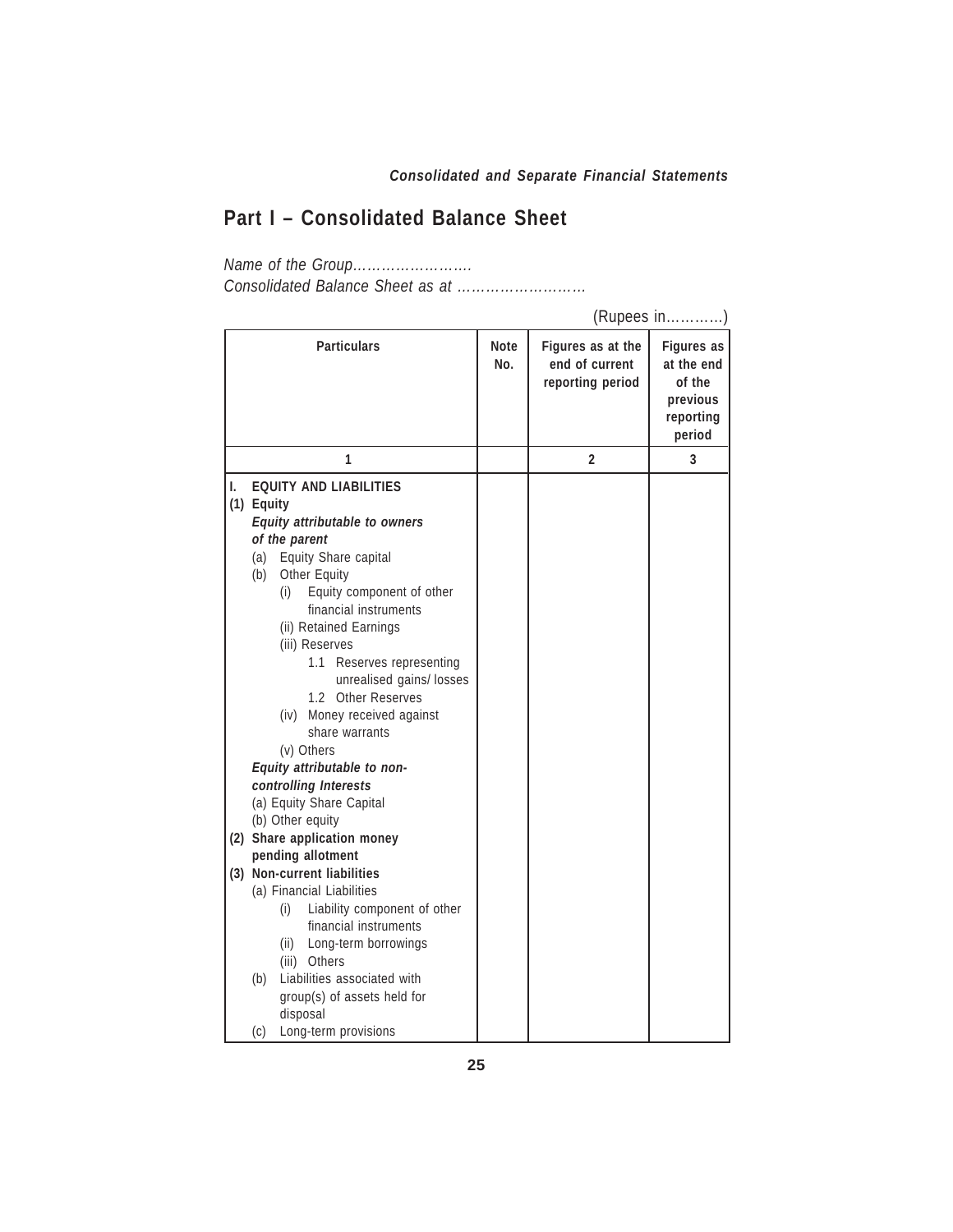## Part I – Consolidated Balance Sheet

*Name of the Group…………………….*
*Consolidated Balance Sheet as at ………………………*

(Rupees in…………)

| Particulars | Note No. | Figures as at the end of current reporting period | Figures as at the end of the previous reporting period |
|---|---|---|---|
| 1 | | 2 | 3 |
| **I. EQUITY AND LIABILITIES** | | | |
| **(1) Equity** | | | |
| ***Equity attributable to owners of the parent*** | | | |
| (a) Equity Share capital | | | |
| (b) Other Equity | | | |
| (i) Equity component of other financial instruments | | | |
| (ii) Retained Earnings | | | |
| (iii) Reserves | | | |
| 1.1 Reserves representing unrealised gains/ losses | | | |
| 1.2 Other Reserves | | | |
| (iv) Money received against share warrants | | | |
| (v) Others | | | |
| ***Equity attributable to non-controlling Interests*** | | | |
| (a) Equity Share Capital | | | |
| (b) Other equity | | | |
| **(2) Share application money pending allotment** | | | |
| **(3) Non-current liabilities** | | | |
| (a) Financial Liabilities | | | |
| (i) Liability component of other financial instruments | | | |
| (ii) Long-term borrowings | | | |
| (iii) Others | | | |
| (b) Liabilities associated with group(s) of assets held for disposal | | | |
| (c) Long-term provisions | | | |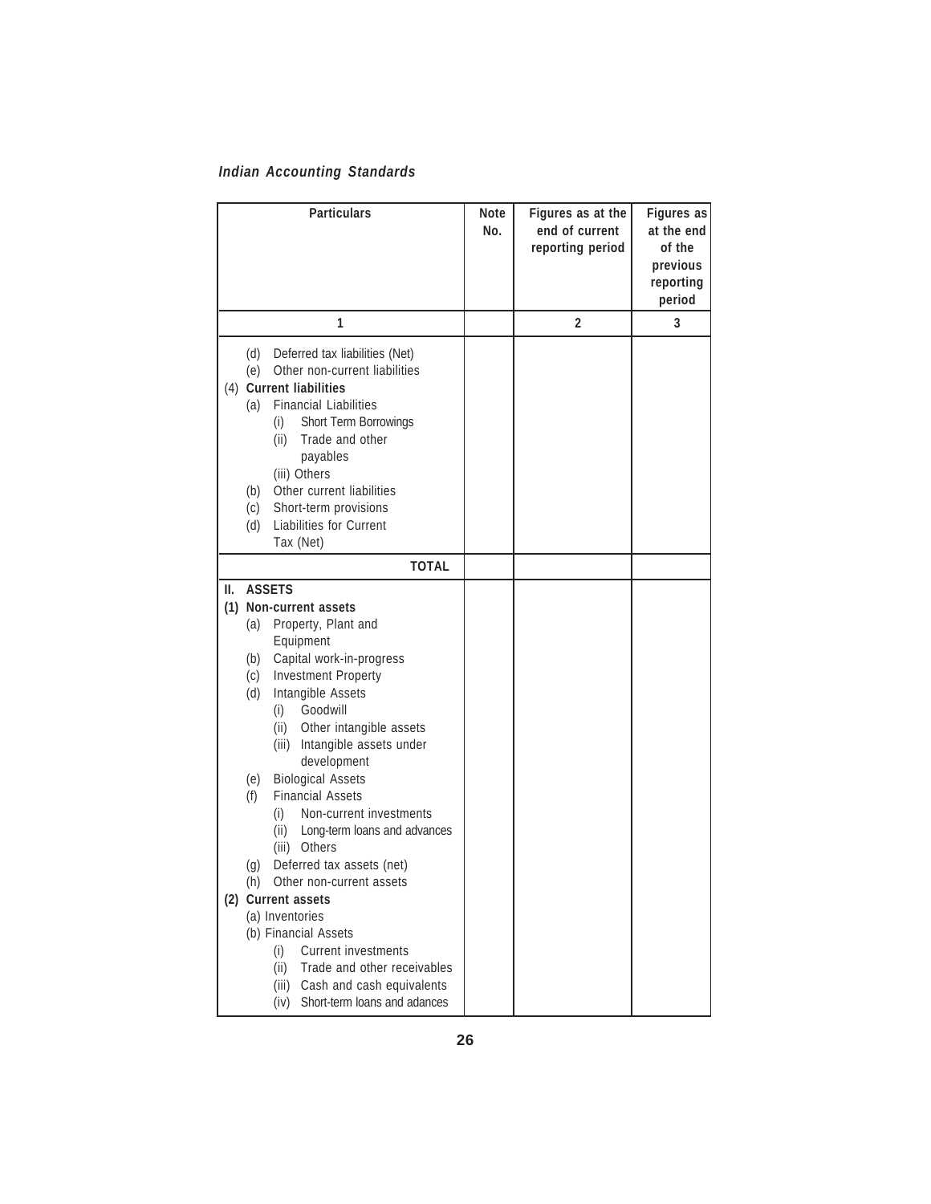| Particulars | Note No. | Figures as at the end of current reporting period | Figures as at the end of the previous reporting period |
|---|---|---|---|
| 1 | | 2 | 3 |
| (d) Deferred tax liabilities (Net) | | | |
| (e) Other non-current liabilities | | | |
| **(4) Current liabilities** | | | |
| (a) Financial Liabilities | | | |
| (i) Short Term Borrowings | | | |
| (ii) Trade and other payables | | | |
| (iii) Others | | | |
| (b) Other current liabilities | | | |
| (c) Short-term provisions | | | |
| (d) Liabilities for Current Tax (Net) | | | |
| **TOTAL** | | | |
| **II. ASSETS** | | | |
| **(1) Non-current assets** | | | |
| (a) Property, Plant and Equipment | | | |
| (b) Capital work-in-progress | | | |
| (c) Investment Property | | | |
| (d) Intangible Assets | | | |
| (i) Goodwill | | | |
| (ii) Other intangible assets | | | |
| (iii) Intangible assets under development | | | |
| (e) Biological Assets | | | |
| (f) Financial Assets | | | |
| (i) Non-current investments | | | |
| (ii) Long-term loans and advances | | | |
| (iii) Others | | | |
| (g) Deferred tax assets (net) | | | |
| (h) Other non-current assets | | | |
| **(2) Current assets** | | | |
| (a) Inventories | | | |
| (b) Financial Assets | | | |
| (i) Current investments | | | |
| (ii) Trade and other receivables | | | |
| (iii) Cash and cash equivalents | | | |
| (iv) Short-term loans and adances | | | |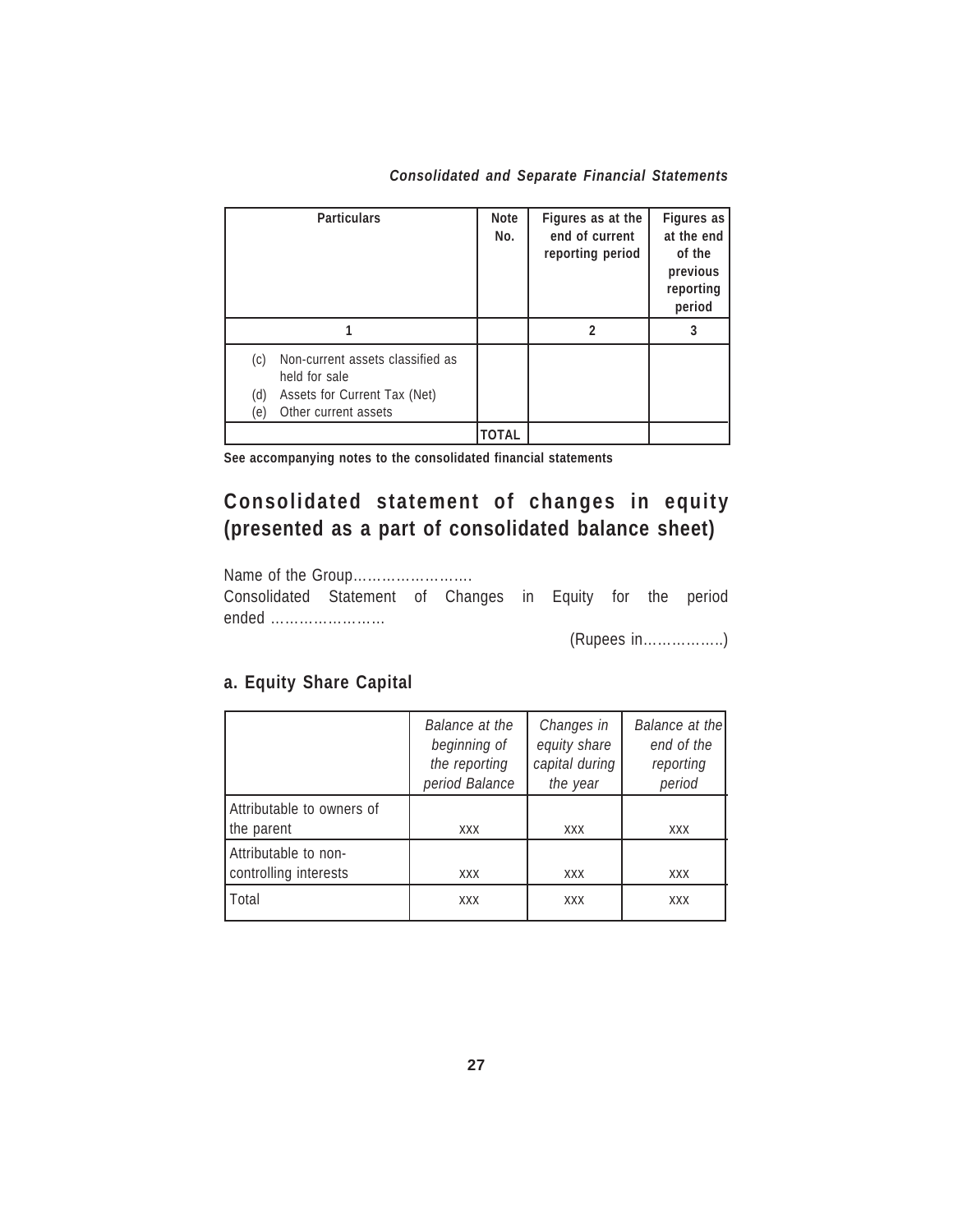| Particulars | Note No. | Figures as at the end of current reporting period | Figures as at the end of the previous reporting period |
|---|---|---|---|
| 1 | | 2 | 3 |
| (c) Non-current assets classified as held for sale<br>(d) Assets for Current Tax (Net)<br>(e) Other current assets | | | |
| | **TOTAL** | | |

**See accompanying notes to the consolidated financial statements**

## Consolidated statement of changes in equity (presented as a part of consolidated balance sheet)

Name of the Group…………………….

Consolidated Statement of Changes in Equity for the period ended ……………………

(Rupees in……………..)

### a. Equity Share Capital

| | *Balance at the beginning of the reporting period Balance* | *Changes in equity share capital during the year* | *Balance at the end of the reporting period* |
|---|---|---|---|
| Attributable to owners of the parent | xxx | xxx | xxx |
| Attributable to non-controlling interests | xxx | xxx | xxx |
| Total | xxx | xxx | xxx |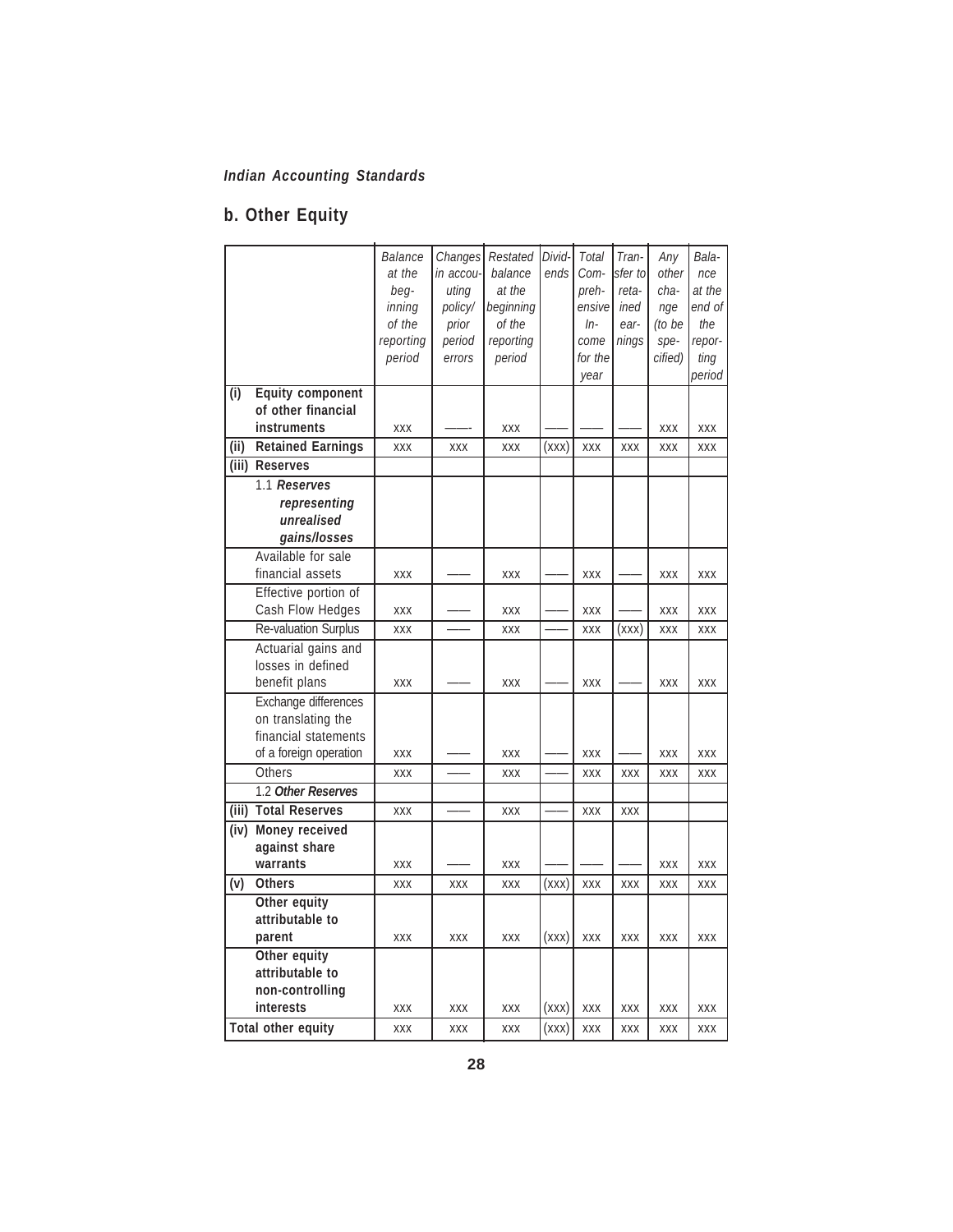## b. Other Equity

| | | Balance at the beginning of the reporting period | Changes in accounting policy/ prior period errors | Restated balance at the beginning of the reporting period | Dividends | Total Comprehensive Income for the year | Transfer to retained earnings | Any other change (to be specified) | Balance at the end of the reporting period |
|---|---|---|---|---|---|---|---|---|---|
| (i) | **Equity component of other financial instruments** | xxx | —— | xxx | —— | —— | —— | xxx | xxx |
| (ii) | **Retained Earnings** | xxx | xxx | xxx | (xxx) | xxx | xxx | xxx | xxx |
| (iii) | **Reserves** | | | | | | | | |
| | 1.1 ***Reserves representing unrealised gains/losses*** | | | | | | | | |
| | Available for sale financial assets | xxx | —— | xxx | —— | xxx | —— | xxx | xxx |
| | Effective portion of Cash Flow Hedges | xxx | —— | xxx | —— | xxx | —— | xxx | xxx |
| | Re-valuation Surplus | xxx | —— | xxx | —— | xxx | (xxx) | xxx | xxx |
| | Actuarial gains and losses in defined benefit plans | xxx | —— | xxx | —— | xxx | —— | xxx | xxx |
| | Exchange differences on translating the financial statements of a foreign operation | xxx | —— | xxx | —— | xxx | —— | xxx | xxx |
| | Others | xxx | —— | xxx | —— | xxx | xxx | xxx | xxx |
| | 1.2 ***Other Reserves*** | | | | | | | | |
| (iii) | **Total Reserves** | xxx | —— | xxx | —— | xxx | xxx | | |
| (iv) | **Money received against share warrants** | xxx | —— | xxx | —— | —— | —— | xxx | xxx |
| (v) | **Others** | xxx | xxx | xxx | (xxx) | xxx | xxx | xxx | xxx |
| | **Other equity attributable to parent** | xxx | xxx | xxx | (xxx) | xxx | xxx | xxx | xxx |
| | **Other equity attributable to non-controlling interests** | xxx | xxx | xxx | (xxx) | xxx | xxx | xxx | xxx |
| **Total other equity** | | xxx | xxx | xxx | (xxx) | xxx | xxx | xxx | xxx |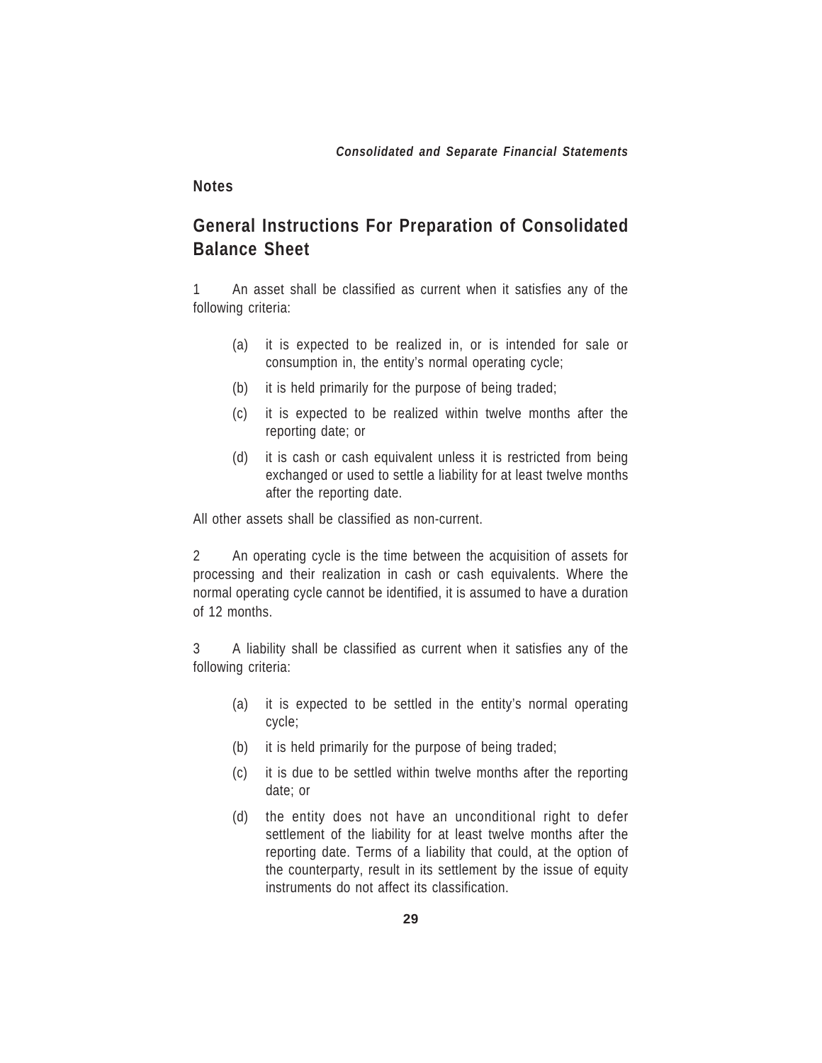**Notes**

## General Instructions For Preparation of Consolidated Balance Sheet

1 An asset shall be classified as current when it satisfies any of the following criteria:

- (a) it is expected to be realized in, or is intended for sale or consumption in, the entity's normal operating cycle;
- (b) it is held primarily for the purpose of being traded;
- (c) it is expected to be realized within twelve months after the reporting date; or
- (d) it is cash or cash equivalent unless it is restricted from being exchanged or used to settle a liability for at least twelve months after the reporting date.

All other assets shall be classified as non-current.

2 An operating cycle is the time between the acquisition of assets for processing and their realization in cash or cash equivalents. Where the normal operating cycle cannot be identified, it is assumed to have a duration of 12 months.

3 A liability shall be classified as current when it satisfies any of the following criteria:

- (a) it is expected to be settled in the entity's normal operating cycle;
- (b) it is held primarily for the purpose of being traded;
- (c) it is due to be settled within twelve months after the reporting date; or
- (d) the entity does not have an unconditional right to defer settlement of the liability for at least twelve months after the reporting date. Terms of a liability that could, at the option of the counterparty, result in its settlement by the issue of equity instruments do not affect its classification.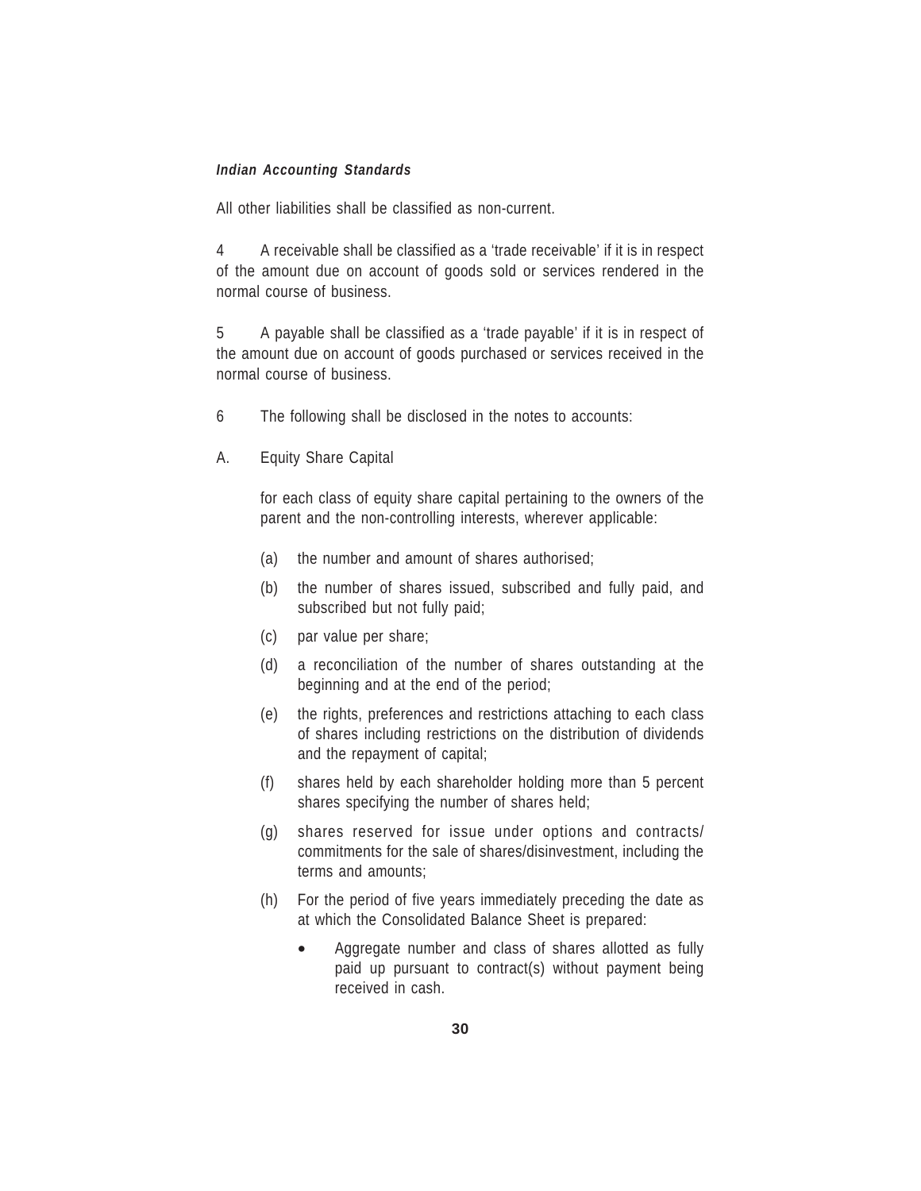All other liabilities shall be classified as non-current.

4 A receivable shall be classified as a 'trade receivable' if it is in respect of the amount due on account of goods sold or services rendered in the normal course of business.

5 A payable shall be classified as a 'trade payable' if it is in respect of the amount due on account of goods purchased or services received in the normal course of business.

6 The following shall be disclosed in the notes to accounts:

A. Equity Share Capital

for each class of equity share capital pertaining to the owners of the parent and the non-controlling interests, wherever applicable:

(a) the number and amount of shares authorised;

(b) the number of shares issued, subscribed and fully paid, and subscribed but not fully paid;

(c) par value per share;

(d) a reconciliation of the number of shares outstanding at the beginning and at the end of the period;

(e) the rights, preferences and restrictions attaching to each class of shares including restrictions on the distribution of dividends and the repayment of capital;

(f) shares held by each shareholder holding more than 5 percent shares specifying the number of shares held;

(g) shares reserved for issue under options and contracts/ commitments for the sale of shares/disinvestment, including the terms and amounts;

(h) For the period of five years immediately preceding the date as at which the Consolidated Balance Sheet is prepared:

- Aggregate number and class of shares allotted as fully paid up pursuant to contract(s) without payment being received in cash.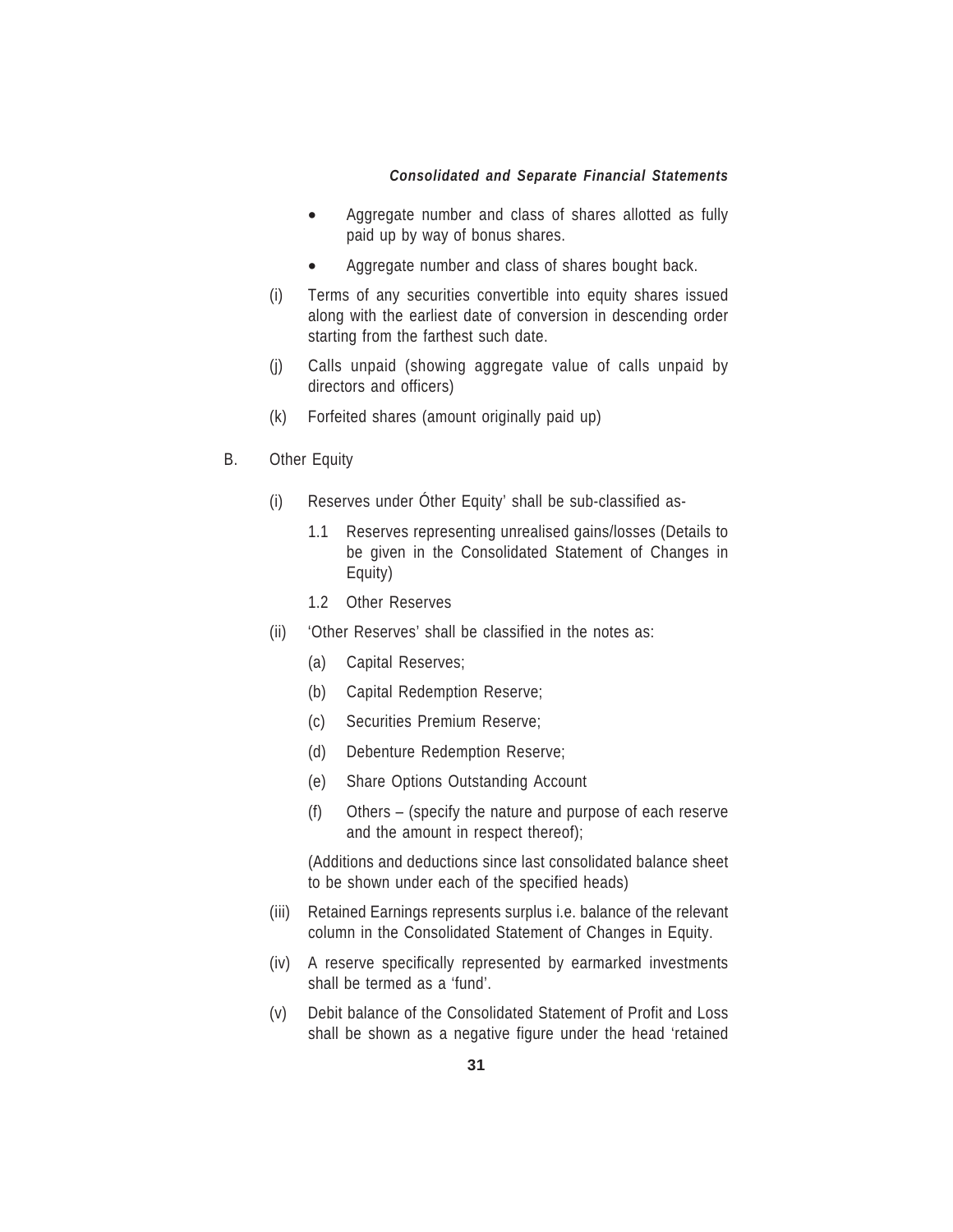- Aggregate number and class of shares allotted as fully paid up by way of bonus shares.
- Aggregate number and class of shares bought back.

(i) Terms of any securities convertible into equity shares issued along with the earliest date of conversion in descending order starting from the farthest such date.

(j) Calls unpaid (showing aggregate value of calls unpaid by directors and officers)

(k) Forfeited shares (amount originally paid up)

B. Other Equity

(i) Reserves under Óther Equity' shall be sub-classified as-

1.1 Reserves representing unrealised gains/losses (Details to be given in the Consolidated Statement of Changes in Equity)

1.2 Other Reserves

(ii) 'Other Reserves' shall be classified in the notes as:

(a) Capital Reserves;

(b) Capital Redemption Reserve;

(c) Securities Premium Reserve;

(d) Debenture Redemption Reserve;

(e) Share Options Outstanding Account

(f) Others – (specify the nature and purpose of each reserve and the amount in respect thereof);

(Additions and deductions since last consolidated balance sheet to be shown under each of the specified heads)

(iii) Retained Earnings represents surplus i.e. balance of the relevant column in the Consolidated Statement of Changes in Equity.

(iv) A reserve specifically represented by earmarked investments shall be termed as a 'fund'.

(v) Debit balance of the Consolidated Statement of Profit and Loss shall be shown as a negative figure under the head 'retained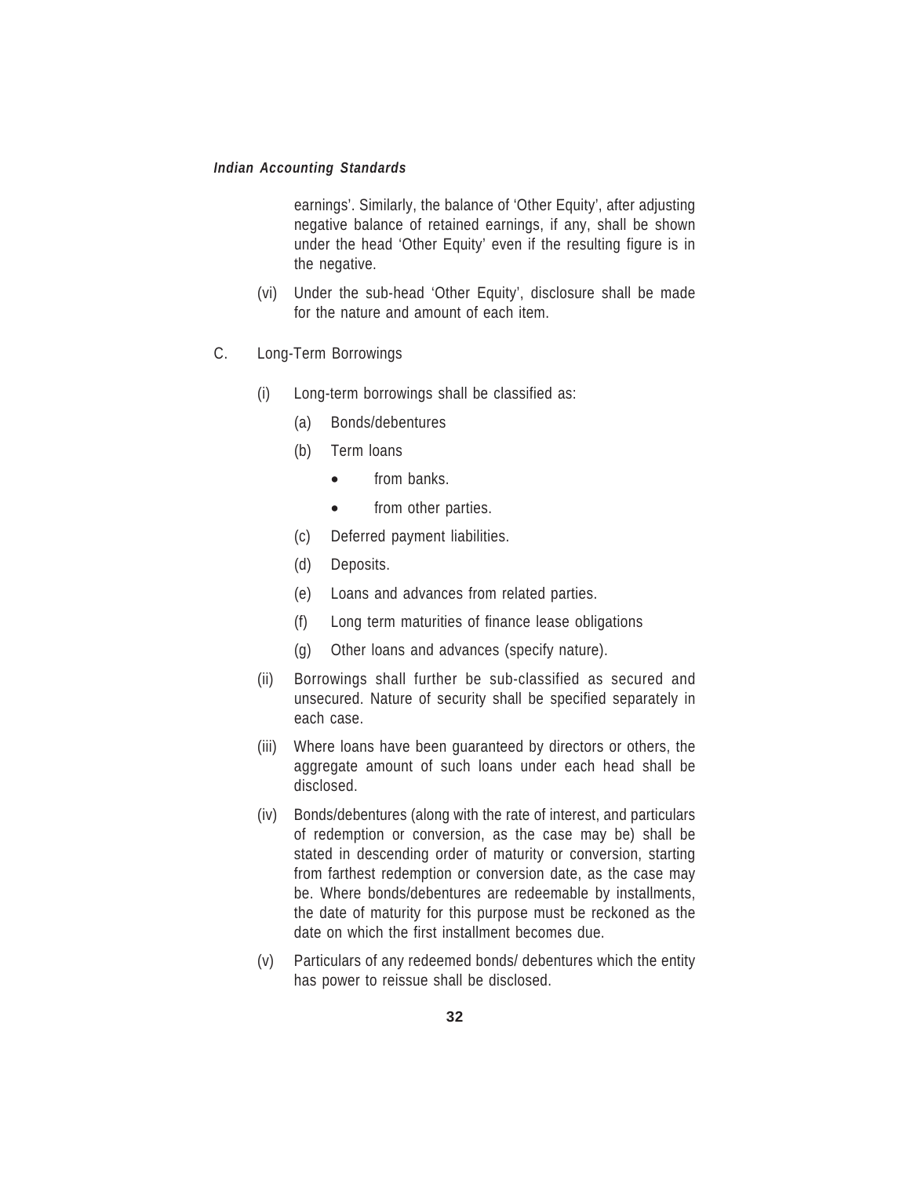earnings'. Similarly, the balance of 'Other Equity', after adjusting negative balance of retained earnings, if any, shall be shown under the head 'Other Equity' even if the resulting figure is in the negative.

(vi) Under the sub-head 'Other Equity', disclosure shall be made for the nature and amount of each item.

C. Long-Term Borrowings

(i) Long-term borrowings shall be classified as:

(a) Bonds/debentures

(b) Term loans

- from banks.
- from other parties.

(c) Deferred payment liabilities.

(d) Deposits.

(e) Loans and advances from related parties.

(f) Long term maturities of finance lease obligations

(g) Other loans and advances (specify nature).

(ii) Borrowings shall further be sub-classified as secured and unsecured. Nature of security shall be specified separately in each case.

(iii) Where loans have been guaranteed by directors or others, the aggregate amount of such loans under each head shall be disclosed.

(iv) Bonds/debentures (along with the rate of interest, and particulars of redemption or conversion, as the case may be) shall be stated in descending order of maturity or conversion, starting from farthest redemption or conversion date, as the case may be. Where bonds/debentures are redeemable by installments, the date of maturity for this purpose must be reckoned as the date on which the first installment becomes due.

(v) Particulars of any redeemed bonds/ debentures which the entity has power to reissue shall be disclosed.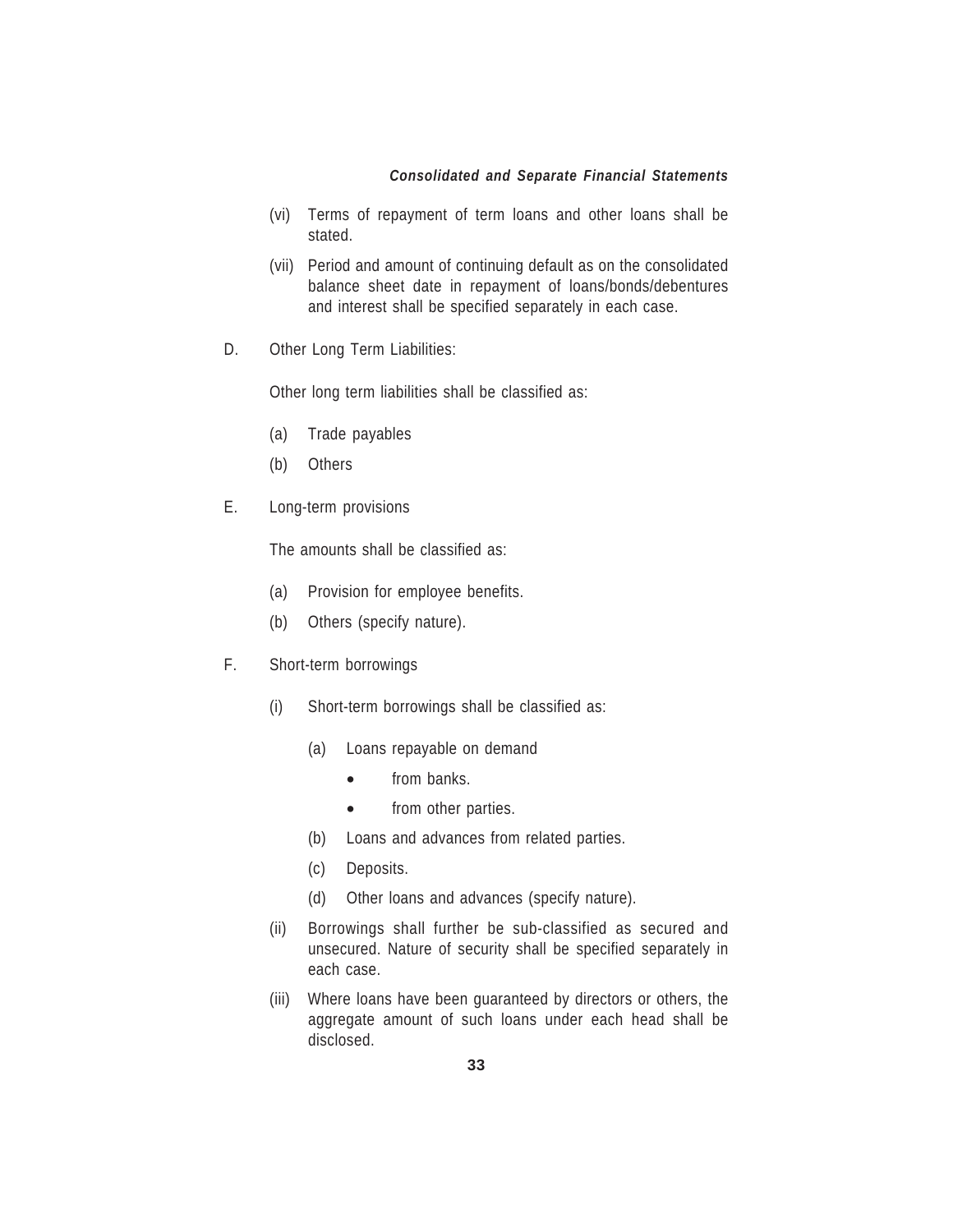(vi) Terms of repayment of term loans and other loans shall be stated.

(vii) Period and amount of continuing default as on the consolidated balance sheet date in repayment of loans/bonds/debentures and interest shall be specified separately in each case.

D. Other Long Term Liabilities:

Other long term liabilities shall be classified as:

(a) Trade payables

(b) Others

E. Long-term provisions

The amounts shall be classified as:

(a) Provision for employee benefits.

(b) Others (specify nature).

F. Short-term borrowings

(i) Short-term borrowings shall be classified as:

(a) Loans repayable on demand

- from banks.
- from other parties.

(b) Loans and advances from related parties.

(c) Deposits.

(d) Other loans and advances (specify nature).

(ii) Borrowings shall further be sub-classified as secured and unsecured. Nature of security shall be specified separately in each case.

(iii) Where loans have been guaranteed by directors or others, the aggregate amount of such loans under each head shall be disclosed.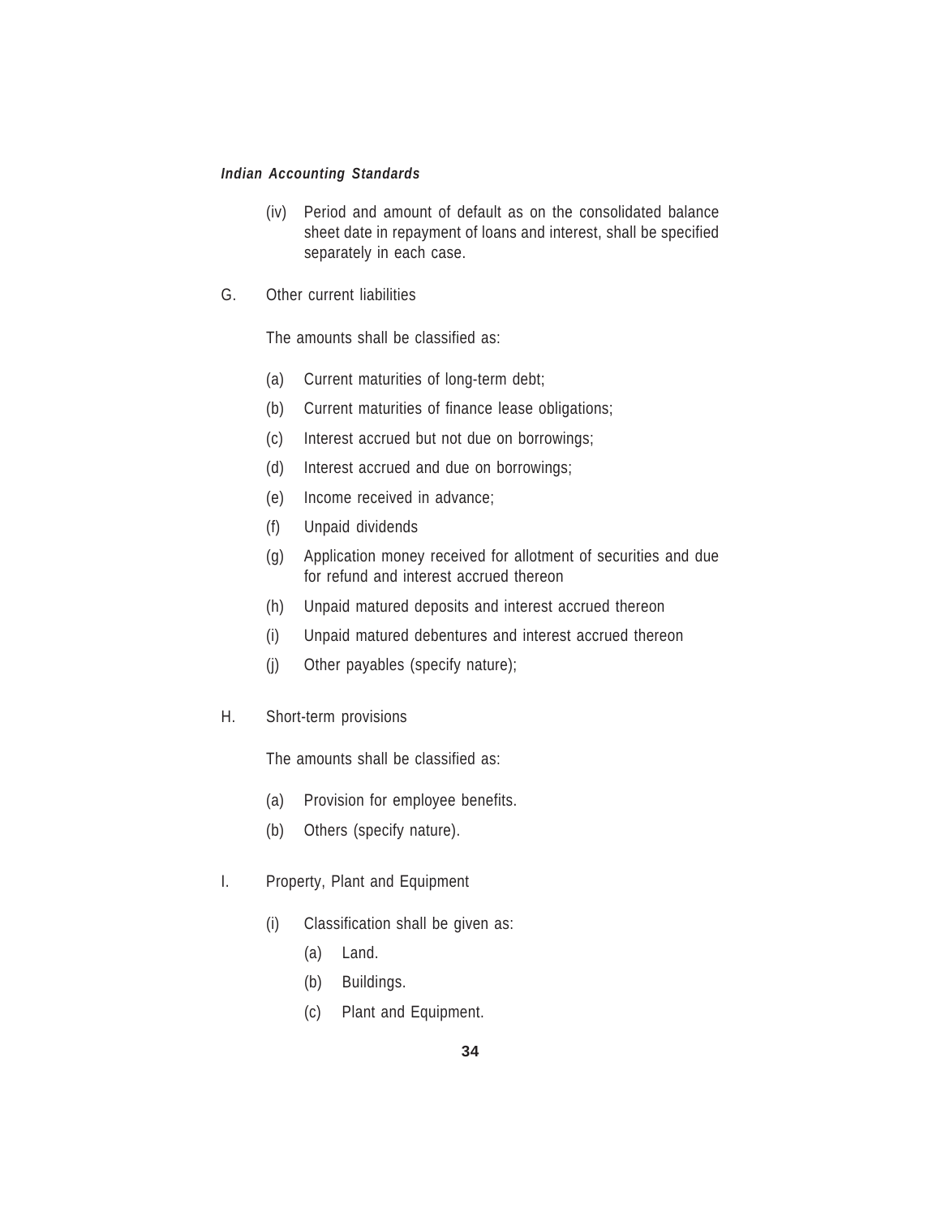(iv) Period and amount of default as on the consolidated balance sheet date in repayment of loans and interest, shall be specified separately in each case.

G. Other current liabilities

The amounts shall be classified as:

(a) Current maturities of long-term debt;

(b) Current maturities of finance lease obligations;

(c) Interest accrued but not due on borrowings;

(d) Interest accrued and due on borrowings;

(e) Income received in advance;

(f) Unpaid dividends

(g) Application money received for allotment of securities and due for refund and interest accrued thereon

(h) Unpaid matured deposits and interest accrued thereon

(i) Unpaid matured debentures and interest accrued thereon

(j) Other payables (specify nature);

H. Short-term provisions

The amounts shall be classified as:

(a) Provision for employee benefits.

(b) Others (specify nature).

I. Property, Plant and Equipment

(i) Classification shall be given as:

(a) Land.

(b) Buildings.

(c) Plant and Equipment.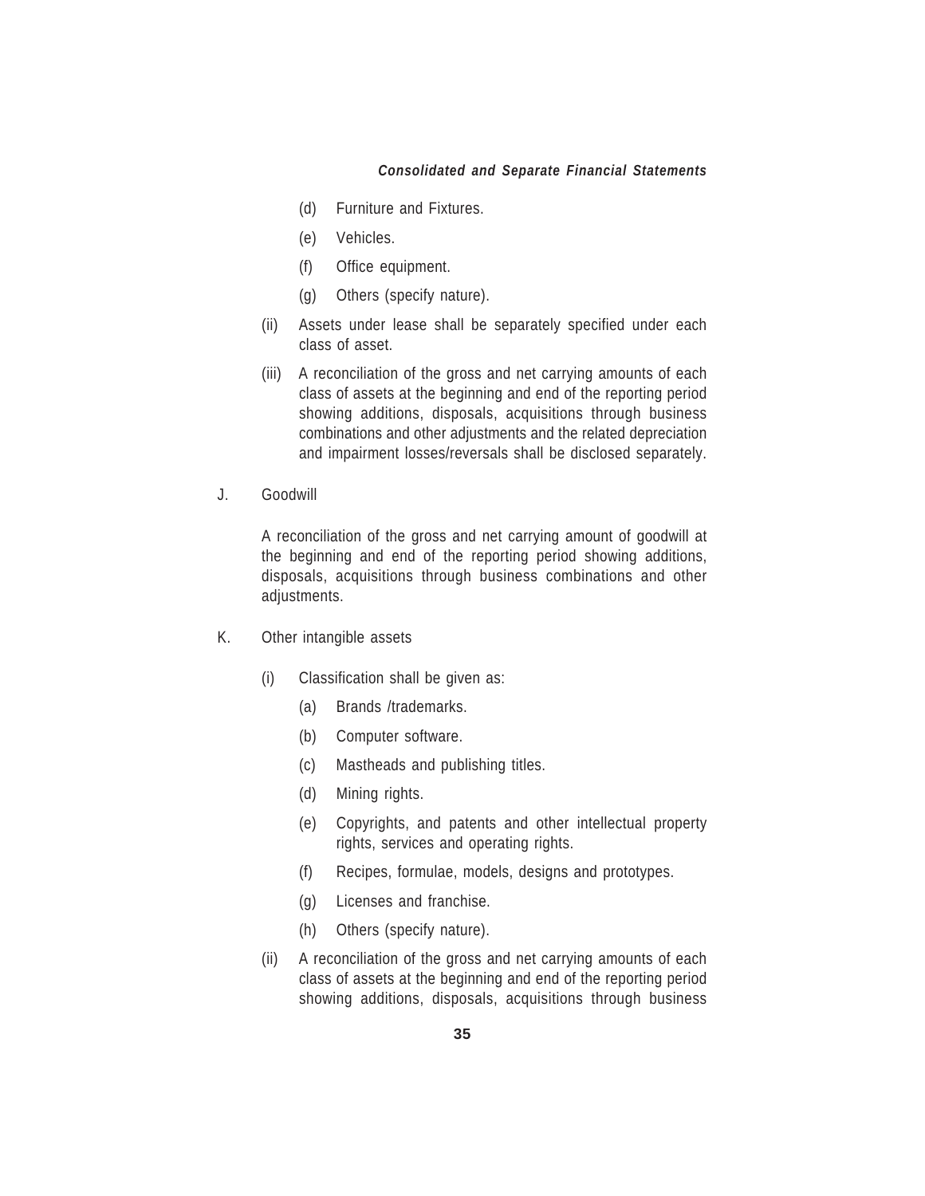(d) Furniture and Fixtures.

(e) Vehicles.

(f) Office equipment.

(g) Others (specify nature).

(ii) Assets under lease shall be separately specified under each class of asset.

(iii) A reconciliation of the gross and net carrying amounts of each class of assets at the beginning and end of the reporting period showing additions, disposals, acquisitions through business combinations and other adjustments and the related depreciation and impairment losses/reversals shall be disclosed separately.

J. Goodwill

A reconciliation of the gross and net carrying amount of goodwill at the beginning and end of the reporting period showing additions, disposals, acquisitions through business combinations and other adjustments.

K. Other intangible assets

(i) Classification shall be given as:

(a) Brands /trademarks.

(b) Computer software.

(c) Mastheads and publishing titles.

(d) Mining rights.

(e) Copyrights, and patents and other intellectual property rights, services and operating rights.

(f) Recipes, formulae, models, designs and prototypes.

(g) Licenses and franchise.

(h) Others (specify nature).

(ii) A reconciliation of the gross and net carrying amounts of each class of assets at the beginning and end of the reporting period showing additions, disposals, acquisitions through business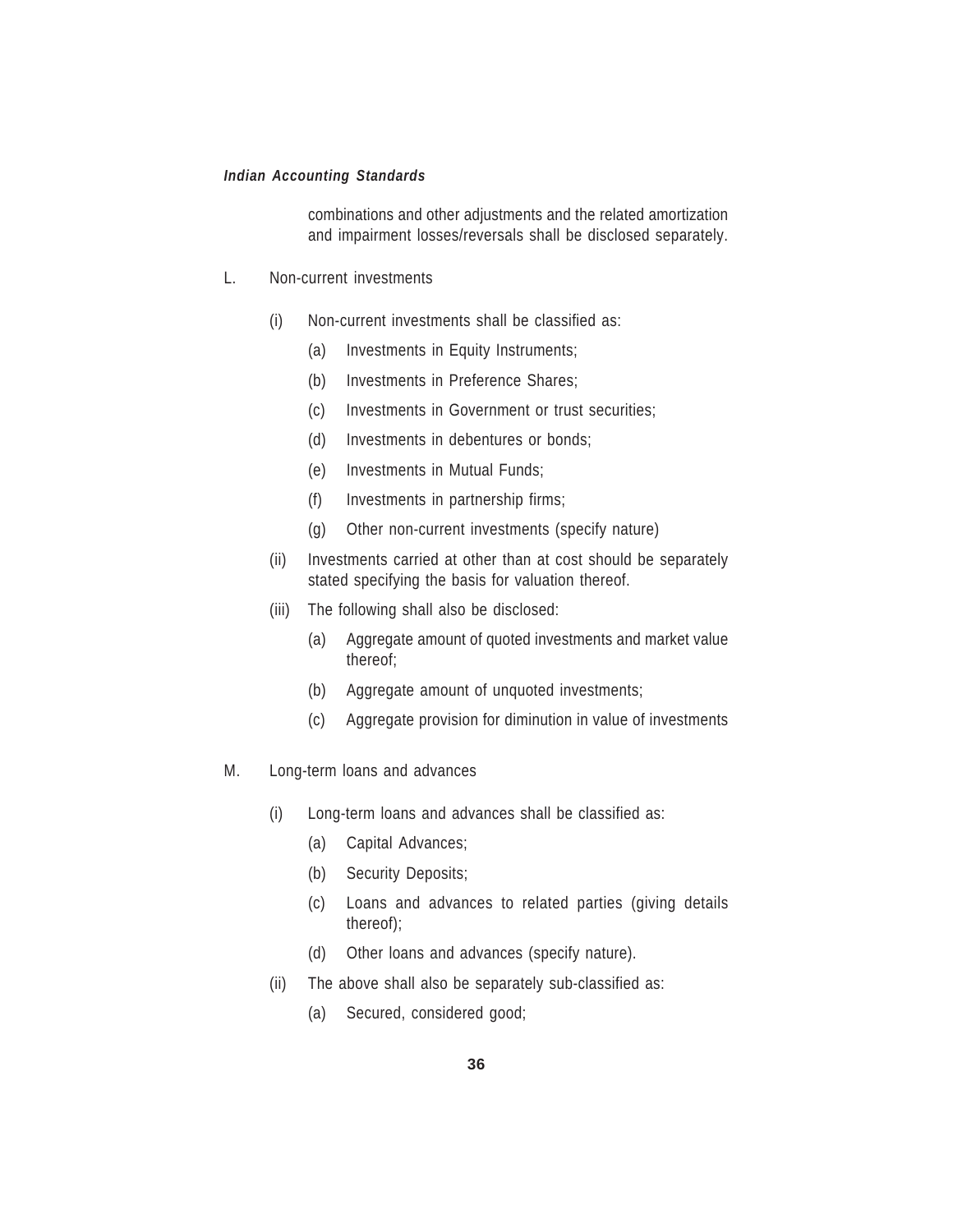combinations and other adjustments and the related amortization and impairment losses/reversals shall be disclosed separately.

L. Non-current investments

(i) Non-current investments shall be classified as:

(a) Investments in Equity Instruments;

(b) Investments in Preference Shares;

(c) Investments in Government or trust securities;

(d) Investments in debentures or bonds;

(e) Investments in Mutual Funds;

(f) Investments in partnership firms;

(g) Other non-current investments (specify nature)

(ii) Investments carried at other than at cost should be separately stated specifying the basis for valuation thereof.

(iii) The following shall also be disclosed:

(a) Aggregate amount of quoted investments and market value thereof;

(b) Aggregate amount of unquoted investments;

(c) Aggregate provision for diminution in value of investments

M. Long-term loans and advances

(i) Long-term loans and advances shall be classified as:

(a) Capital Advances;

(b) Security Deposits;

(c) Loans and advances to related parties (giving details thereof);

(d) Other loans and advances (specify nature).

(ii) The above shall also be separately sub-classified as:

(a) Secured, considered good;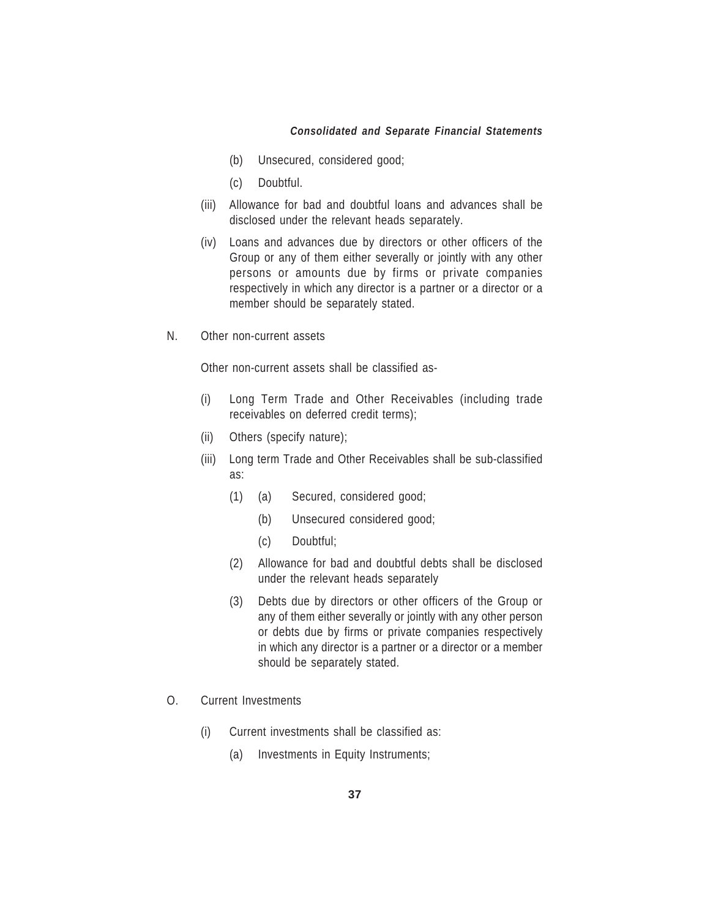(b) Unsecured, considered good;

(c) Doubtful.

(iii) Allowance for bad and doubtful loans and advances shall be disclosed under the relevant heads separately.

(iv) Loans and advances due by directors or other officers of the Group or any of them either severally or jointly with any other persons or amounts due by firms or private companies respectively in which any director is a partner or a director or a member should be separately stated.

N. Other non-current assets

Other non-current assets shall be classified as-

(i) Long Term Trade and Other Receivables (including trade receivables on deferred credit terms);

(ii) Others (specify nature);

(iii) Long term Trade and Other Receivables shall be sub-classified as:

(1) (a) Secured, considered good;

(b) Unsecured considered good;

(c) Doubtful;

(2) Allowance for bad and doubtful debts shall be disclosed under the relevant heads separately

(3) Debts due by directors or other officers of the Group or any of them either severally or jointly with any other person or debts due by firms or private companies respectively in which any director is a partner or a director or a member should be separately stated.

O. Current Investments

(i) Current investments shall be classified as:

(a) Investments in Equity Instruments;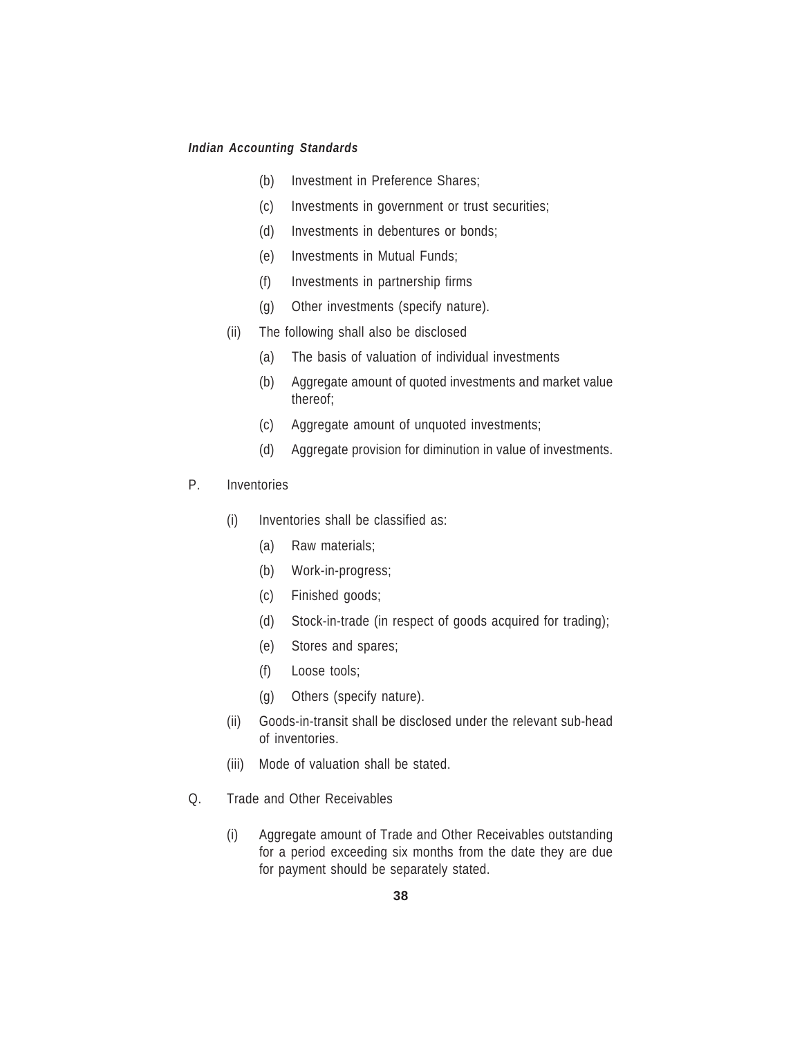- (b) Investment in Preference Shares;
- (c) Investments in government or trust securities;
- (d) Investments in debentures or bonds;
- (e) Investments in Mutual Funds;
- (f) Investments in partnership firms
- (g) Other investments (specify nature).

(ii) The following shall also be disclosed

- (a) The basis of valuation of individual investments
- (b) Aggregate amount of quoted investments and market value thereof;
- (c) Aggregate amount of unquoted investments;
- (d) Aggregate provision for diminution in value of investments.

P. Inventories

(i) Inventories shall be classified as:

- (a) Raw materials;
- (b) Work-in-progress;
- (c) Finished goods;
- (d) Stock-in-trade (in respect of goods acquired for trading);
- (e) Stores and spares;
- (f) Loose tools;
- (g) Others (specify nature).

(ii) Goods-in-transit shall be disclosed under the relevant sub-head of inventories.

(iii) Mode of valuation shall be stated.

Q. Trade and Other Receivables

(i) Aggregate amount of Trade and Other Receivables outstanding for a period exceeding six months from the date they are due for payment should be separately stated.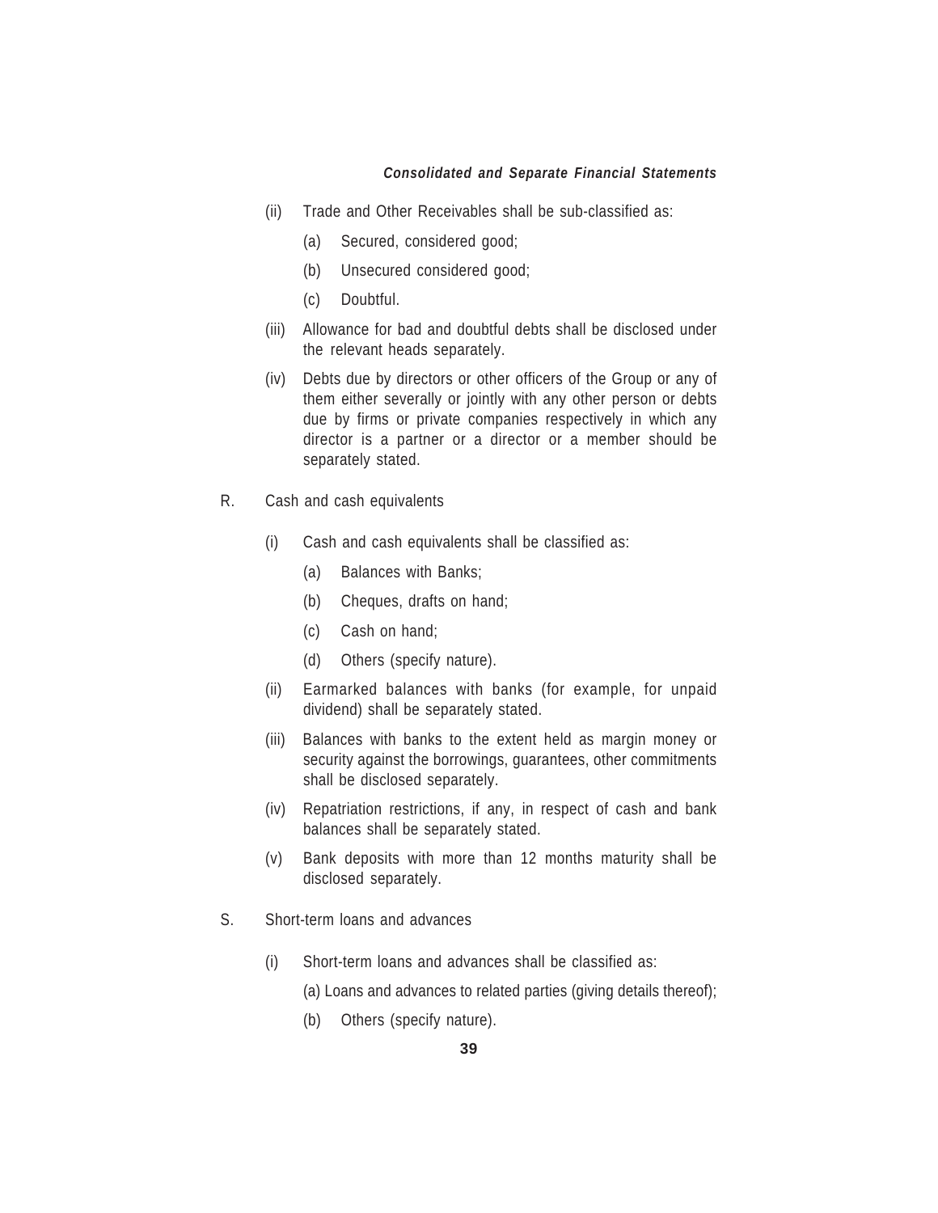(ii) Trade and Other Receivables shall be sub-classified as:

(a) Secured, considered good;

(b) Unsecured considered good;

(c) Doubtful.

(iii) Allowance for bad and doubtful debts shall be disclosed under the relevant heads separately.

(iv) Debts due by directors or other officers of the Group or any of them either severally or jointly with any other person or debts due by firms or private companies respectively in which any director is a partner or a director or a member should be separately stated.

R. Cash and cash equivalents

(i) Cash and cash equivalents shall be classified as:

(a) Balances with Banks;

(b) Cheques, drafts on hand;

(c) Cash on hand;

(d) Others (specify nature).

(ii) Earmarked balances with banks (for example, for unpaid dividend) shall be separately stated.

(iii) Balances with banks to the extent held as margin money or security against the borrowings, guarantees, other commitments shall be disclosed separately.

(iv) Repatriation restrictions, if any, in respect of cash and bank balances shall be separately stated.

(v) Bank deposits with more than 12 months maturity shall be disclosed separately.

S. Short-term loans and advances

(i) Short-term loans and advances shall be classified as:

(a) Loans and advances to related parties (giving details thereof);

(b) Others (specify nature).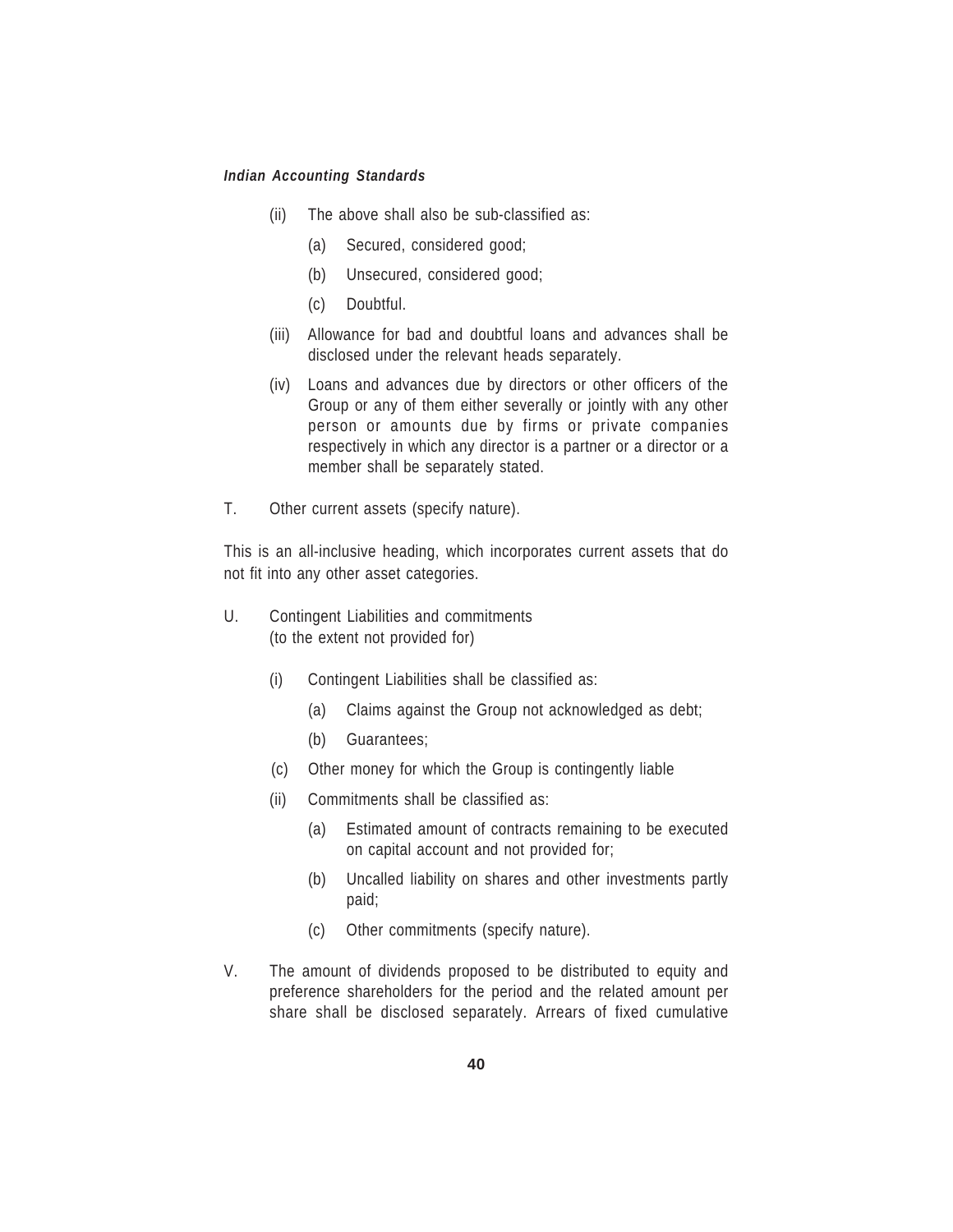(ii) The above shall also be sub-classified as:

(a) Secured, considered good;

(b) Unsecured, considered good;

(c) Doubtful.

(iii) Allowance for bad and doubtful loans and advances shall be disclosed under the relevant heads separately.

(iv) Loans and advances due by directors or other officers of the Group or any of them either severally or jointly with any other person or amounts due by firms or private companies respectively in which any director is a partner or a director or a member shall be separately stated.

T. Other current assets (specify nature).

This is an all-inclusive heading, which incorporates current assets that do not fit into any other asset categories.

U. Contingent Liabilities and commitments
(to the extent not provided for)

(i) Contingent Liabilities shall be classified as:

(a) Claims against the Group not acknowledged as debt;

(b) Guarantees;

(c) Other money for which the Group is contingently liable

(ii) Commitments shall be classified as:

(a) Estimated amount of contracts remaining to be executed on capital account and not provided for;

(b) Uncalled liability on shares and other investments partly paid;

(c) Other commitments (specify nature).

V. The amount of dividends proposed to be distributed to equity and preference shareholders for the period and the related amount per share shall be disclosed separately. Arrears of fixed cumulative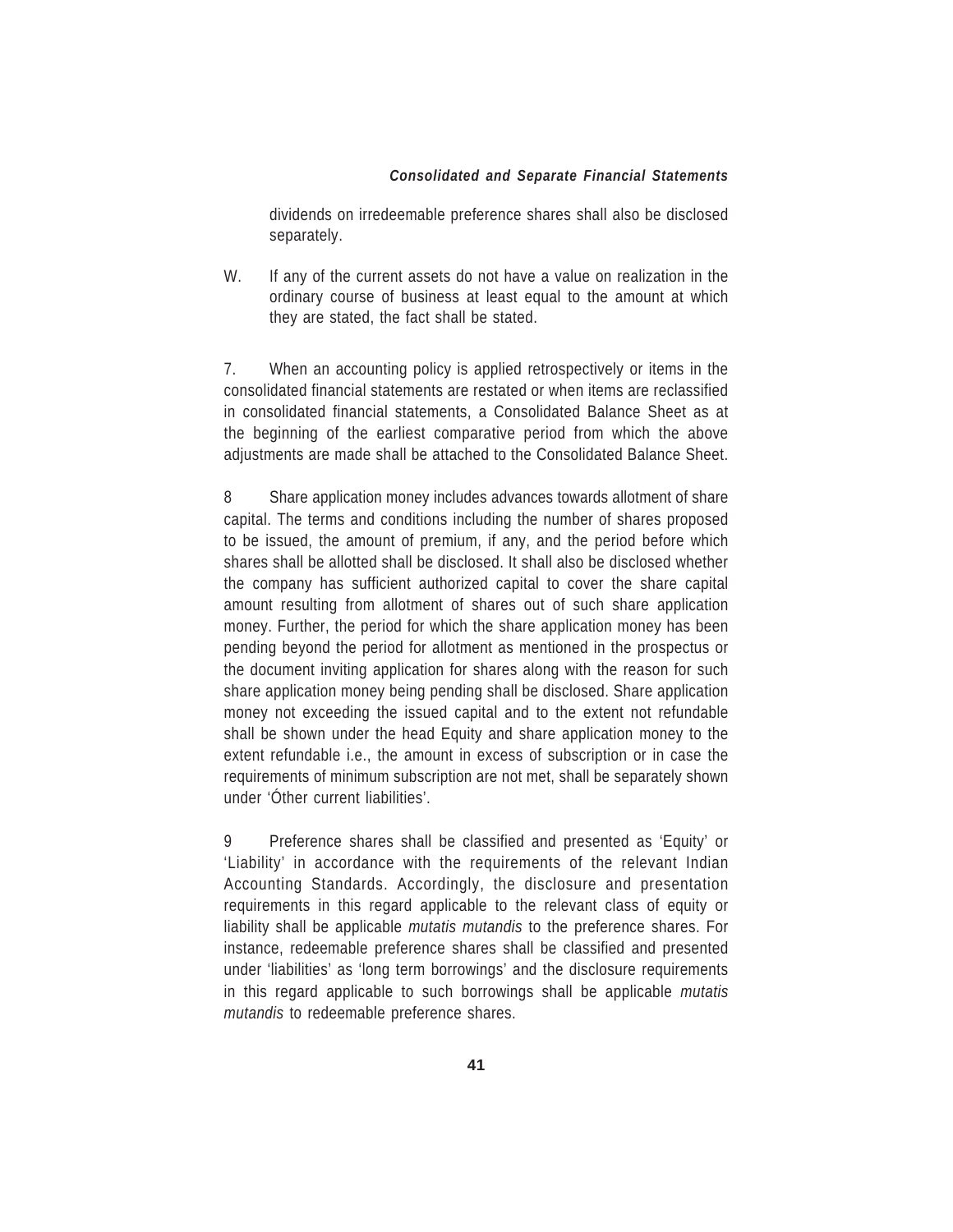dividends on irredeemable preference shares shall also be disclosed separately.

W. If any of the current assets do not have a value on realization in the ordinary course of business at least equal to the amount at which they are stated, the fact shall be stated.

7. When an accounting policy is applied retrospectively or items in the consolidated financial statements are restated or when items are reclassified in consolidated financial statements, a Consolidated Balance Sheet as at the beginning of the earliest comparative period from which the above adjustments are made shall be attached to the Consolidated Balance Sheet.

8 Share application money includes advances towards allotment of share capital. The terms and conditions including the number of shares proposed to be issued, the amount of premium, if any, and the period before which shares shall be allotted shall be disclosed. It shall also be disclosed whether the company has sufficient authorized capital to cover the share capital amount resulting from allotment of shares out of such share application money. Further, the period for which the share application money has been pending beyond the period for allotment as mentioned in the prospectus or the document inviting application for shares along with the reason for such share application money being pending shall be disclosed. Share application money not exceeding the issued capital and to the extent not refundable shall be shown under the head Equity and share application money to the extent refundable i.e., the amount in excess of subscription or in case the requirements of minimum subscription are not met, shall be separately shown under 'Óther current liabilities'.

9 Preference shares shall be classified and presented as 'Equity' or 'Liability' in accordance with the requirements of the relevant Indian Accounting Standards. Accordingly, the disclosure and presentation requirements in this regard applicable to the relevant class of equity or liability shall be applicable *mutatis mutandis* to the preference shares. For instance, redeemable preference shares shall be classified and presented under 'liabilities' as 'long term borrowings' and the disclosure requirements in this regard applicable to such borrowings shall be applicable *mutatis mutandis* to redeemable preference shares.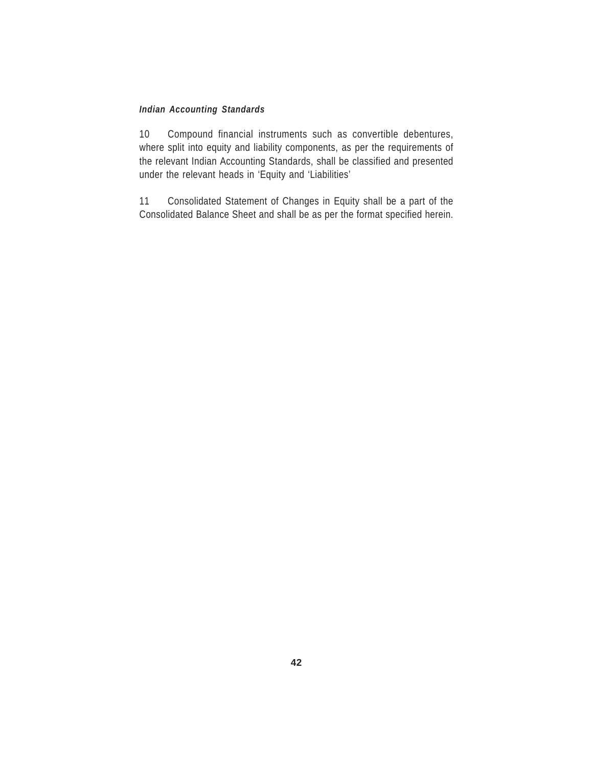10 Compound financial instruments such as convertible debentures, where split into equity and liability components, as per the requirements of the relevant Indian Accounting Standards, shall be classified and presented under the relevant heads in 'Equity and 'Liabilities'

11 Consolidated Statement of Changes in Equity shall be a part of the Consolidated Balance Sheet and shall be as per the format specified herein.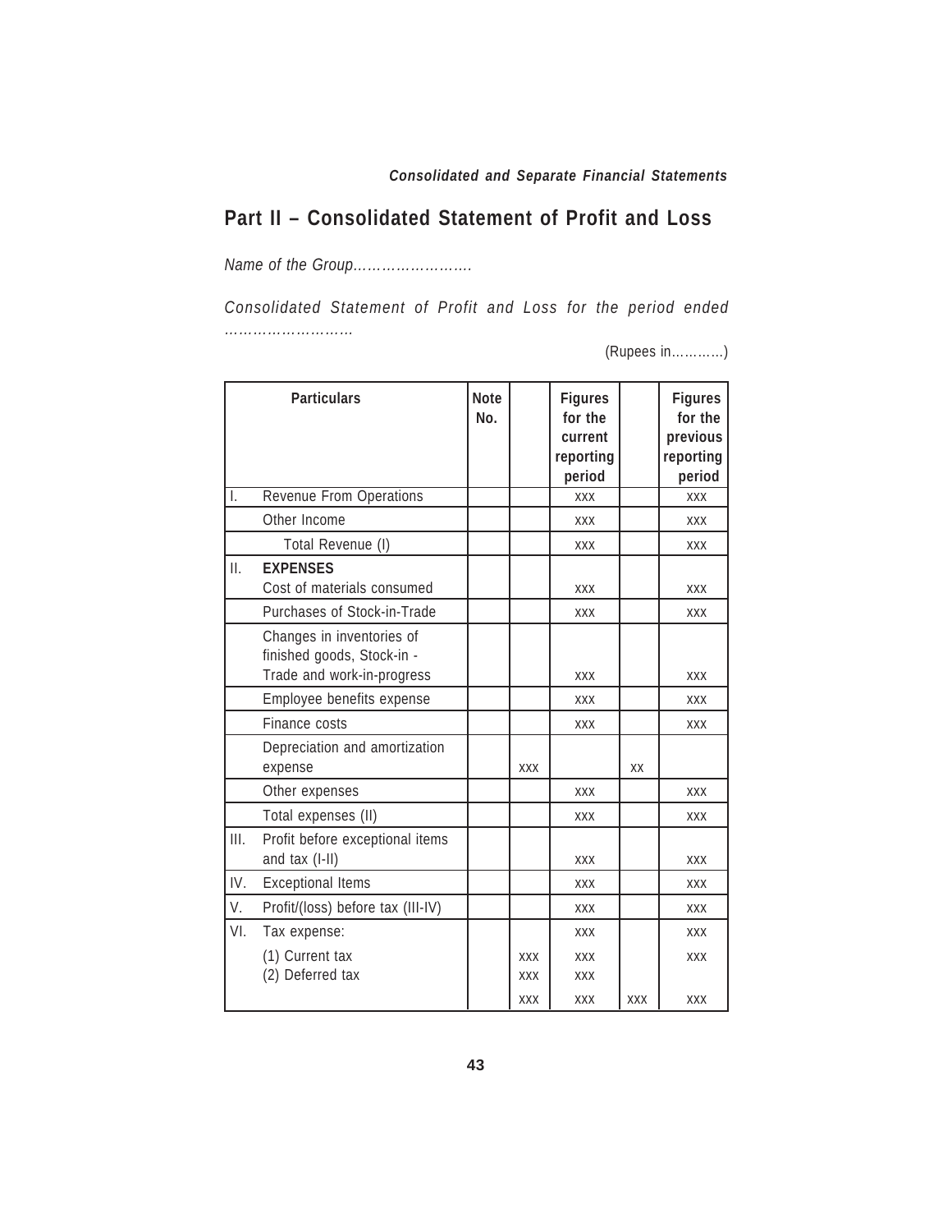## Part II – Consolidated Statement of Profit and Loss

*Name of the Group……………………..*

*Consolidated Statement of Profit and Loss for the period ended ………………………*

(Rupees in…………)

| | Particulars | Note No. | | Figures for the current reporting period | | Figures for the previous reporting period |
|---|---|---|---|---|---|---|
| I. | Revenue From Operations | | | xxx | | xxx |
| | Other Income | | | xxx | | xxx |
| | Total Revenue (I) | | | xxx | | xxx |
| II. | **EXPENSES**<br>Cost of materials consumed | | | xxx | | xxx |
| | Purchases of Stock-in-Trade | | | xxx | | xxx |
| | Changes in inventories of finished goods, Stock-in - Trade and work-in-progress | | | xxx | | xxx |
| | Employee benefits expense | | | xxx | | xxx |
| | Finance costs | | | xxx | | xxx |
| | Depreciation and amortization expense | | xxx | | xx | |
| | Other expenses | | | xxx | | xxx |
| | Total expenses (II) | | | xxx | | xxx |
| III. | Profit before exceptional items and tax (I-II) | | | xxx | | xxx |
| IV. | Exceptional Items | | | xxx | | xxx |
| V. | Profit/(loss) before tax (III-IV) | | | xxx | | xxx |
| VI. | Tax expense: | | | xxx | | xxx |
| | (1) Current tax<br>(2) Deferred tax | | xxx<br>xxx | xxx<br>xxx | | xxx |
| | | | xxx | xxx | xxx | xxx |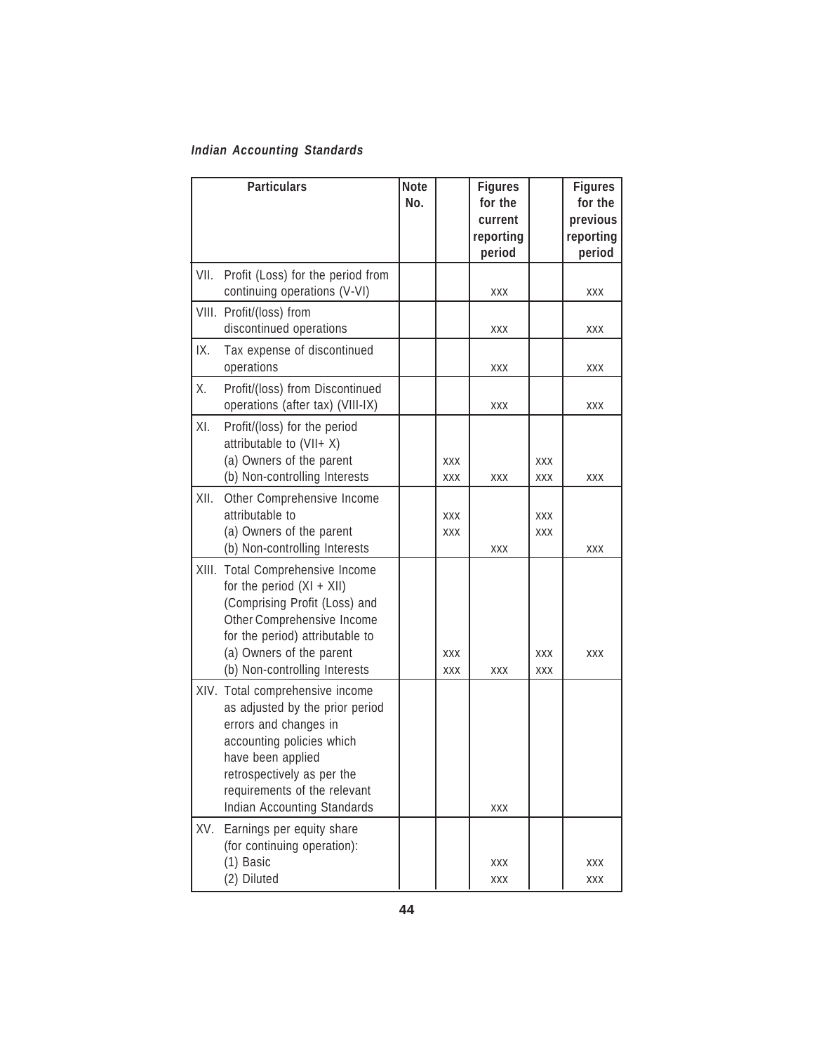| Particulars | Note No. | | Figures for the current reporting period | | Figures for the previous reporting period |
|---|---|---|---|---|---|
| VII. Profit (Loss) for the period from continuing operations (V-VI) | | | xxx | | xxx |
| VIII. Profit/(loss) from discontinued operations | | | xxx | | xxx |
| IX. Tax expense of discontinued operations | | | xxx | | xxx |
| X. Profit/(loss) from Discontinued operations (after tax) (VIII-IX) | | | xxx | | xxx |
| XI. Profit/(loss) for the period attributable to (VII+ X)<br>(a) Owners of the parent<br>(b) Non-controlling Interests | | xxx<br>xxx | xxx | xxx<br>xxx | xxx |
| XII. Other Comprehensive Income attributable to<br>(a) Owners of the parent<br>(b) Non-controlling Interests | | xxx<br>xxx | xxx | xxx<br>xxx | xxx |
| XIII. Total Comprehensive Income for the period (XI + XII) (Comprising Profit (Loss) and Other Comprehensive Income for the period) attributable to<br>(a) Owners of the parent<br>(b) Non-controlling Interests | | xxx<br>xxx | xxx | xxx<br>xxx | xxx |
| XIV. Total comprehensive income as adjusted by the prior period errors and changes in accounting policies which have been applied retrospectively as per the requirements of the relevant Indian Accounting Standards | | | xxx | | |
| XV. Earnings per equity share (for continuing operation):<br>(1) Basic<br>(2) Diluted | | | xxx<br>xxx | | xxx<br>xxx |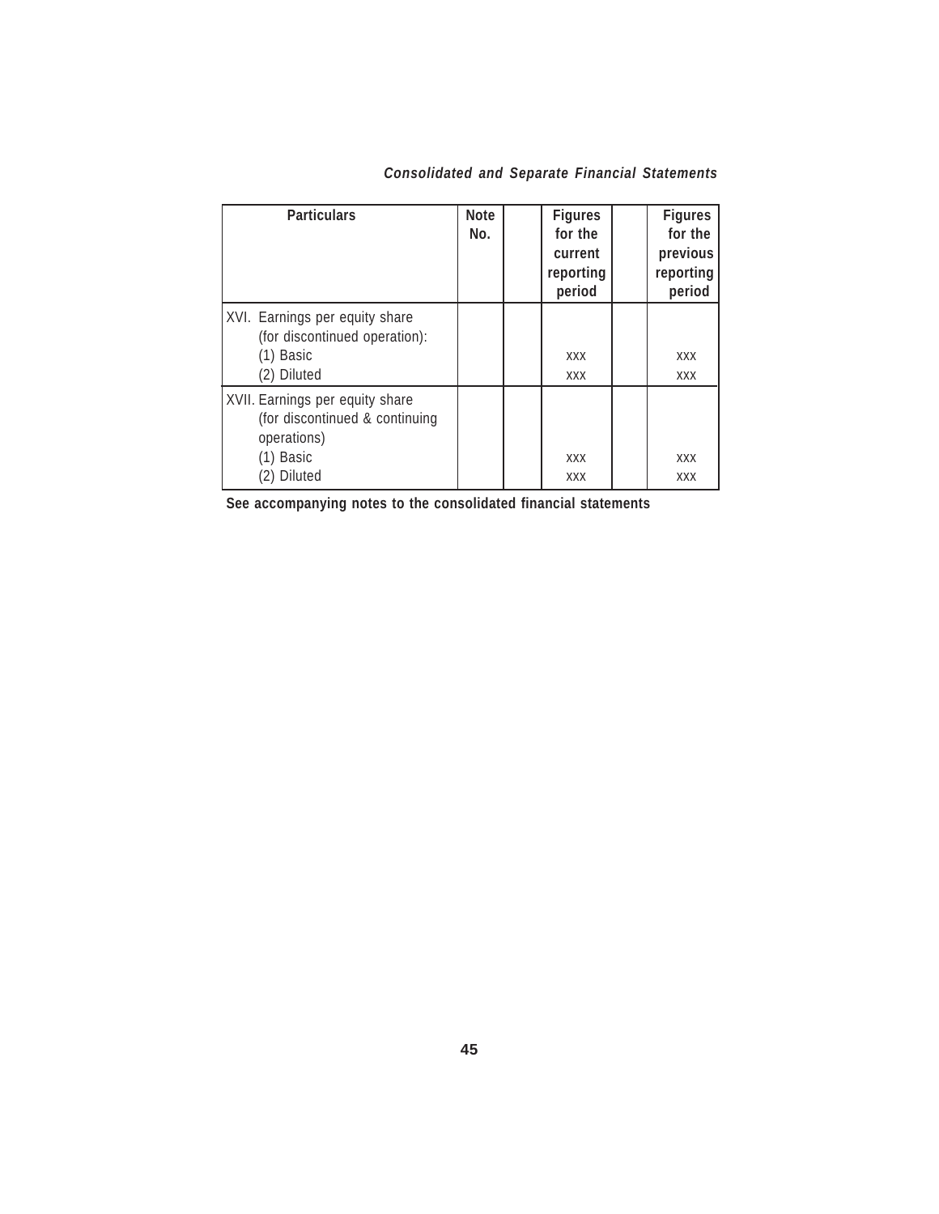| Particulars | Note No. | | Figures for the current reporting period | | Figures for the previous reporting period |
|---|---|---|---|---|---|
| XVI. Earnings per equity share (for discontinued operation): | | | | | |
| (1) Basic | | | xxx | | xxx |
| (2) Diluted | | | xxx | | xxx |
| XVII. Earnings per equity share (for discontinued & continuing operations) | | | | | |
| (1) Basic | | | xxx | | xxx |
| (2) Diluted | | | xxx | | xxx |

**See accompanying notes to the consolidated financial statements**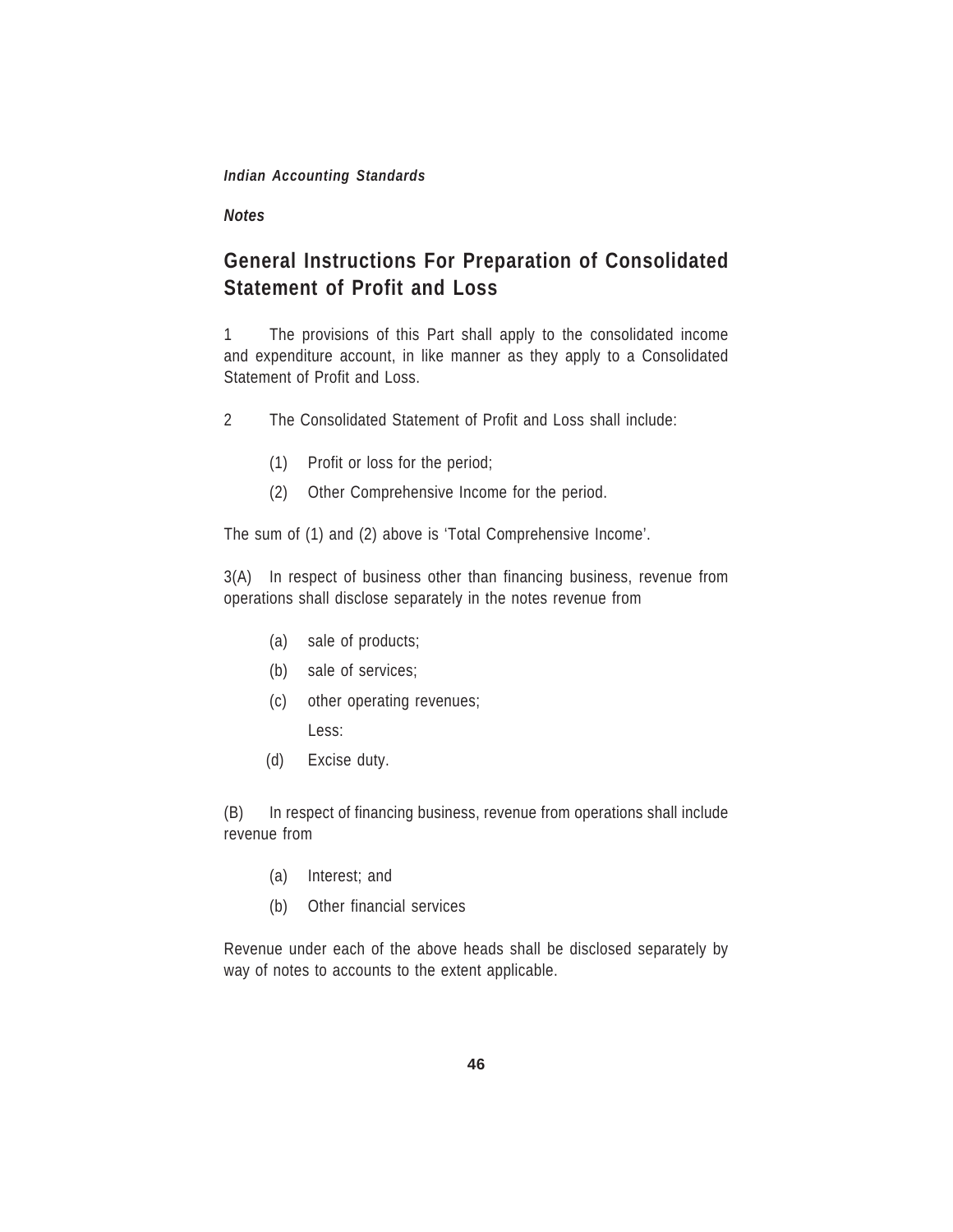*Notes*

## General Instructions For Preparation of Consolidated Statement of Profit and Loss

1 The provisions of this Part shall apply to the consolidated income and expenditure account, in like manner as they apply to a Consolidated Statement of Profit and Loss.

2 The Consolidated Statement of Profit and Loss shall include:

(1) Profit or loss for the period;

(2) Other Comprehensive Income for the period.

The sum of (1) and (2) above is 'Total Comprehensive Income'.

3(A) In respect of business other than financing business, revenue from operations shall disclose separately in the notes revenue from

(a) sale of products;

(b) sale of services;

(c) other operating revenues;

Less:

(d) Excise duty.

(B) In respect of financing business, revenue from operations shall include revenue from

(a) Interest; and

(b) Other financial services

Revenue under each of the above heads shall be disclosed separately by way of notes to accounts to the extent applicable.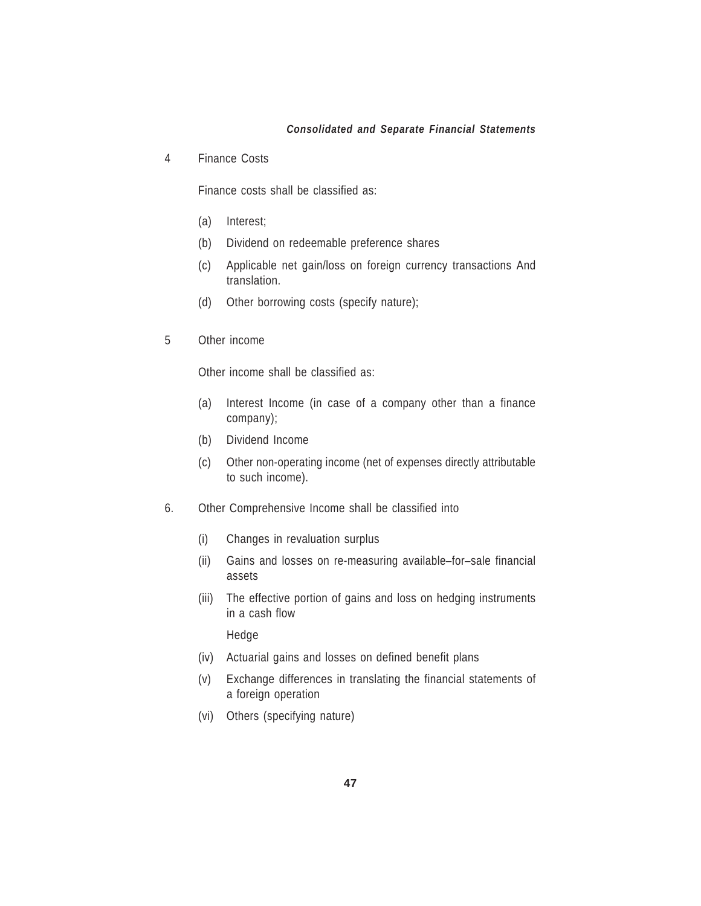4 Finance Costs

Finance costs shall be classified as:

(a) Interest;

(b) Dividend on redeemable preference shares

(c) Applicable net gain/loss on foreign currency transactions And translation.

(d) Other borrowing costs (specify nature);

5 Other income

Other income shall be classified as:

(a) Interest Income (in case of a company other than a finance company);

(b) Dividend Income

(c) Other non-operating income (net of expenses directly attributable to such income).

6. Other Comprehensive Income shall be classified into

(i) Changes in revaluation surplus

(ii) Gains and losses on re-measuring available–for–sale financial assets

(iii) The effective portion of gains and loss on hedging instruments in a cash flow

Hedge

(iv) Actuarial gains and losses on defined benefit plans

(v) Exchange differences in translating the financial statements of a foreign operation

(vi) Others (specifying nature)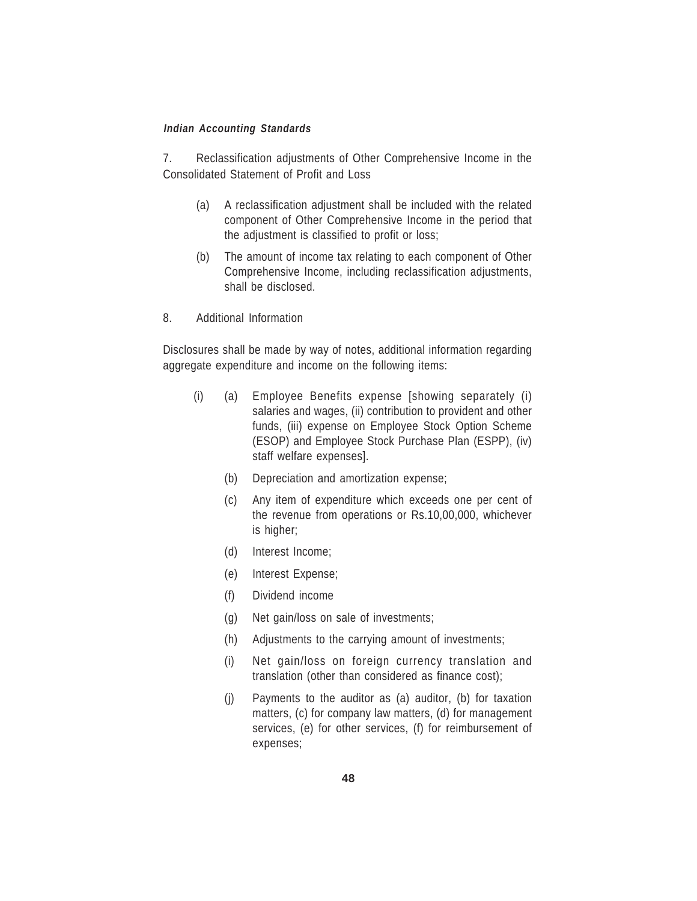7. Reclassification adjustments of Other Comprehensive Income in the Consolidated Statement of Profit and Loss

(a) A reclassification adjustment shall be included with the related component of Other Comprehensive Income in the period that the adjustment is classified to profit or loss;

(b) The amount of income tax relating to each component of Other Comprehensive Income, including reclassification adjustments, shall be disclosed.

8. Additional Information

Disclosures shall be made by way of notes, additional information regarding aggregate expenditure and income on the following items:

(i) (a) Employee Benefits expense [showing separately (i) salaries and wages, (ii) contribution to provident and other funds, (iii) expense on Employee Stock Option Scheme (ESOP) and Employee Stock Purchase Plan (ESPP), (iv) staff welfare expenses].

(b) Depreciation and amortization expense;

(c) Any item of expenditure which exceeds one per cent of the revenue from operations or Rs.10,00,000, whichever is higher;

(d) Interest Income;

(e) Interest Expense;

(f) Dividend income

(g) Net gain/loss on sale of investments;

(h) Adjustments to the carrying amount of investments;

(i) Net gain/loss on foreign currency translation and translation (other than considered as finance cost);

(j) Payments to the auditor as (a) auditor, (b) for taxation matters, (c) for company law matters, (d) for management services, (e) for other services, (f) for reimbursement of expenses;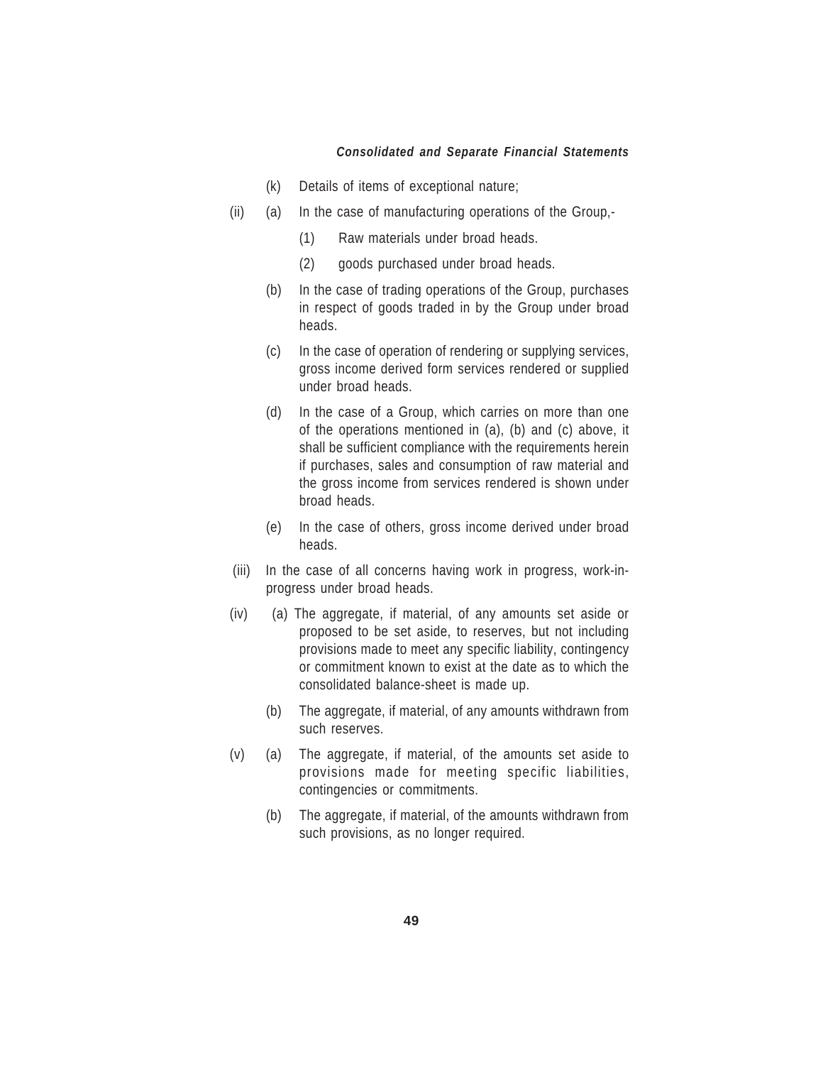(k) Details of items of exceptional nature;

(ii) (a) In the case of manufacturing operations of the Group,-

(1) Raw materials under broad heads.

(2) goods purchased under broad heads.

(b) In the case of trading operations of the Group, purchases in respect of goods traded in by the Group under broad heads.

(c) In the case of operation of rendering or supplying services, gross income derived form services rendered or supplied under broad heads.

(d) In the case of a Group, which carries on more than one of the operations mentioned in (a), (b) and (c) above, it shall be sufficient compliance with the requirements herein if purchases, sales and consumption of raw material and the gross income from services rendered is shown under broad heads.

(e) In the case of others, gross income derived under broad heads.

(iii) In the case of all concerns having work in progress, work-in-progress under broad heads.

(iv) (a) The aggregate, if material, of any amounts set aside or proposed to be set aside, to reserves, but not including provisions made to meet any specific liability, contingency or commitment known to exist at the date as to which the consolidated balance-sheet is made up.

(b) The aggregate, if material, of any amounts withdrawn from such reserves.

(v) (a) The aggregate, if material, of the amounts set aside to provisions made for meeting specific liabilities, contingencies or commitments.

(b) The aggregate, if material, of the amounts withdrawn from such provisions, as no longer required.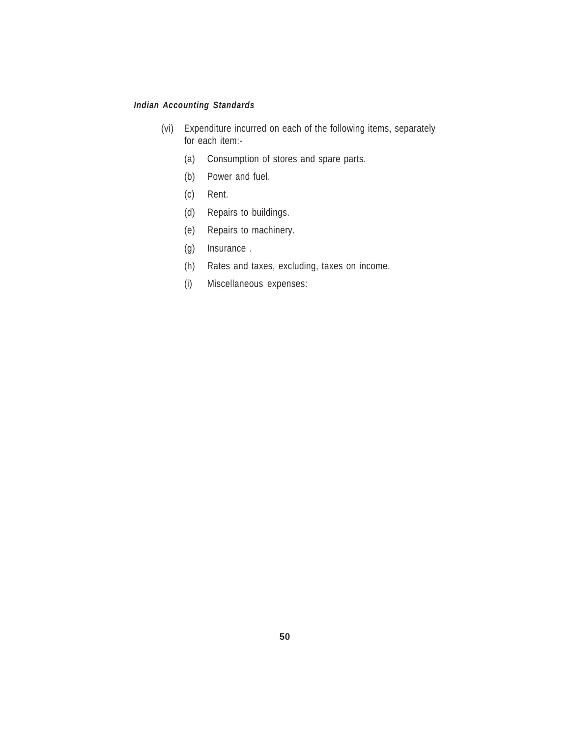(vi) Expenditure incurred on each of the following items, separately for each item:-

   (a) Consumption of stores and spare parts.

   (b) Power and fuel.

   (c) Rent.

   (d) Repairs to buildings.

   (e) Repairs to machinery.

   (g) Insurance .

   (h) Rates and taxes, excluding, taxes on income.

   (i) Miscellaneous expenses: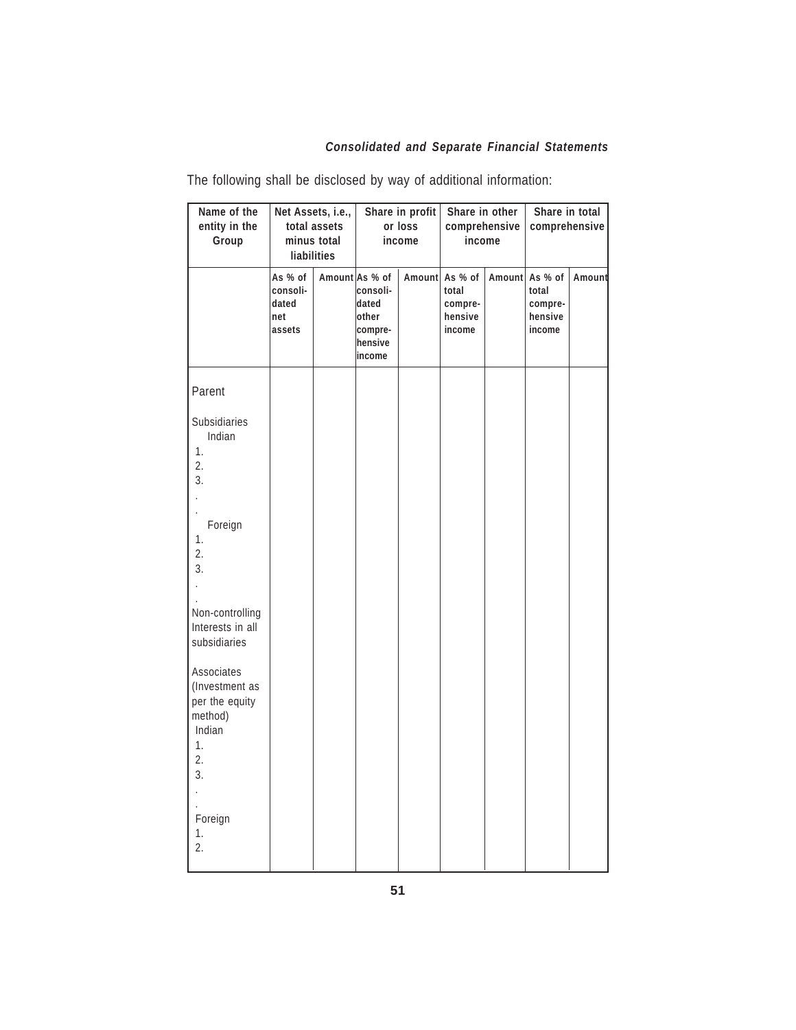The following shall be disclosed by way of additional information:

| Name of the entity in the Group | Net Assets, i.e., total assets minus total liabilities | | Share in profit or loss income | | Share in other comprehensive income | | Share in total comprehensive | |
|---|---|---|---|---|---|---|---|---|
| | As % of consolidated net assets | Amount | As % of consolidated other comprehensive income | Amount | As % of total comprehensive income | Amount | As % of total comprehensive income | Amount |
| Parent | | | | | | | | |
| Subsidiaries | | | | | | | | |
| Indian | | | | | | | | |
| 1. | | | | | | | | |
| 2. | | | | | | | | |
| 3. | | | | | | | | |
| . | | | | | | | | |
| . | | | | | | | | |
| Foreign | | | | | | | | |
| 1. | | | | | | | | |
| 2. | | | | | | | | |
| 3. | | | | | | | | |
| . | | | | | | | | |
| . | | | | | | | | |
| Non-controlling Interests in all subsidiaries | | | | | | | | |
| Associates (Investment as per the equity method) | | | | | | | | |
| Indian | | | | | | | | |
| 1. | | | | | | | | |
| 2. | | | | | | | | |
| 3. | | | | | | | | |
| . | | | | | | | | |
| . | | | | | | | | |
| Foreign | | | | | | | | |
| 1. | | | | | | | | |
| 2. | | | | | | | | |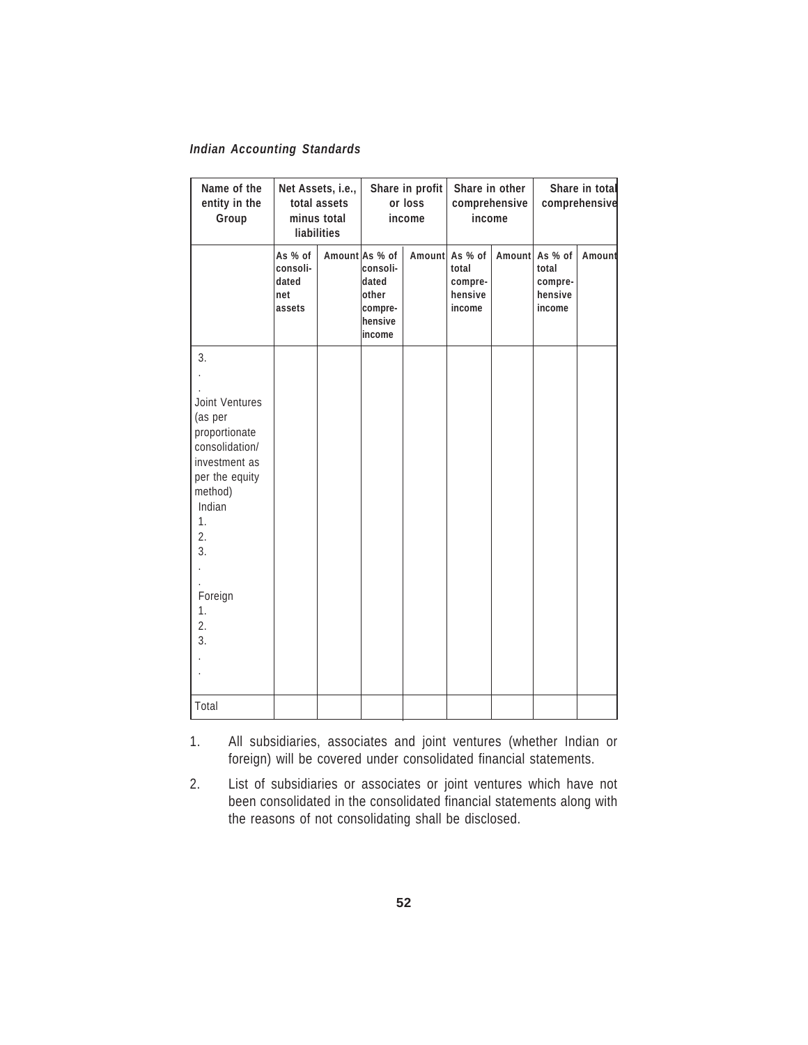| Name of the entity in the Group | Net Assets, i.e., total assets minus total liabilities | | Share in profit or loss income | | Share in other comprehensive income | | Share in total comprehensive | |
|---|---|---|---|---|---|---|---|---|
| | As % of consolidated net assets | Amount | As % of consolidated other comprehensive income | Amount | As % of total comprehensive income | Amount | As % of total comprehensive income | Amount |
| 3.<br>.<br>.<br>Joint Ventures (as per proportionate consolidation/ investment as per the equity method)<br>Indian<br>1.<br>2.<br>3.<br>.<br>.<br>Foreign<br>1.<br>2.<br>3.<br>.<br>. | | | | | | | | |
| Total | | | | | | | | |

1. All subsidiaries, associates and joint ventures (whether Indian or foreign) will be covered under consolidated financial statements.

2. List of subsidiaries or associates or joint ventures which have not been consolidated in the consolidated financial statements along with the reasons of not consolidating shall be disclosed.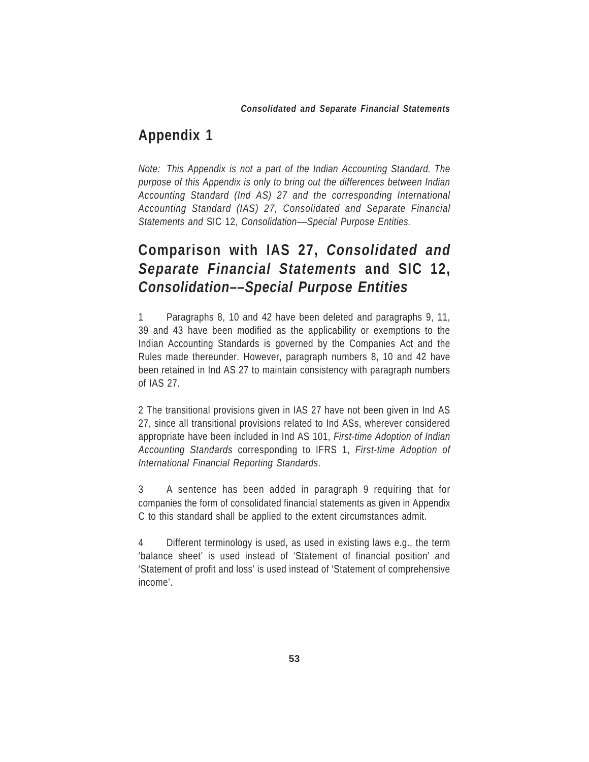# Appendix 1

*Note: This Appendix is not a part of the Indian Accounting Standard. The purpose of this Appendix is only to bring out the differences between Indian Accounting Standard (Ind AS) 27 and the corresponding International Accounting Standard (IAS) 27, Consolidated and Separate Financial Statements and* SIC 12, *Consolidation––Special Purpose Entities.*

## Comparison with IAS 27, *Consolidated and Separate Financial Statements* and SIC 12, *Consolidation––Special Purpose Entities*

1 Paragraphs 8, 10 and 42 have been deleted and paragraphs 9, 11, 39 and 43 have been modified as the applicability or exemptions to the Indian Accounting Standards is governed by the Companies Act and the Rules made thereunder. However, paragraph numbers 8, 10 and 42 have been retained in Ind AS 27 to maintain consistency with paragraph numbers of IAS 27.

2 The transitional provisions given in IAS 27 have not been given in Ind AS 27, since all transitional provisions related to Ind ASs, wherever considered appropriate have been included in Ind AS 101, *First-time Adoption of Indian Accounting Standards* corresponding to IFRS 1, *First-time Adoption of International Financial Reporting Standards*.

3 A sentence has been added in paragraph 9 requiring that for companies the form of consolidated financial statements as given in Appendix C to this standard shall be applied to the extent circumstances admit.

4 Different terminology is used, as used in existing laws e.g., the term 'balance sheet' is used instead of 'Statement of financial position' and 'Statement of profit and loss' is used instead of 'Statement of comprehensive income'.